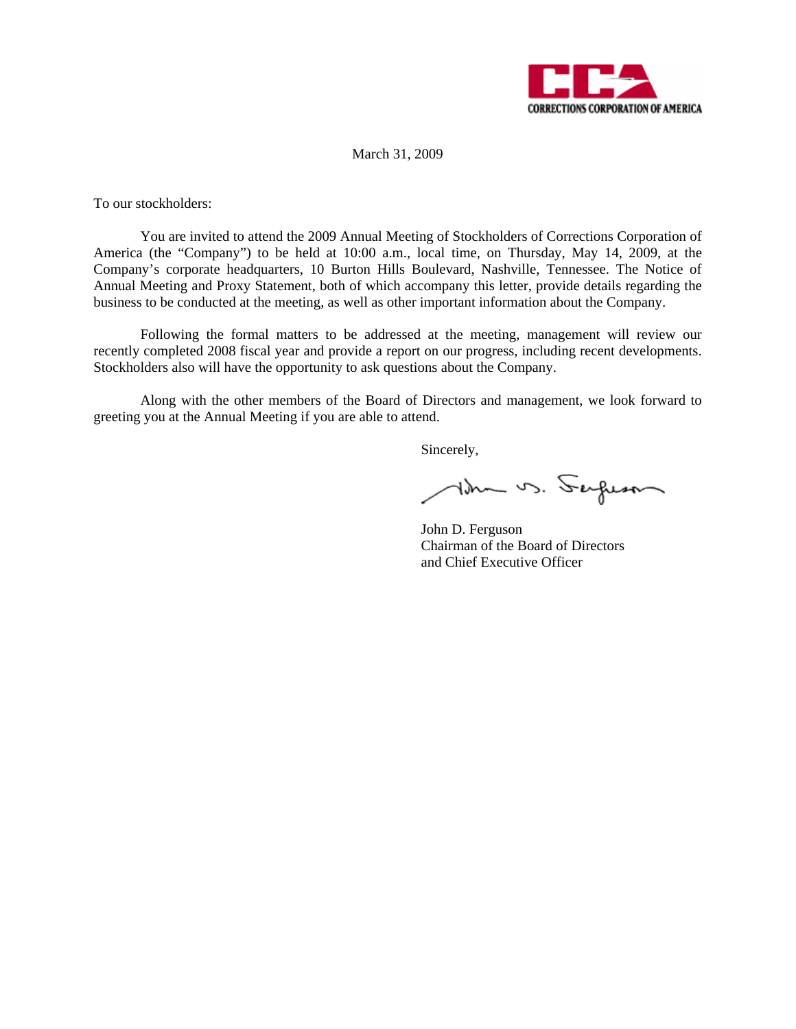CCA
CORRECTIONS CORPORATION OF AMERICA

March 31, 2009

To our stockholders:

You are invited to attend the 2009 Annual Meeting of Stockholders of Corrections Corporation of America (the "Company") to be held at 10:00 a.m., local time, on Thursday, May 14, 2009, at the Company's corporate headquarters, 10 Burton Hills Boulevard, Nashville, Tennessee. The Notice of Annual Meeting and Proxy Statement, both of which accompany this letter, provide details regarding the business to be conducted at the meeting, as well as other important information about the Company.

Following the formal matters to be addressed at the meeting, management will review our recently completed 2008 fiscal year and provide a report on our progress, including recent developments. Stockholders also will have the opportunity to ask questions about the Company.

Along with the other members of the Board of Directors and management, we look forward to greeting you at the Annual Meeting if you are able to attend.

Sincerely,

John D. Ferguson
Chairman of the Board of Directors
and Chief Executive Officer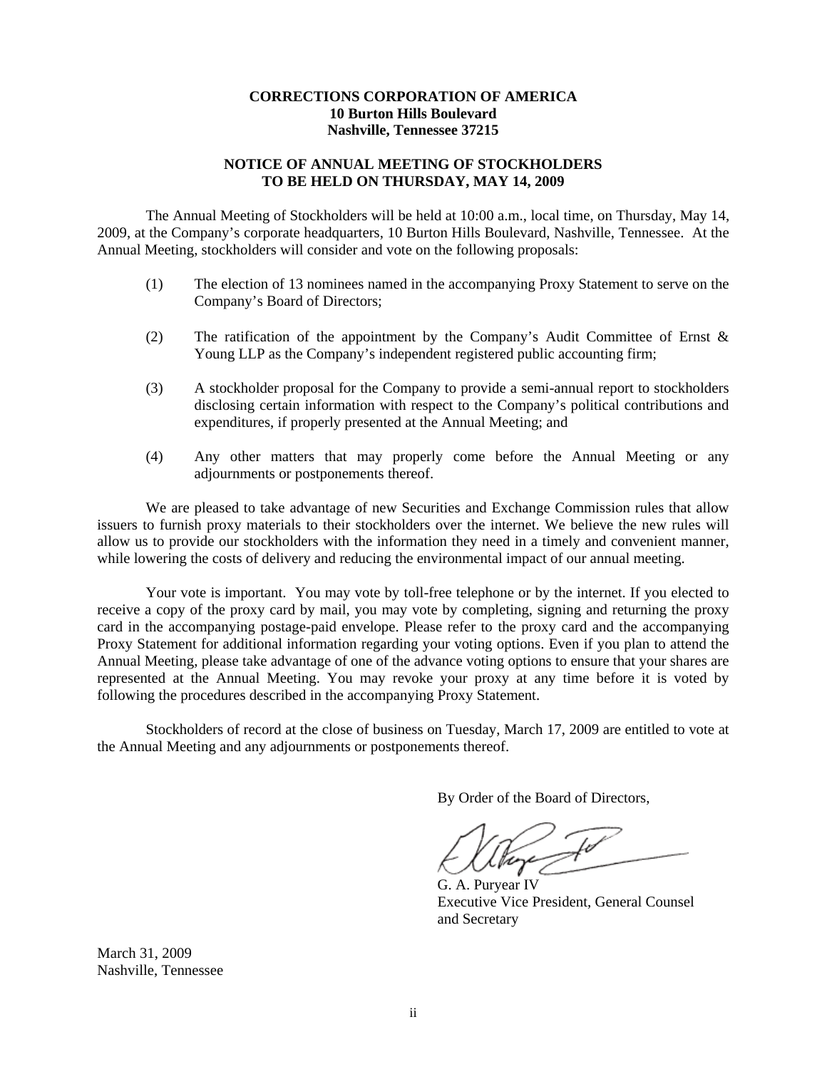**CORRECTIONS CORPORATION OF AMERICA**
**10 Burton Hills Boulevard**
**Nashville, Tennessee 37215**

**NOTICE OF ANNUAL MEETING OF STOCKHOLDERS**
**TO BE HELD ON THURSDAY, MAY 14, 2009**

The Annual Meeting of Stockholders will be held at 10:00 a.m., local time, on Thursday, May 14, 2009, at the Company's corporate headquarters, 10 Burton Hills Boulevard, Nashville, Tennessee. At the Annual Meeting, stockholders will consider and vote on the following proposals:

(1) The election of 13 nominees named in the accompanying Proxy Statement to serve on the Company's Board of Directors;

(2) The ratification of the appointment by the Company's Audit Committee of Ernst & Young LLP as the Company's independent registered public accounting firm;

(3) A stockholder proposal for the Company to provide a semi-annual report to stockholders disclosing certain information with respect to the Company's political contributions and expenditures, if properly presented at the Annual Meeting; and

(4) Any other matters that may properly come before the Annual Meeting or any adjournments or postponements thereof.

We are pleased to take advantage of new Securities and Exchange Commission rules that allow issuers to furnish proxy materials to their stockholders over the internet. We believe the new rules will allow us to provide our stockholders with the information they need in a timely and convenient manner, while lowering the costs of delivery and reducing the environmental impact of our annual meeting.

Your vote is important. You may vote by toll-free telephone or by the internet. If you elected to receive a copy of the proxy card by mail, you may vote by completing, signing and returning the proxy card in the accompanying postage-paid envelope. Please refer to the proxy card and the accompanying Proxy Statement for additional information regarding your voting options. Even if you plan to attend the Annual Meeting, please take advantage of one of the advance voting options to ensure that your shares are represented at the Annual Meeting. You may revoke your proxy at any time before it is voted by following the procedures described in the accompanying Proxy Statement.

Stockholders of record at the close of business on Tuesday, March 17, 2009 are entitled to vote at the Annual Meeting and any adjournments or postponements thereof.

By Order of the Board of Directors,

G. A. Puryear IV
Executive Vice President, General Counsel and Secretary

March 31, 2009
Nashville, Tennessee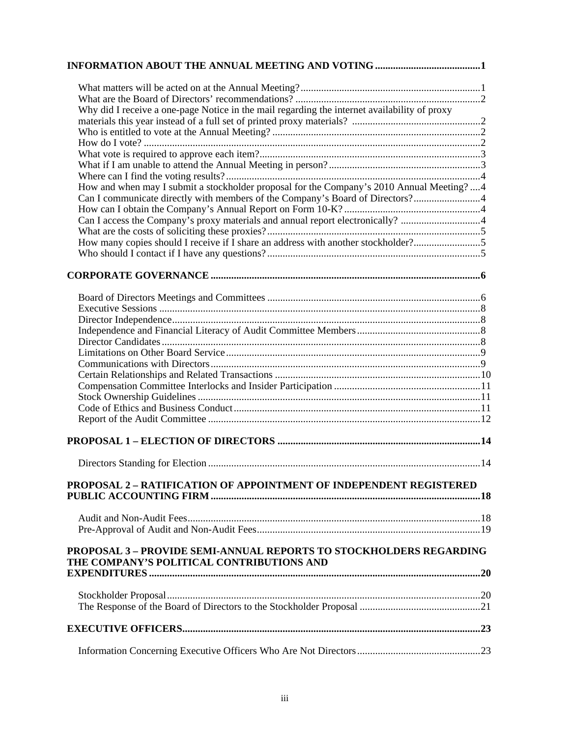**INFORMATION ABOUT THE ANNUAL MEETING AND VOTING** ........................................ 1

- What matters will be acted on at the Annual Meeting? ........................................ 1
- What are the Board of Directors' recommendations? ........................................ 2
- Why did I receive a one-page Notice in the mail regarding the internet availability of proxy materials this year instead of a full set of printed proxy materials? ........................................ 2
- Who is entitled to vote at the Annual Meeting? ........................................ 2
- How do I vote? ........................................ 2
- What vote is required to approve each item? ........................................ 3
- What if I am unable to attend the Annual Meeting in person? ........................................ 3
- Where can I find the voting results? ........................................ 4
- How and when may I submit a stockholder proposal for the Company's 2010 Annual Meeting? .... 4
- Can I communicate directly with members of the Company's Board of Directors? ........................................ 4
- How can I obtain the Company's Annual Report on Form 10-K? ........................................ 4
- Can I access the Company's proxy materials and annual report electronically? ........................................ 4
- What are the costs of soliciting these proxies? ........................................ 5
- How many copies should I receive if I share an address with another stockholder? ........................................ 5
- Who should I contact if I have any questions? ........................................ 5

**CORPORATE GOVERNANCE** ........................................ 6

- Board of Directors Meetings and Committees ........................................ 6
- Executive Sessions ........................................ 8
- Director Independence ........................................ 8
- Independence and Financial Literacy of Audit Committee Members ........................................ 8
- Director Candidates ........................................ 8
- Limitations on Other Board Service ........................................ 9
- Communications with Directors ........................................ 9
- Certain Relationships and Related Transactions ........................................ 10
- Compensation Committee Interlocks and Insider Participation ........................................ 11
- Stock Ownership Guidelines ........................................ 11
- Code of Ethics and Business Conduct ........................................ 11
- Report of the Audit Committee ........................................ 12

**PROPOSAL 1 – ELECTION OF DIRECTORS** ........................................ 14

- Directors Standing for Election ........................................ 14

**PROPOSAL 2 – RATIFICATION OF APPOINTMENT OF INDEPENDENT REGISTERED PUBLIC ACCOUNTING FIRM** ........................................ 18

- Audit and Non-Audit Fees ........................................ 18
- Pre-Approval of Audit and Non-Audit Fees ........................................ 19

**PROPOSAL 3 – PROVIDE SEMI-ANNUAL REPORTS TO STOCKHOLDERS REGARDING THE COMPANY'S POLITICAL CONTRIBUTIONS AND EXPENDITURES** ........................................ 20

- Stockholder Proposal ........................................ 20
- The Response of the Board of Directors to the Stockholder Proposal ........................................ 21

**EXECUTIVE OFFICERS** ........................................ 23

- Information Concerning Executive Officers Who Are Not Directors ........................................ 23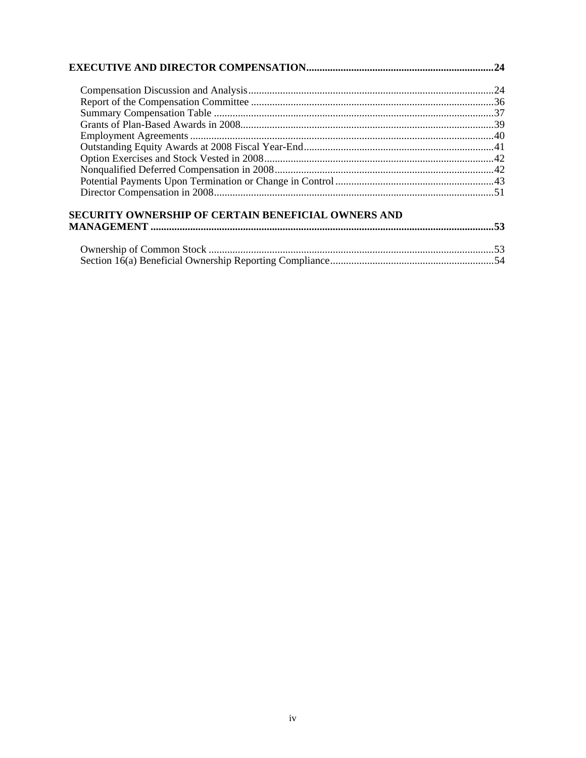**EXECUTIVE AND DIRECTOR COMPENSATION....................................................................24**

- Compensation Discussion and Analysis.............................................................................................24
- Report of the Compensation Committee ............................................................................................36
- Summary Compensation Table ..........................................................................................................37
- Grants of Plan-Based Awards in 2008................................................................................................39
- Employment Agreements ...................................................................................................................40
- Outstanding Equity Awards at 2008 Fiscal Year-End........................................................................41
- Option Exercises and Stock Vested in 2008.......................................................................................42
- Nonqualified Deferred Compensation in 2008...................................................................................42
- Potential Payments Upon Termination or Change in Control............................................................43
- Director Compensation in 2008..........................................................................................................51

**SECURITY OWNERSHIP OF CERTAIN BENEFICIAL OWNERS AND MANAGEMENT .................................................................................................................................53**

- Ownership of Common Stock ............................................................................................................53
- Section 16(a) Beneficial Ownership Reporting Compliance..............................................................54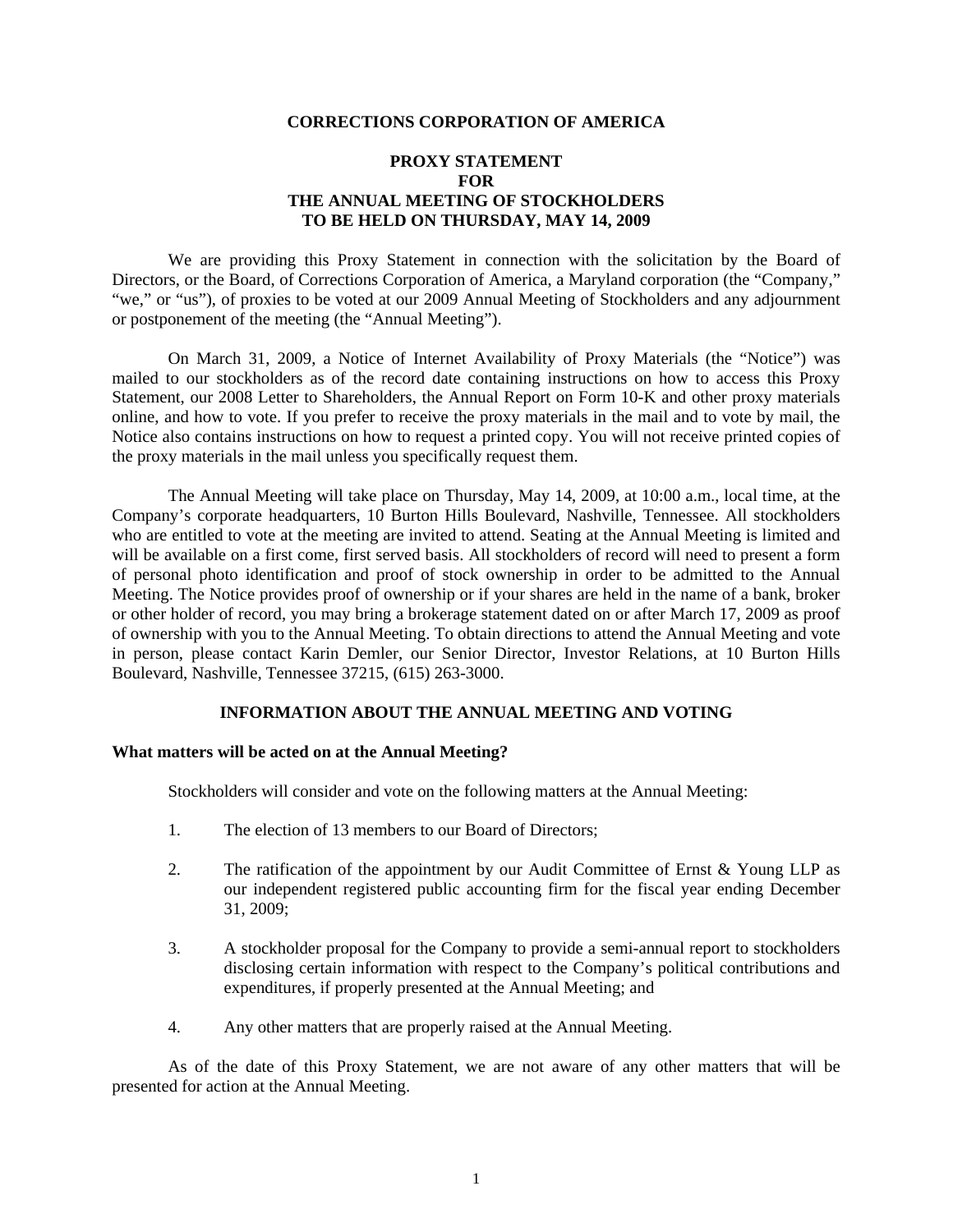**CORRECTIONS CORPORATION OF AMERICA**

**PROXY STATEMENT**
**FOR**
**THE ANNUAL MEETING OF STOCKHOLDERS**
**TO BE HELD ON THURSDAY, MAY 14, 2009**

We are providing this Proxy Statement in connection with the solicitation by the Board of Directors, or the Board, of Corrections Corporation of America, a Maryland corporation (the "Company," "we," or "us"), of proxies to be voted at our 2009 Annual Meeting of Stockholders and any adjournment or postponement of the meeting (the "Annual Meeting").

On March 31, 2009, a Notice of Internet Availability of Proxy Materials (the "Notice") was mailed to our stockholders as of the record date containing instructions on how to access this Proxy Statement, our 2008 Letter to Shareholders, the Annual Report on Form 10-K and other proxy materials online, and how to vote. If you prefer to receive the proxy materials in the mail and to vote by mail, the Notice also contains instructions on how to request a printed copy. You will not receive printed copies of the proxy materials in the mail unless you specifically request them.

The Annual Meeting will take place on Thursday, May 14, 2009, at 10:00 a.m., local time, at the Company's corporate headquarters, 10 Burton Hills Boulevard, Nashville, Tennessee. All stockholders who are entitled to vote at the meeting are invited to attend. Seating at the Annual Meeting is limited and will be available on a first come, first served basis. All stockholders of record will need to present a form of personal photo identification and proof of stock ownership in order to be admitted to the Annual Meeting. The Notice provides proof of ownership or if your shares are held in the name of a bank, broker or other holder of record, you may bring a brokerage statement dated on or after March 17, 2009 as proof of ownership with you to the Annual Meeting. To obtain directions to attend the Annual Meeting and vote in person, please contact Karin Demler, our Senior Director, Investor Relations, at 10 Burton Hills Boulevard, Nashville, Tennessee 37215, (615) 263-3000.

## INFORMATION ABOUT THE ANNUAL MEETING AND VOTING

### What matters will be acted on at the Annual Meeting?

Stockholders will consider and vote on the following matters at the Annual Meeting:

1. The election of 13 members to our Board of Directors;
2. The ratification of the appointment by our Audit Committee of Ernst & Young LLP as our independent registered public accounting firm for the fiscal year ending December 31, 2009;
3. A stockholder proposal for the Company to provide a semi-annual report to stockholders disclosing certain information with respect to the Company's political contributions and expenditures, if properly presented at the Annual Meeting; and
4. Any other matters that are properly raised at the Annual Meeting.

As of the date of this Proxy Statement, we are not aware of any other matters that will be presented for action at the Annual Meeting.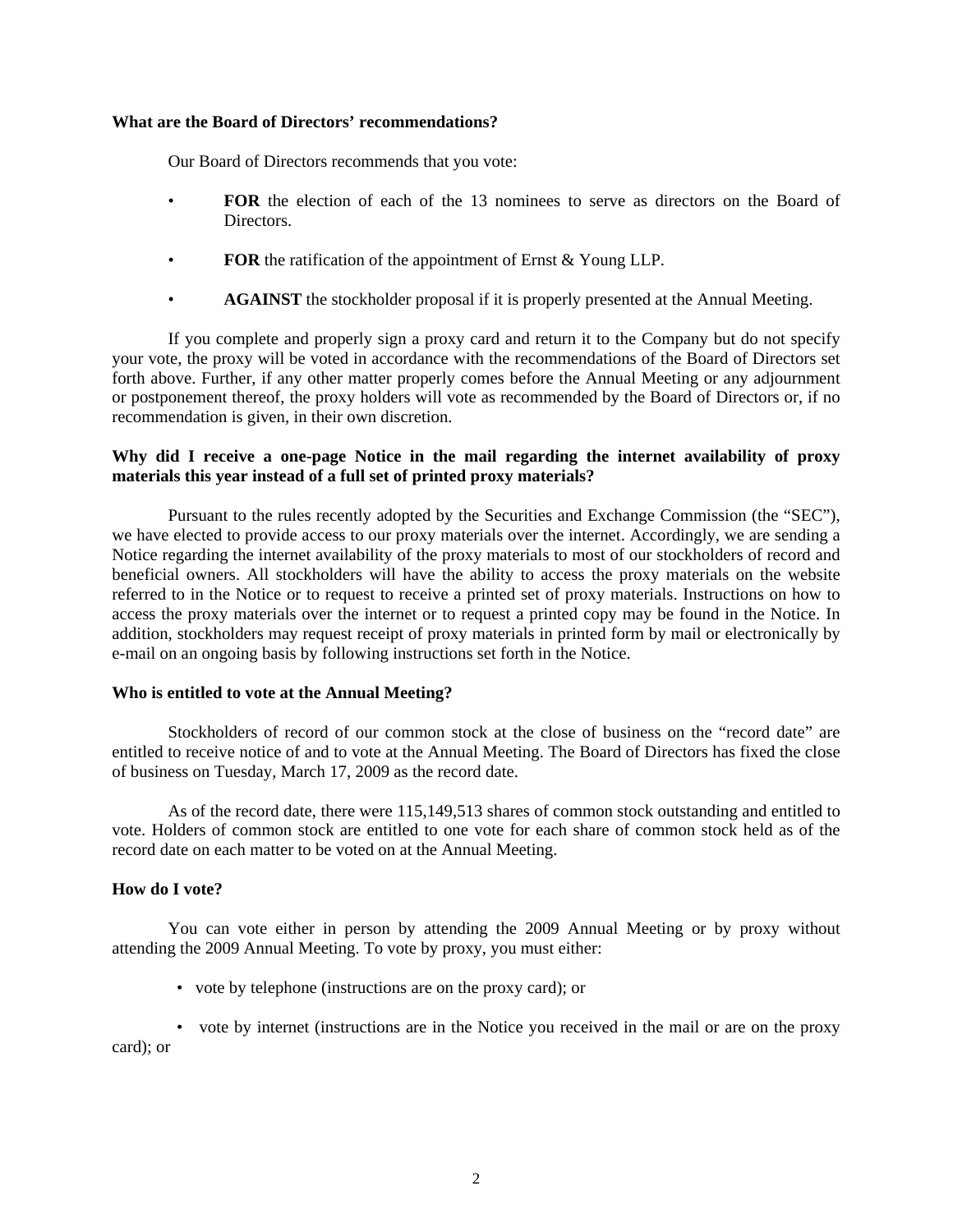**What are the Board of Directors' recommendations?**

Our Board of Directors recommends that you vote:

- **FOR** the election of each of the 13 nominees to serve as directors on the Board of Directors.
- **FOR** the ratification of the appointment of Ernst & Young LLP.
- **AGAINST** the stockholder proposal if it is properly presented at the Annual Meeting.

If you complete and properly sign a proxy card and return it to the Company but do not specify your vote, the proxy will be voted in accordance with the recommendations of the Board of Directors set forth above. Further, if any other matter properly comes before the Annual Meeting or any adjournment or postponement thereof, the proxy holders will vote as recommended by the Board of Directors or, if no recommendation is given, in their own discretion.

**Why did I receive a one-page Notice in the mail regarding the internet availability of proxy materials this year instead of a full set of printed proxy materials?**

Pursuant to the rules recently adopted by the Securities and Exchange Commission (the "SEC"), we have elected to provide access to our proxy materials over the internet. Accordingly, we are sending a Notice regarding the internet availability of the proxy materials to most of our stockholders of record and beneficial owners. All stockholders will have the ability to access the proxy materials on the website referred to in the Notice or to request to receive a printed set of proxy materials. Instructions on how to access the proxy materials over the internet or to request a printed copy may be found in the Notice. In addition, stockholders may request receipt of proxy materials in printed form by mail or electronically by e-mail on an ongoing basis by following instructions set forth in the Notice.

**Who is entitled to vote at the Annual Meeting?**

Stockholders of record of our common stock at the close of business on the "record date" are entitled to receive notice of and to vote at the Annual Meeting. The Board of Directors has fixed the close of business on Tuesday, March 17, 2009 as the record date.

As of the record date, there were 115,149,513 shares of common stock outstanding and entitled to vote. Holders of common stock are entitled to one vote for each share of common stock held as of the record date on each matter to be voted on at the Annual Meeting.

**How do I vote?**

You can vote either in person by attending the 2009 Annual Meeting or by proxy without attending the 2009 Annual Meeting. To vote by proxy, you must either:

- vote by telephone (instructions are on the proxy card); or
- vote by internet (instructions are in the Notice you received in the mail or are on the proxy card); or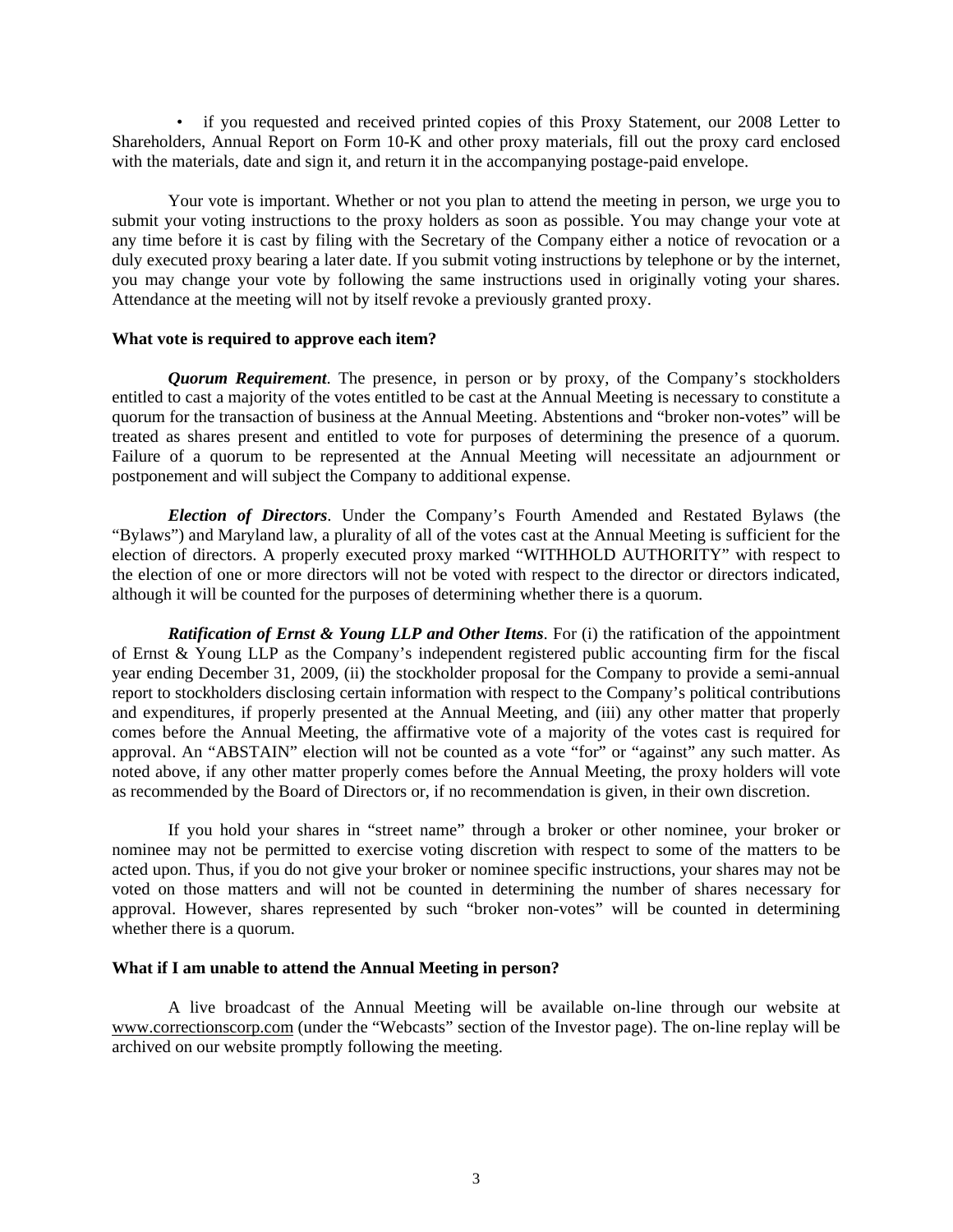- if you requested and received printed copies of this Proxy Statement, our 2008 Letter to Shareholders, Annual Report on Form 10-K and other proxy materials, fill out the proxy card enclosed with the materials, date and sign it, and return it in the accompanying postage-paid envelope.

Your vote is important. Whether or not you plan to attend the meeting in person, we urge you to submit your voting instructions to the proxy holders as soon as possible. You may change your vote at any time before it is cast by filing with the Secretary of the Company either a notice of revocation or a duly executed proxy bearing a later date. If you submit voting instructions by telephone or by the internet, you may change your vote by following the same instructions used in originally voting your shares. Attendance at the meeting will not by itself revoke a previously granted proxy.

**What vote is required to approve each item?**

***Quorum Requirement***. The presence, in person or by proxy, of the Company's stockholders entitled to cast a majority of the votes entitled to be cast at the Annual Meeting is necessary to constitute a quorum for the transaction of business at the Annual Meeting. Abstentions and "broker non-votes" will be treated as shares present and entitled to vote for purposes of determining the presence of a quorum. Failure of a quorum to be represented at the Annual Meeting will necessitate an adjournment or postponement and will subject the Company to additional expense.

***Election of Directors***. Under the Company's Fourth Amended and Restated Bylaws (the "Bylaws") and Maryland law, a plurality of all of the votes cast at the Annual Meeting is sufficient for the election of directors. A properly executed proxy marked "WITHHOLD AUTHORITY" with respect to the election of one or more directors will not be voted with respect to the director or directors indicated, although it will be counted for the purposes of determining whether there is a quorum.

***Ratification of Ernst & Young LLP and Other Items***. For (i) the ratification of the appointment of Ernst & Young LLP as the Company's independent registered public accounting firm for the fiscal year ending December 31, 2009, (ii) the stockholder proposal for the Company to provide a semi-annual report to stockholders disclosing certain information with respect to the Company's political contributions and expenditures, if properly presented at the Annual Meeting, and (iii) any other matter that properly comes before the Annual Meeting, the affirmative vote of a majority of the votes cast is required for approval. An "ABSTAIN" election will not be counted as a vote "for" or "against" any such matter. As noted above, if any other matter properly comes before the Annual Meeting, the proxy holders will vote as recommended by the Board of Directors or, if no recommendation is given, in their own discretion.

If you hold your shares in "street name" through a broker or other nominee, your broker or nominee may not be permitted to exercise voting discretion with respect to some of the matters to be acted upon. Thus, if you do not give your broker or nominee specific instructions, your shares may not be voted on those matters and will not be counted in determining the number of shares necessary for approval. However, shares represented by such "broker non-votes" will be counted in determining whether there is a quorum.

**What if I am unable to attend the Annual Meeting in person?**

A live broadcast of the Annual Meeting will be available on-line through our website at www.correctionscorp.com (under the "Webcasts" section of the Investor page). The on-line replay will be archived on our website promptly following the meeting.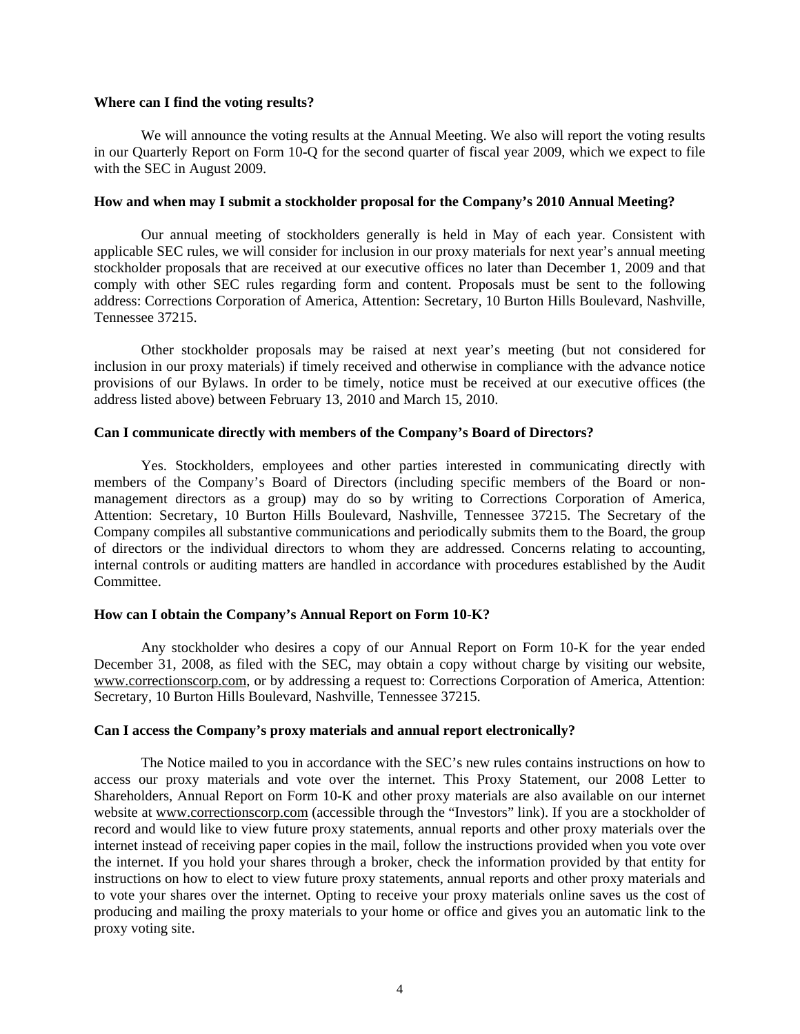**Where can I find the voting results?**

We will announce the voting results at the Annual Meeting. We also will report the voting results in our Quarterly Report on Form 10-Q for the second quarter of fiscal year 2009, which we expect to file with the SEC in August 2009.

**How and when may I submit a stockholder proposal for the Company's 2010 Annual Meeting?**

Our annual meeting of stockholders generally is held in May of each year. Consistent with applicable SEC rules, we will consider for inclusion in our proxy materials for next year's annual meeting stockholder proposals that are received at our executive offices no later than December 1, 2009 and that comply with other SEC rules regarding form and content. Proposals must be sent to the following address: Corrections Corporation of America, Attention: Secretary, 10 Burton Hills Boulevard, Nashville, Tennessee 37215.

Other stockholder proposals may be raised at next year's meeting (but not considered for inclusion in our proxy materials) if timely received and otherwise in compliance with the advance notice provisions of our Bylaws. In order to be timely, notice must be received at our executive offices (the address listed above) between February 13, 2010 and March 15, 2010.

**Can I communicate directly with members of the Company's Board of Directors?**

Yes. Stockholders, employees and other parties interested in communicating directly with members of the Company's Board of Directors (including specific members of the Board or non-management directors as a group) may do so by writing to Corrections Corporation of America, Attention: Secretary, 10 Burton Hills Boulevard, Nashville, Tennessee 37215. The Secretary of the Company compiles all substantive communications and periodically submits them to the Board, the group of directors or the individual directors to whom they are addressed. Concerns relating to accounting, internal controls or auditing matters are handled in accordance with procedures established by the Audit Committee.

**How can I obtain the Company's Annual Report on Form 10-K?**

Any stockholder who desires a copy of our Annual Report on Form 10-K for the year ended December 31, 2008, as filed with the SEC, may obtain a copy without charge by visiting our website, www.correctionscorp.com, or by addressing a request to: Corrections Corporation of America, Attention: Secretary, 10 Burton Hills Boulevard, Nashville, Tennessee 37215.

**Can I access the Company's proxy materials and annual report electronically?**

The Notice mailed to you in accordance with the SEC's new rules contains instructions on how to access our proxy materials and vote over the internet. This Proxy Statement, our 2008 Letter to Shareholders, Annual Report on Form 10-K and other proxy materials are also available on our internet website at www.correctionscorp.com (accessible through the "Investors" link). If you are a stockholder of record and would like to view future proxy statements, annual reports and other proxy materials over the internet instead of receiving paper copies in the mail, follow the instructions provided when you vote over the internet. If you hold your shares through a broker, check the information provided by that entity for instructions on how to elect to view future proxy statements, annual reports and other proxy materials and to vote your shares over the internet. Opting to receive your proxy materials online saves us the cost of producing and mailing the proxy materials to your home or office and gives you an automatic link to the proxy voting site.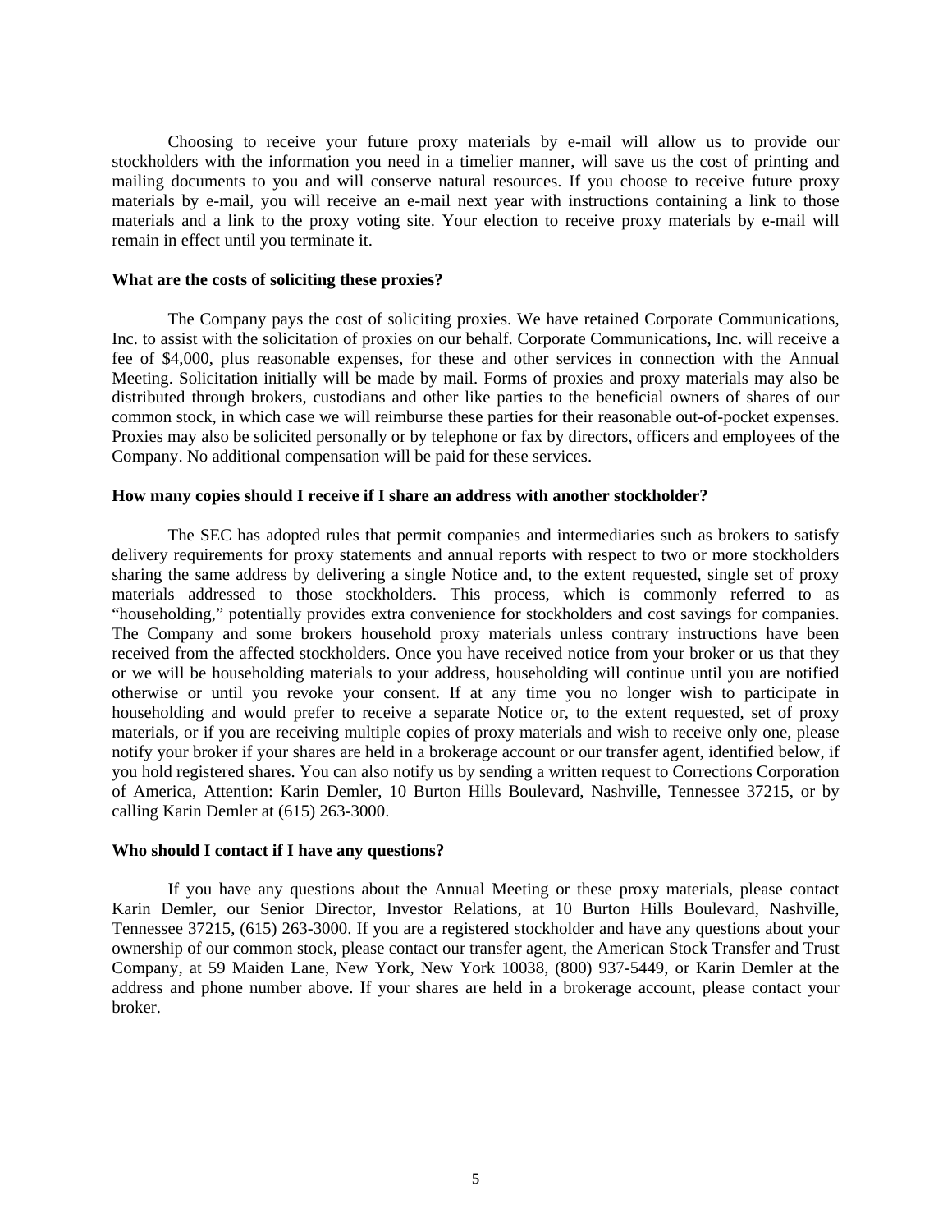Choosing to receive your future proxy materials by e-mail will allow us to provide our stockholders with the information you need in a timelier manner, will save us the cost of printing and mailing documents to you and will conserve natural resources. If you choose to receive future proxy materials by e-mail, you will receive an e-mail next year with instructions containing a link to those materials and a link to the proxy voting site. Your election to receive proxy materials by e-mail will remain in effect until you terminate it.

**What are the costs of soliciting these proxies?**

The Company pays the cost of soliciting proxies. We have retained Corporate Communications, Inc. to assist with the solicitation of proxies on our behalf. Corporate Communications, Inc. will receive a fee of $4,000, plus reasonable expenses, for these and other services in connection with the Annual Meeting. Solicitation initially will be made by mail. Forms of proxies and proxy materials may also be distributed through brokers, custodians and other like parties to the beneficial owners of shares of our common stock, in which case we will reimburse these parties for their reasonable out-of-pocket expenses. Proxies may also be solicited personally or by telephone or fax by directors, officers and employees of the Company. No additional compensation will be paid for these services.

**How many copies should I receive if I share an address with another stockholder?**

The SEC has adopted rules that permit companies and intermediaries such as brokers to satisfy delivery requirements for proxy statements and annual reports with respect to two or more stockholders sharing the same address by delivering a single Notice and, to the extent requested, single set of proxy materials addressed to those stockholders. This process, which is commonly referred to as "householding," potentially provides extra convenience for stockholders and cost savings for companies. The Company and some brokers household proxy materials unless contrary instructions have been received from the affected stockholders. Once you have received notice from your broker or us that they or we will be householding materials to your address, householding will continue until you are notified otherwise or until you revoke your consent. If at any time you no longer wish to participate in householding and would prefer to receive a separate Notice or, to the extent requested, set of proxy materials, or if you are receiving multiple copies of proxy materials and wish to receive only one, please notify your broker if your shares are held in a brokerage account or our transfer agent, identified below, if you hold registered shares. You can also notify us by sending a written request to Corrections Corporation of America, Attention: Karin Demler, 10 Burton Hills Boulevard, Nashville, Tennessee 37215, or by calling Karin Demler at (615) 263-3000.

**Who should I contact if I have any questions?**

If you have any questions about the Annual Meeting or these proxy materials, please contact Karin Demler, our Senior Director, Investor Relations, at 10 Burton Hills Boulevard, Nashville, Tennessee 37215, (615) 263-3000. If you are a registered stockholder and have any questions about your ownership of our common stock, please contact our transfer agent, the American Stock Transfer and Trust Company, at 59 Maiden Lane, New York, New York 10038, (800) 937-5449, or Karin Demler at the address and phone number above. If your shares are held in a brokerage account, please contact your broker.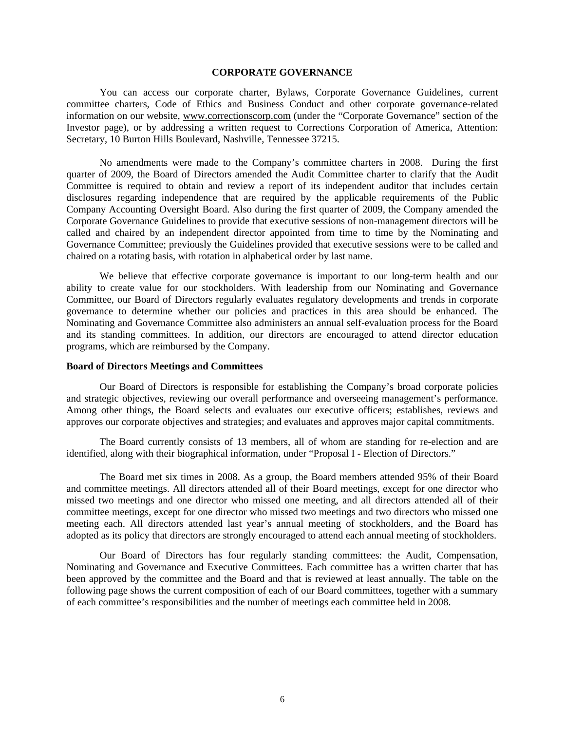## CORPORATE GOVERNANCE

You can access our corporate charter, Bylaws, Corporate Governance Guidelines, current committee charters, Code of Ethics and Business Conduct and other corporate governance-related information on our website, www.correctionscorp.com (under the "Corporate Governance" section of the Investor page), or by addressing a written request to Corrections Corporation of America, Attention: Secretary, 10 Burton Hills Boulevard, Nashville, Tennessee 37215.

No amendments were made to the Company's committee charters in 2008. During the first quarter of 2009, the Board of Directors amended the Audit Committee charter to clarify that the Audit Committee is required to obtain and review a report of its independent auditor that includes certain disclosures regarding independence that are required by the applicable requirements of the Public Company Accounting Oversight Board. Also during the first quarter of 2009, the Company amended the Corporate Governance Guidelines to provide that executive sessions of non-management directors will be called and chaired by an independent director appointed from time to time by the Nominating and Governance Committee; previously the Guidelines provided that executive sessions were to be called and chaired on a rotating basis, with rotation in alphabetical order by last name.

We believe that effective corporate governance is important to our long-term health and our ability to create value for our stockholders. With leadership from our Nominating and Governance Committee, our Board of Directors regularly evaluates regulatory developments and trends in corporate governance to determine whether our policies and practices in this area should be enhanced. The Nominating and Governance Committee also administers an annual self-evaluation process for the Board and its standing committees. In addition, our directors are encouraged to attend director education programs, which are reimbursed by the Company.

### Board of Directors Meetings and Committees

Our Board of Directors is responsible for establishing the Company's broad corporate policies and strategic objectives, reviewing our overall performance and overseeing management's performance. Among other things, the Board selects and evaluates our executive officers; establishes, reviews and approves our corporate objectives and strategies; and evaluates and approves major capital commitments.

The Board currently consists of 13 members, all of whom are standing for re-election and are identified, along with their biographical information, under "Proposal I - Election of Directors."

The Board met six times in 2008. As a group, the Board members attended 95% of their Board and committee meetings. All directors attended all of their Board meetings, except for one director who missed two meetings and one director who missed one meeting, and all directors attended all of their committee meetings, except for one director who missed two meetings and two directors who missed one meeting each. All directors attended last year's annual meeting of stockholders, and the Board has adopted as its policy that directors are strongly encouraged to attend each annual meeting of stockholders.

Our Board of Directors has four regularly standing committees: the Audit, Compensation, Nominating and Governance and Executive Committees. Each committee has a written charter that has been approved by the committee and the Board and that is reviewed at least annually. The table on the following page shows the current composition of each of our Board committees, together with a summary of each committee's responsibilities and the number of meetings each committee held in 2008.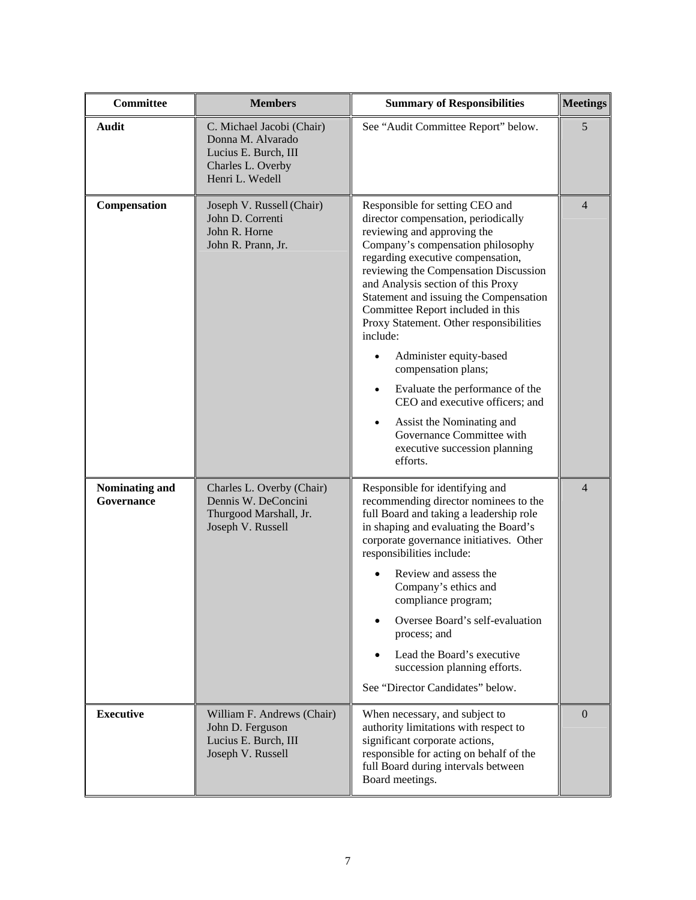| Committee | Members | Summary of Responsibilities | Meetings |
|---|---|---|---|
| **Audit** | C. Michael Jacobi (Chair)<br>Donna M. Alvarado<br>Lucius E. Burch, III<br>Charles L. Overby<br>Henri L. Wedell | See "Audit Committee Report" below. | 5 |
| **Compensation** | Joseph V. Russell (Chair)<br>John D. Correnti<br>John R. Horne<br>John R. Prann, Jr. | Responsible for setting CEO and director compensation, periodically reviewing and approving the Company's compensation philosophy regarding executive compensation, reviewing the Compensation Discussion and Analysis section of this Proxy Statement and issuing the Compensation Committee Report included in this Proxy Statement. Other responsibilities include:<br>• Administer equity-based compensation plans;<br>• Evaluate the performance of the CEO and executive officers; and<br>• Assist the Nominating and Governance Committee with executive succession planning efforts. | 4 |
| **Nominating and Governance** | Charles L. Overby (Chair)<br>Dennis W. DeConcini<br>Thurgood Marshall, Jr.<br>Joseph V. Russell | Responsible for identifying and recommending director nominees to the full Board and taking a leadership role in shaping and evaluating the Board's corporate governance initiatives. Other responsibilities include:<br>• Review and assess the Company's ethics and compliance program;<br>• Oversee Board's self-evaluation process; and<br>• Lead the Board's executive succession planning efforts.<br>See "Director Candidates" below. | 4 |
| **Executive** | William F. Andrews (Chair)<br>John D. Ferguson<br>Lucius E. Burch, III<br>Joseph V. Russell | When necessary, and subject to authority limitations with respect to significant corporate actions, responsible for acting on behalf of the full Board during intervals between Board meetings. | 0 |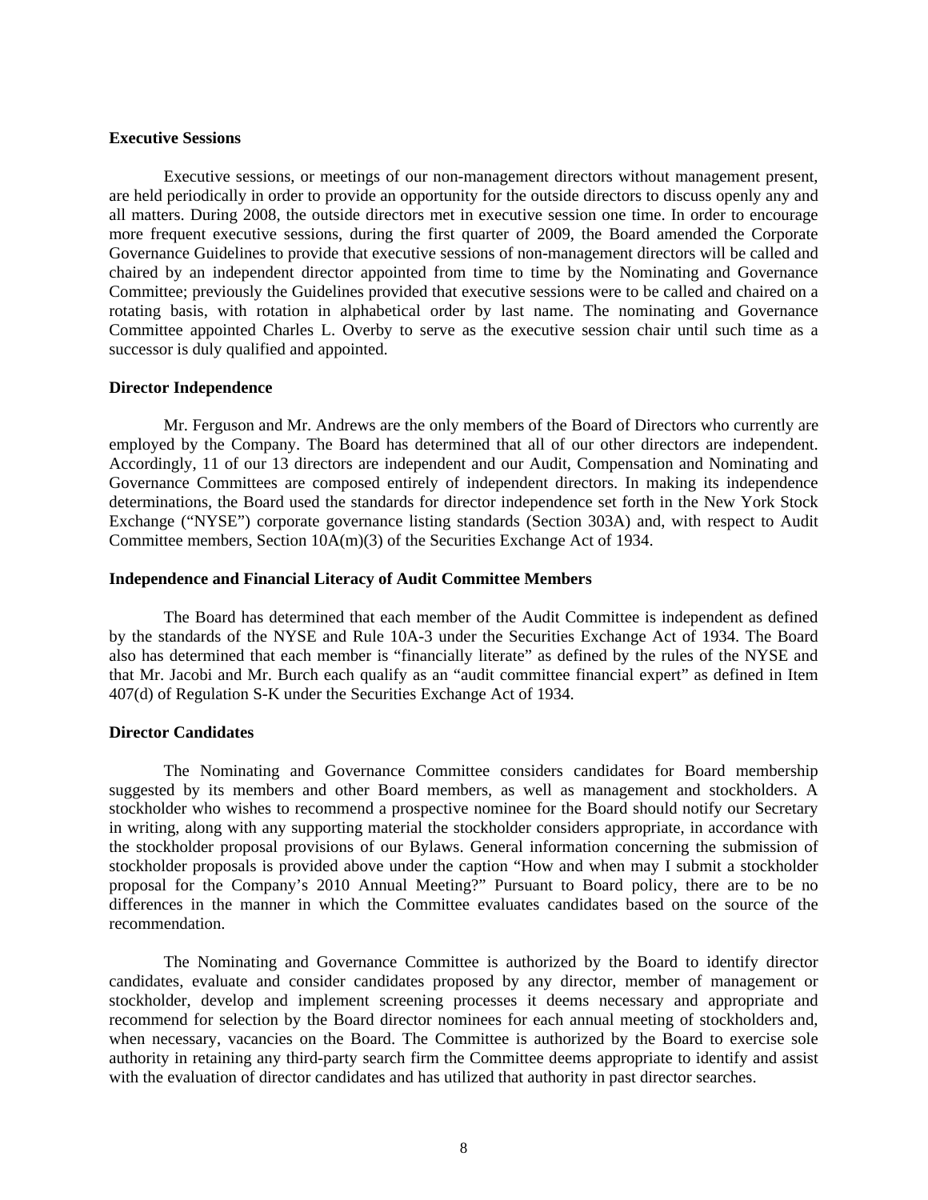**Executive Sessions**

Executive sessions, or meetings of our non-management directors without management present, are held periodically in order to provide an opportunity for the outside directors to discuss openly any and all matters. During 2008, the outside directors met in executive session one time. In order to encourage more frequent executive sessions, during the first quarter of 2009, the Board amended the Corporate Governance Guidelines to provide that executive sessions of non-management directors will be called and chaired by an independent director appointed from time to time by the Nominating and Governance Committee; previously the Guidelines provided that executive sessions were to be called and chaired on a rotating basis, with rotation in alphabetical order by last name. The nominating and Governance Committee appointed Charles L. Overby to serve as the executive session chair until such time as a successor is duly qualified and appointed.

**Director Independence**

Mr. Ferguson and Mr. Andrews are the only members of the Board of Directors who currently are employed by the Company. The Board has determined that all of our other directors are independent. Accordingly, 11 of our 13 directors are independent and our Audit, Compensation and Nominating and Governance Committees are composed entirely of independent directors. In making its independence determinations, the Board used the standards for director independence set forth in the New York Stock Exchange ("NYSE") corporate governance listing standards (Section 303A) and, with respect to Audit Committee members, Section 10A(m)(3) of the Securities Exchange Act of 1934.

**Independence and Financial Literacy of Audit Committee Members**

The Board has determined that each member of the Audit Committee is independent as defined by the standards of the NYSE and Rule 10A-3 under the Securities Exchange Act of 1934. The Board also has determined that each member is "financially literate" as defined by the rules of the NYSE and that Mr. Jacobi and Mr. Burch each qualify as an "audit committee financial expert" as defined in Item 407(d) of Regulation S-K under the Securities Exchange Act of 1934.

**Director Candidates**

The Nominating and Governance Committee considers candidates for Board membership suggested by its members and other Board members, as well as management and stockholders. A stockholder who wishes to recommend a prospective nominee for the Board should notify our Secretary in writing, along with any supporting material the stockholder considers appropriate, in accordance with the stockholder proposal provisions of our Bylaws. General information concerning the submission of stockholder proposals is provided above under the caption "How and when may I submit a stockholder proposal for the Company's 2010 Annual Meeting?" Pursuant to Board policy, there are to be no differences in the manner in which the Committee evaluates candidates based on the source of the recommendation.

The Nominating and Governance Committee is authorized by the Board to identify director candidates, evaluate and consider candidates proposed by any director, member of management or stockholder, develop and implement screening processes it deems necessary and appropriate and recommend for selection by the Board director nominees for each annual meeting of stockholders and, when necessary, vacancies on the Board. The Committee is authorized by the Board to exercise sole authority in retaining any third-party search firm the Committee deems appropriate to identify and assist with the evaluation of director candidates and has utilized that authority in past director searches.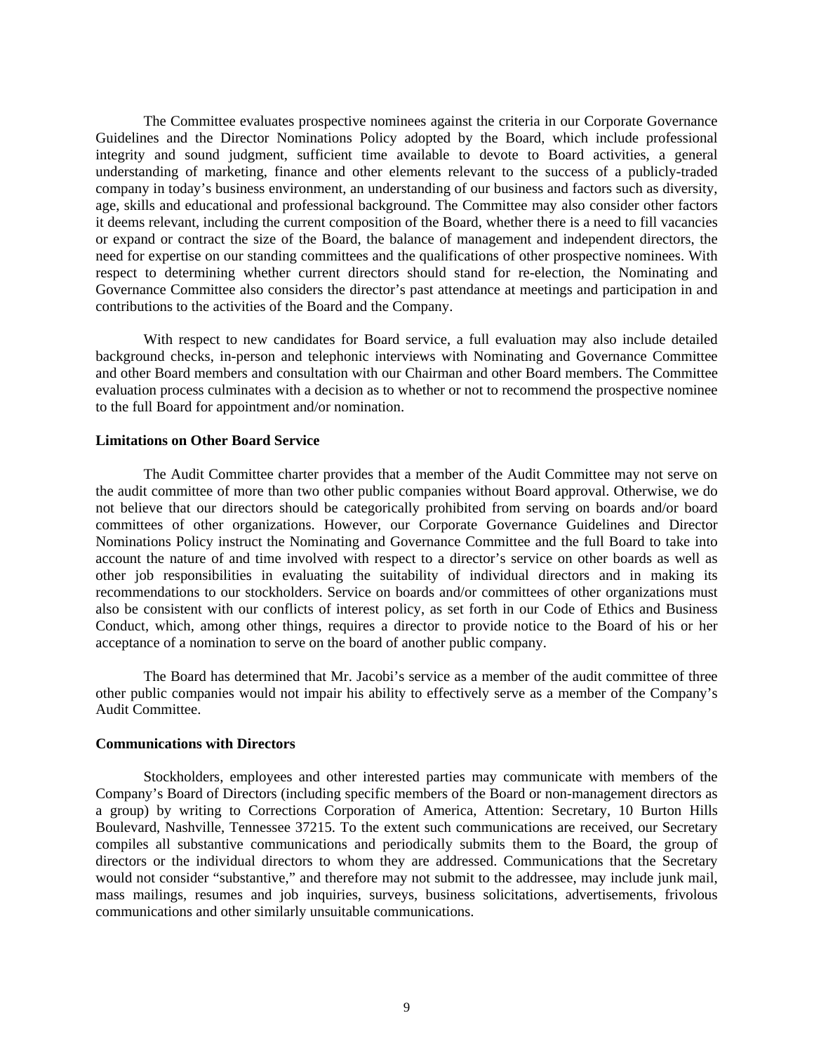The Committee evaluates prospective nominees against the criteria in our Corporate Governance Guidelines and the Director Nominations Policy adopted by the Board, which include professional integrity and sound judgment, sufficient time available to devote to Board activities, a general understanding of marketing, finance and other elements relevant to the success of a publicly-traded company in today's business environment, an understanding of our business and factors such as diversity, age, skills and educational and professional background. The Committee may also consider other factors it deems relevant, including the current composition of the Board, whether there is a need to fill vacancies or expand or contract the size of the Board, the balance of management and independent directors, the need for expertise on our standing committees and the qualifications of other prospective nominees. With respect to determining whether current directors should stand for re-election, the Nominating and Governance Committee also considers the director's past attendance at meetings and participation in and contributions to the activities of the Board and the Company.

With respect to new candidates for Board service, a full evaluation may also include detailed background checks, in-person and telephonic interviews with Nominating and Governance Committee and other Board members and consultation with our Chairman and other Board members. The Committee evaluation process culminates with a decision as to whether or not to recommend the prospective nominee to the full Board for appointment and/or nomination.

**Limitations on Other Board Service**

The Audit Committee charter provides that a member of the Audit Committee may not serve on the audit committee of more than two other public companies without Board approval. Otherwise, we do not believe that our directors should be categorically prohibited from serving on boards and/or board committees of other organizations. However, our Corporate Governance Guidelines and Director Nominations Policy instruct the Nominating and Governance Committee and the full Board to take into account the nature of and time involved with respect to a director's service on other boards as well as other job responsibilities in evaluating the suitability of individual directors and in making its recommendations to our stockholders. Service on boards and/or committees of other organizations must also be consistent with our conflicts of interest policy, as set forth in our Code of Ethics and Business Conduct, which, among other things, requires a director to provide notice to the Board of his or her acceptance of a nomination to serve on the board of another public company.

The Board has determined that Mr. Jacobi's service as a member of the audit committee of three other public companies would not impair his ability to effectively serve as a member of the Company's Audit Committee.

**Communications with Directors**

Stockholders, employees and other interested parties may communicate with members of the Company's Board of Directors (including specific members of the Board or non-management directors as a group) by writing to Corrections Corporation of America, Attention: Secretary, 10 Burton Hills Boulevard, Nashville, Tennessee 37215. To the extent such communications are received, our Secretary compiles all substantive communications and periodically submits them to the Board, the group of directors or the individual directors to whom they are addressed. Communications that the Secretary would not consider "substantive," and therefore may not submit to the addressee, may include junk mail, mass mailings, resumes and job inquiries, surveys, business solicitations, advertisements, frivolous communications and other similarly unsuitable communications.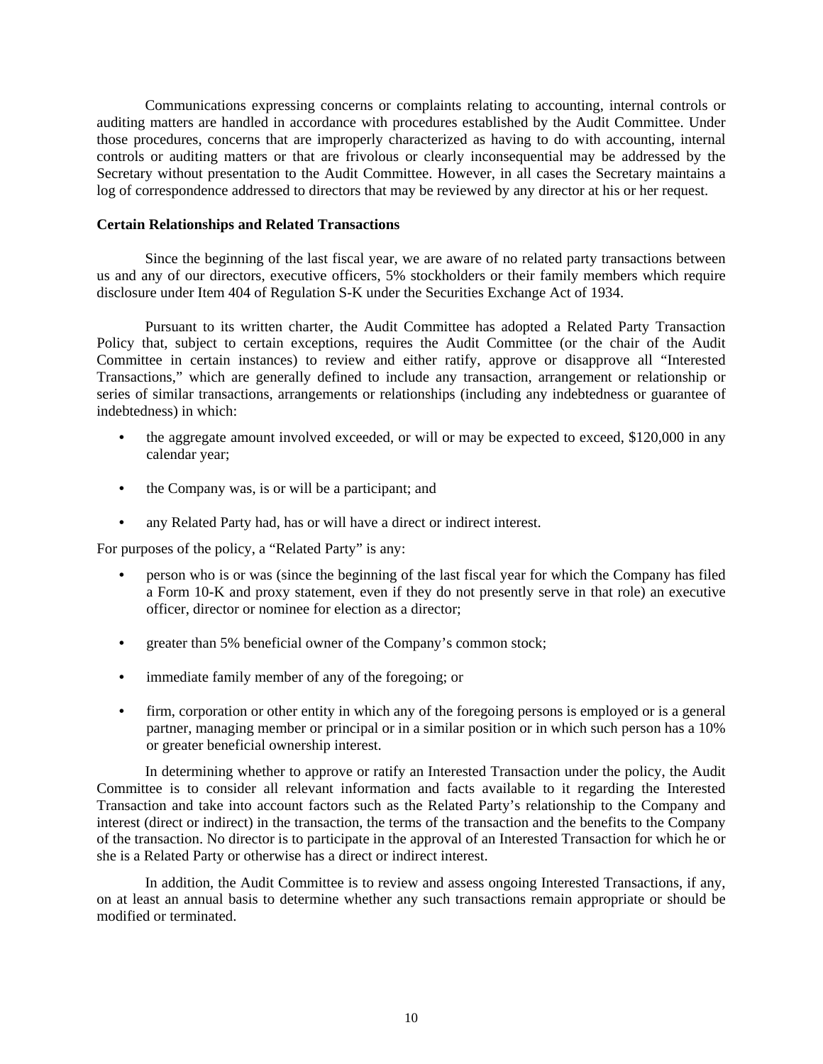Communications expressing concerns or complaints relating to accounting, internal controls or auditing matters are handled in accordance with procedures established by the Audit Committee. Under those procedures, concerns that are improperly characterized as having to do with accounting, internal controls or auditing matters or that are frivolous or clearly inconsequential may be addressed by the Secretary without presentation to the Audit Committee. However, in all cases the Secretary maintains a log of correspondence addressed to directors that may be reviewed by any director at his or her request.

### Certain Relationships and Related Transactions

Since the beginning of the last fiscal year, we are aware of no related party transactions between us and any of our directors, executive officers, 5% stockholders or their family members which require disclosure under Item 404 of Regulation S-K under the Securities Exchange Act of 1934.

Pursuant to its written charter, the Audit Committee has adopted a Related Party Transaction Policy that, subject to certain exceptions, requires the Audit Committee (or the chair of the Audit Committee in certain instances) to review and either ratify, approve or disapprove all "Interested Transactions," which are generally defined to include any transaction, arrangement or relationship or series of similar transactions, arrangements or relationships (including any indebtedness or guarantee of indebtedness) in which:

- the aggregate amount involved exceeded, or will or may be expected to exceed, $120,000 in any calendar year;
- the Company was, is or will be a participant; and
- any Related Party had, has or will have a direct or indirect interest.

For purposes of the policy, a "Related Party" is any:

- person who is or was (since the beginning of the last fiscal year for which the Company has filed a Form 10-K and proxy statement, even if they do not presently serve in that role) an executive officer, director or nominee for election as a director;
- greater than 5% beneficial owner of the Company's common stock;
- immediate family member of any of the foregoing; or
- firm, corporation or other entity in which any of the foregoing persons is employed or is a general partner, managing member or principal or in a similar position or in which such person has a 10% or greater beneficial ownership interest.

In determining whether to approve or ratify an Interested Transaction under the policy, the Audit Committee is to consider all relevant information and facts available to it regarding the Interested Transaction and take into account factors such as the Related Party's relationship to the Company and interest (direct or indirect) in the transaction, the terms of the transaction and the benefits to the Company of the transaction. No director is to participate in the approval of an Interested Transaction for which he or she is a Related Party or otherwise has a direct or indirect interest.

In addition, the Audit Committee is to review and assess ongoing Interested Transactions, if any, on at least an annual basis to determine whether any such transactions remain appropriate or should be modified or terminated.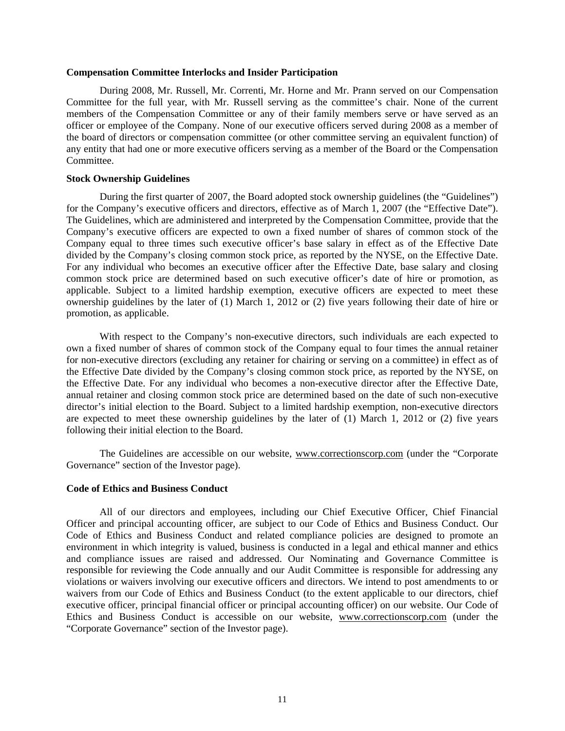**Compensation Committee Interlocks and Insider Participation**

During 2008, Mr. Russell, Mr. Correnti, Mr. Horne and Mr. Prann served on our Compensation Committee for the full year, with Mr. Russell serving as the committee's chair. None of the current members of the Compensation Committee or any of their family members serve or have served as an officer or employee of the Company. None of our executive officers served during 2008 as a member of the board of directors or compensation committee (or other committee serving an equivalent function) of any entity that had one or more executive officers serving as a member of the Board or the Compensation Committee.

**Stock Ownership Guidelines**

During the first quarter of 2007, the Board adopted stock ownership guidelines (the "Guidelines") for the Company's executive officers and directors, effective as of March 1, 2007 (the "Effective Date"). The Guidelines, which are administered and interpreted by the Compensation Committee, provide that the Company's executive officers are expected to own a fixed number of shares of common stock of the Company equal to three times such executive officer's base salary in effect as of the Effective Date divided by the Company's closing common stock price, as reported by the NYSE, on the Effective Date. For any individual who becomes an executive officer after the Effective Date, base salary and closing common stock price are determined based on such executive officer's date of hire or promotion, as applicable. Subject to a limited hardship exemption, executive officers are expected to meet these ownership guidelines by the later of (1) March 1, 2012 or (2) five years following their date of hire or promotion, as applicable.

With respect to the Company's non-executive directors, such individuals are each expected to own a fixed number of shares of common stock of the Company equal to four times the annual retainer for non-executive directors (excluding any retainer for chairing or serving on a committee) in effect as of the Effective Date divided by the Company's closing common stock price, as reported by the NYSE, on the Effective Date. For any individual who becomes a non-executive director after the Effective Date, annual retainer and closing common stock price are determined based on the date of such non-executive director's initial election to the Board. Subject to a limited hardship exemption, non-executive directors are expected to meet these ownership guidelines by the later of (1) March 1, 2012 or (2) five years following their initial election to the Board.

The Guidelines are accessible on our website, www.correctionscorp.com (under the "Corporate Governance" section of the Investor page).

**Code of Ethics and Business Conduct**

All of our directors and employees, including our Chief Executive Officer, Chief Financial Officer and principal accounting officer, are subject to our Code of Ethics and Business Conduct. Our Code of Ethics and Business Conduct and related compliance policies are designed to promote an environment in which integrity is valued, business is conducted in a legal and ethical manner and ethics and compliance issues are raised and addressed. Our Nominating and Governance Committee is responsible for reviewing the Code annually and our Audit Committee is responsible for addressing any violations or waivers involving our executive officers and directors. We intend to post amendments to or waivers from our Code of Ethics and Business Conduct (to the extent applicable to our directors, chief executive officer, principal financial officer or principal accounting officer) on our website. Our Code of Ethics and Business Conduct is accessible on our website, www.correctionscorp.com (under the "Corporate Governance" section of the Investor page).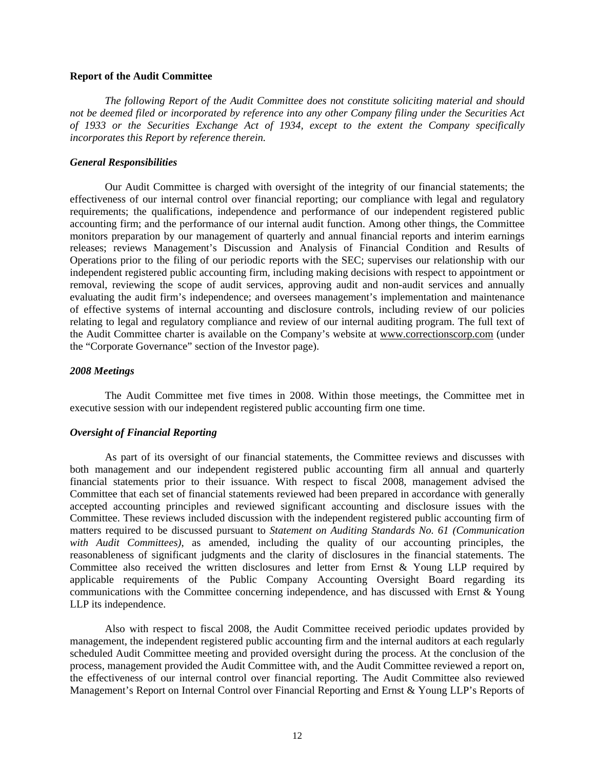**Report of the Audit Committee**

*The following Report of the Audit Committee does not constitute soliciting material and should not be deemed filed or incorporated by reference into any other Company filing under the Securities Act of 1933 or the Securities Exchange Act of 1934, except to the extent the Company specifically incorporates this Report by reference therein.*

***General Responsibilities***

Our Audit Committee is charged with oversight of the integrity of our financial statements; the effectiveness of our internal control over financial reporting; our compliance with legal and regulatory requirements; the qualifications, independence and performance of our independent registered public accounting firm; and the performance of our internal audit function. Among other things, the Committee monitors preparation by our management of quarterly and annual financial reports and interim earnings releases; reviews Management's Discussion and Analysis of Financial Condition and Results of Operations prior to the filing of our periodic reports with the SEC; supervises our relationship with our independent registered public accounting firm, including making decisions with respect to appointment or removal, reviewing the scope of audit services, approving audit and non-audit services and annually evaluating the audit firm's independence; and oversees management's implementation and maintenance of effective systems of internal accounting and disclosure controls, including review of our policies relating to legal and regulatory compliance and review of our internal auditing program. The full text of the Audit Committee charter is available on the Company's website at www.correctionscorp.com (under the "Corporate Governance" section of the Investor page).

***2008 Meetings***

The Audit Committee met five times in 2008. Within those meetings, the Committee met in executive session with our independent registered public accounting firm one time.

***Oversight of Financial Reporting***

As part of its oversight of our financial statements, the Committee reviews and discusses with both management and our independent registered public accounting firm all annual and quarterly financial statements prior to their issuance. With respect to fiscal 2008, management advised the Committee that each set of financial statements reviewed had been prepared in accordance with generally accepted accounting principles and reviewed significant accounting and disclosure issues with the Committee. These reviews included discussion with the independent registered public accounting firm of matters required to be discussed pursuant to *Statement on Auditing Standards No. 61 (Communication with Audit Committees)*, as amended, including the quality of our accounting principles, the reasonableness of significant judgments and the clarity of disclosures in the financial statements. The Committee also received the written disclosures and letter from Ernst & Young LLP required by applicable requirements of the Public Company Accounting Oversight Board regarding its communications with the Committee concerning independence, and has discussed with Ernst & Young LLP its independence.

Also with respect to fiscal 2008, the Audit Committee received periodic updates provided by management, the independent registered public accounting firm and the internal auditors at each regularly scheduled Audit Committee meeting and provided oversight during the process. At the conclusion of the process, management provided the Audit Committee with, and the Audit Committee reviewed a report on, the effectiveness of our internal control over financial reporting. The Audit Committee also reviewed Management's Report on Internal Control over Financial Reporting and Ernst & Young LLP's Reports of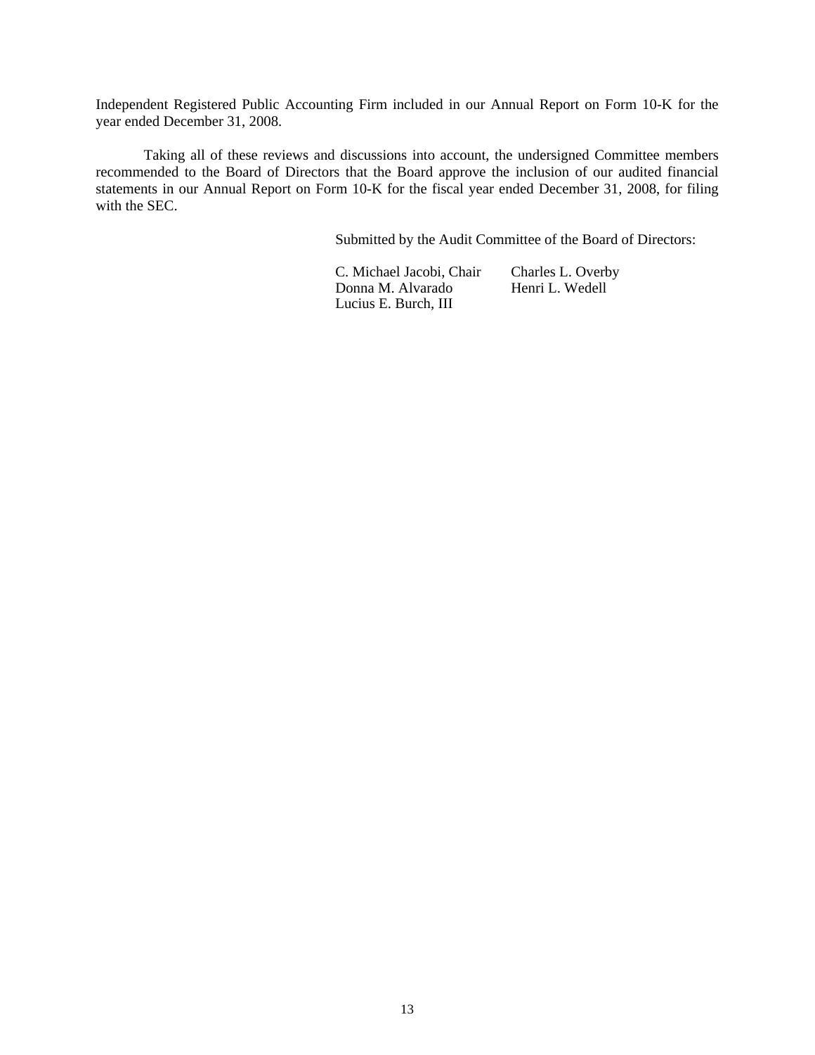Independent Registered Public Accounting Firm included in our Annual Report on Form 10-K for the year ended December 31, 2008.

Taking all of these reviews and discussions into account, the undersigned Committee members recommended to the Board of Directors that the Board approve the inclusion of our audited financial statements in our Annual Report on Form 10-K for the fiscal year ended December 31, 2008, for filing with the SEC.

Submitted by the Audit Committee of the Board of Directors:

C. Michael Jacobi, Chair
Donna M. Alvarado
Lucius E. Burch, III
Charles L. Overby
Henri L. Wedell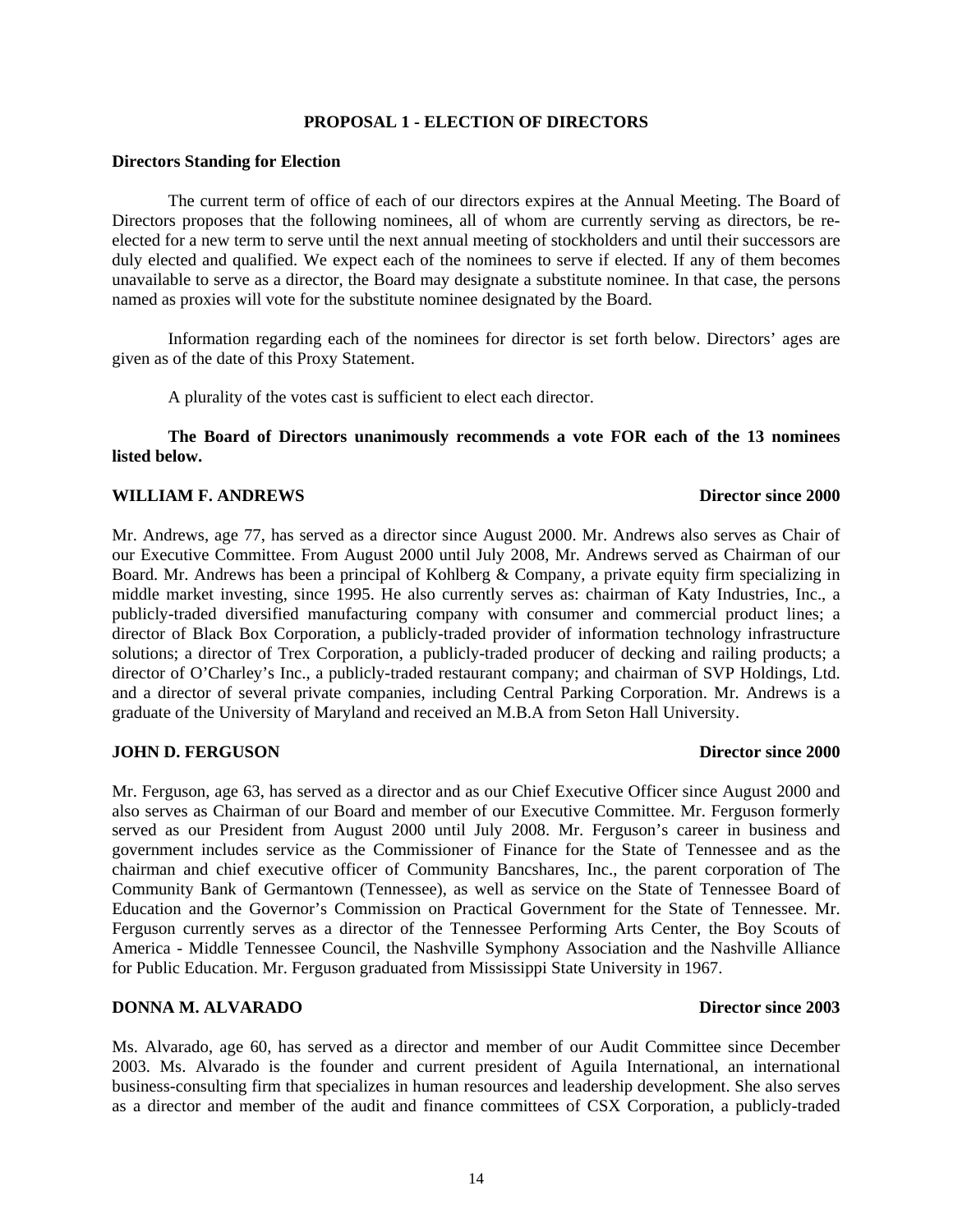## PROPOSAL 1 - ELECTION OF DIRECTORS

**Directors Standing for Election**

The current term of office of each of our directors expires at the Annual Meeting. The Board of Directors proposes that the following nominees, all of whom are currently serving as directors, be re-elected for a new term to serve until the next annual meeting of stockholders and until their successors are duly elected and qualified. We expect each of the nominees to serve if elected. If any of them becomes unavailable to serve as a director, the Board may designate a substitute nominee. In that case, the persons named as proxies will vote for the substitute nominee designated by the Board.

Information regarding each of the nominees for director is set forth below. Directors' ages are given as of the date of this Proxy Statement.

A plurality of the votes cast is sufficient to elect each director.

**The Board of Directors unanimously recommends a vote FOR each of the 13 nominees listed below.**

**WILLIAM F. ANDREWS** **Director since 2000**

Mr. Andrews, age 77, has served as a director since August 2000. Mr. Andrews also serves as Chair of our Executive Committee. From August 2000 until July 2008, Mr. Andrews served as Chairman of our Board. Mr. Andrews has been a principal of Kohlberg & Company, a private equity firm specializing in middle market investing, since 1995. He also currently serves as: chairman of Katy Industries, Inc., a publicly-traded diversified manufacturing company with consumer and commercial product lines; a director of Black Box Corporation, a publicly-traded provider of information technology infrastructure solutions; a director of Trex Corporation, a publicly-traded producer of decking and railing products; a director of O'Charley's Inc., a publicly-traded restaurant company; and chairman of SVP Holdings, Ltd. and a director of several private companies, including Central Parking Corporation. Mr. Andrews is a graduate of the University of Maryland and received an M.B.A from Seton Hall University.

**JOHN D. FERGUSON** **Director since 2000**

Mr. Ferguson, age 63, has served as a director and as our Chief Executive Officer since August 2000 and also serves as Chairman of our Board and member of our Executive Committee. Mr. Ferguson formerly served as our President from August 2000 until July 2008. Mr. Ferguson's career in business and government includes service as the Commissioner of Finance for the State of Tennessee and as the chairman and chief executive officer of Community Bancshares, Inc., the parent corporation of The Community Bank of Germantown (Tennessee), as well as service on the State of Tennessee Board of Education and the Governor's Commission on Practical Government for the State of Tennessee. Mr. Ferguson currently serves as a director of the Tennessee Performing Arts Center, the Boy Scouts of America - Middle Tennessee Council, the Nashville Symphony Association and the Nashville Alliance for Public Education. Mr. Ferguson graduated from Mississippi State University in 1967.

**DONNA M. ALVARADO** **Director since 2003**

Ms. Alvarado, age 60, has served as a director and member of our Audit Committee since December 2003. Ms. Alvarado is the founder and current president of Aguila International, an international business-consulting firm that specializes in human resources and leadership development. She also serves as a director and member of the audit and finance committees of CSX Corporation, a publicly-traded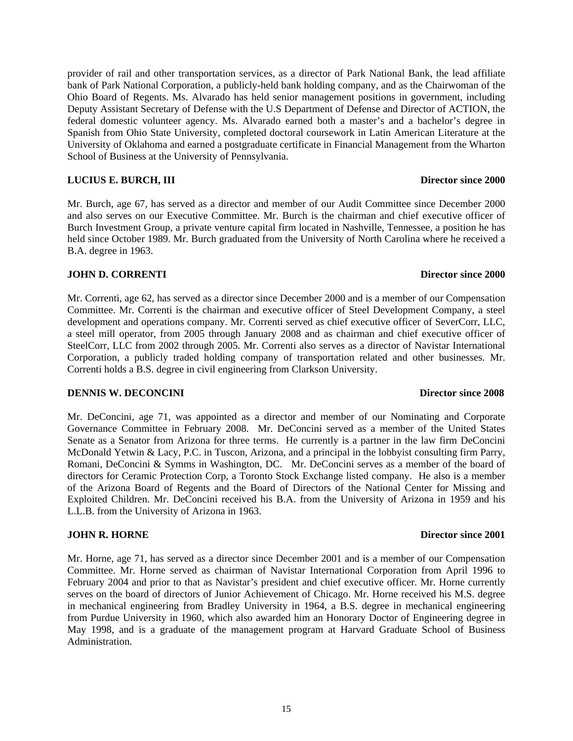provider of rail and other transportation services, as a director of Park National Bank, the lead affiliate bank of Park National Corporation, a publicly-held bank holding company, and as the Chairwoman of the Ohio Board of Regents. Ms. Alvarado has held senior management positions in government, including Deputy Assistant Secretary of Defense with the U.S Department of Defense and Director of ACTION, the federal domestic volunteer agency. Ms. Alvarado earned both a master's and a bachelor's degree in Spanish from Ohio State University, completed doctoral coursework in Latin American Literature at the University of Oklahoma and earned a postgraduate certificate in Financial Management from the Wharton School of Business at the University of Pennsylvania.

**LUCIUS E. BURCH, III** **Director since 2000**

Mr. Burch, age 67, has served as a director and member of our Audit Committee since December 2000 and also serves on our Executive Committee. Mr. Burch is the chairman and chief executive officer of Burch Investment Group, a private venture capital firm located in Nashville, Tennessee, a position he has held since October 1989. Mr. Burch graduated from the University of North Carolina where he received a B.A. degree in 1963.

**JOHN D. CORRENTI** **Director since 2000**

Mr. Correnti, age 62, has served as a director since December 2000 and is a member of our Compensation Committee. Mr. Correnti is the chairman and executive officer of Steel Development Company, a steel development and operations company. Mr. Correnti served as chief executive officer of SeverCorr, LLC, a steel mill operator, from 2005 through January 2008 and as chairman and chief executive officer of SteelCorr, LLC from 2002 through 2005. Mr. Correnti also serves as a director of Navistar International Corporation, a publicly traded holding company of transportation related and other businesses. Mr. Correnti holds a B.S. degree in civil engineering from Clarkson University.

**DENNIS W. DECONCINI** **Director since 2008**

Mr. DeConcini, age 71, was appointed as a director and member of our Nominating and Corporate Governance Committee in February 2008. Mr. DeConcini served as a member of the United States Senate as a Senator from Arizona for three terms. He currently is a partner in the law firm DeConcini McDonald Yetwin & Lacy, P.C. in Tuscon, Arizona, and a principal in the lobbyist consulting firm Parry, Romani, DeConcini & Symms in Washington, DC. Mr. DeConcini serves as a member of the board of directors for Ceramic Protection Corp, a Toronto Stock Exchange listed company. He also is a member of the Arizona Board of Regents and the Board of Directors of the National Center for Missing and Exploited Children. Mr. DeConcini received his B.A. from the University of Arizona in 1959 and his L.L.B. from the University of Arizona in 1963.

**JOHN R. HORNE** **Director since 2001**

Mr. Horne, age 71, has served as a director since December 2001 and is a member of our Compensation Committee. Mr. Horne served as chairman of Navistar International Corporation from April 1996 to February 2004 and prior to that as Navistar's president and chief executive officer. Mr. Horne currently serves on the board of directors of Junior Achievement of Chicago. Mr. Horne received his M.S. degree in mechanical engineering from Bradley University in 1964, a B.S. degree in mechanical engineering from Purdue University in 1960, which also awarded him an Honorary Doctor of Engineering degree in May 1998, and is a graduate of the management program at Harvard Graduate School of Business Administration.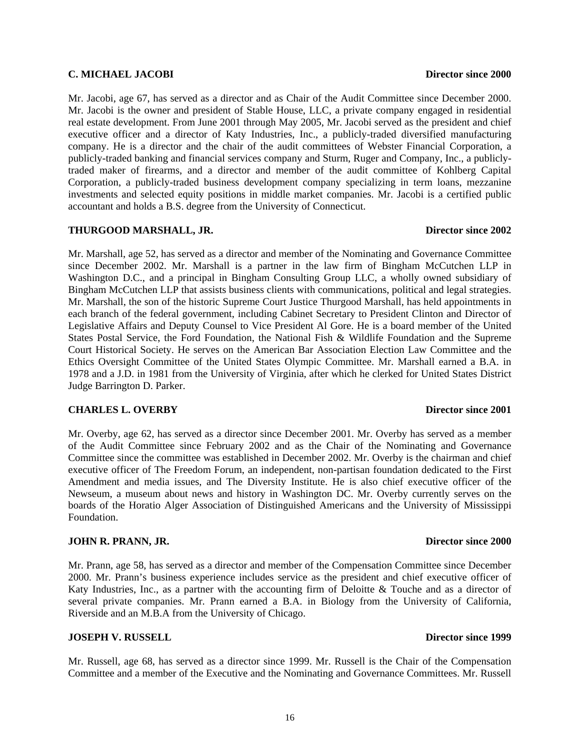**C. MICHAEL JACOBI** **Director since 2000**

Mr. Jacobi, age 67, has served as a director and as Chair of the Audit Committee since December 2000. Mr. Jacobi is the owner and president of Stable House, LLC, a private company engaged in residential real estate development. From June 2001 through May 2005, Mr. Jacobi served as the president and chief executive officer and a director of Katy Industries, Inc., a publicly-traded diversified manufacturing company. He is a director and the chair of the audit committees of Webster Financial Corporation, a publicly-traded banking and financial services company and Sturm, Ruger and Company, Inc., a publicly-traded maker of firearms, and a director and member of the audit committee of Kohlberg Capital Corporation, a publicly-traded business development company specializing in term loans, mezzanine investments and selected equity positions in middle market companies. Mr. Jacobi is a certified public accountant and holds a B.S. degree from the University of Connecticut.

**THURGOOD MARSHALL, JR.** **Director since 2002**

Mr. Marshall, age 52, has served as a director and member of the Nominating and Governance Committee since December 2002. Mr. Marshall is a partner in the law firm of Bingham McCutchen LLP in Washington D.C., and a principal in Bingham Consulting Group LLC, a wholly owned subsidiary of Bingham McCutchen LLP that assists business clients with communications, political and legal strategies. Mr. Marshall, the son of the historic Supreme Court Justice Thurgood Marshall, has held appointments in each branch of the federal government, including Cabinet Secretary to President Clinton and Director of Legislative Affairs and Deputy Counsel to Vice President Al Gore. He is a board member of the United States Postal Service, the Ford Foundation, the National Fish & Wildlife Foundation and the Supreme Court Historical Society. He serves on the American Bar Association Election Law Committee and the Ethics Oversight Committee of the United States Olympic Committee. Mr. Marshall earned a B.A. in 1978 and a J.D. in 1981 from the University of Virginia, after which he clerked for United States District Judge Barrington D. Parker.

**CHARLES L. OVERBY** **Director since 2001**

Mr. Overby, age 62, has served as a director since December 2001. Mr. Overby has served as a member of the Audit Committee since February 2002 and as the Chair of the Nominating and Governance Committee since the committee was established in December 2002. Mr. Overby is the chairman and chief executive officer of The Freedom Forum, an independent, non-partisan foundation dedicated to the First Amendment and media issues, and The Diversity Institute. He is also chief executive officer of the Newseum, a museum about news and history in Washington DC. Mr. Overby currently serves on the boards of the Horatio Alger Association of Distinguished Americans and the University of Mississippi Foundation.

**JOHN R. PRANN, JR.** **Director since 2000**

Mr. Prann, age 58, has served as a director and member of the Compensation Committee since December 2000. Mr. Prann's business experience includes service as the president and chief executive officer of Katy Industries, Inc., as a partner with the accounting firm of Deloitte & Touche and as a director of several private companies. Mr. Prann earned a B.A. in Biology from the University of California, Riverside and an M.B.A from the University of Chicago.

**JOSEPH V. RUSSELL** **Director since 1999**

Mr. Russell, age 68, has served as a director since 1999. Mr. Russell is the Chair of the Compensation Committee and a member of the Executive and the Nominating and Governance Committees. Mr. Russell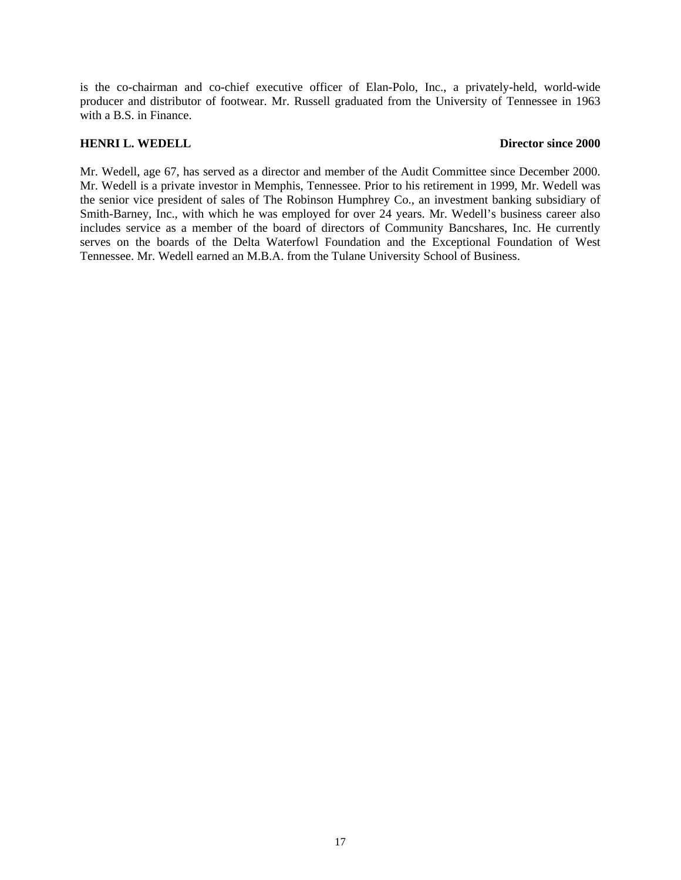is the co-chairman and co-chief executive officer of Elan-Polo, Inc., a privately-held, world-wide producer and distributor of footwear. Mr. Russell graduated from the University of Tennessee in 1963 with a B.S. in Finance.

**HENRI L. WEDELL** **Director since 2000**

Mr. Wedell, age 67, has served as a director and member of the Audit Committee since December 2000. Mr. Wedell is a private investor in Memphis, Tennessee. Prior to his retirement in 1999, Mr. Wedell was the senior vice president of sales of The Robinson Humphrey Co., an investment banking subsidiary of Smith-Barney, Inc., with which he was employed for over 24 years. Mr. Wedell's business career also includes service as a member of the board of directors of Community Bancshares, Inc. He currently serves on the boards of the Delta Waterfowl Foundation and the Exceptional Foundation of West Tennessee. Mr. Wedell earned an M.B.A. from the Tulane University School of Business.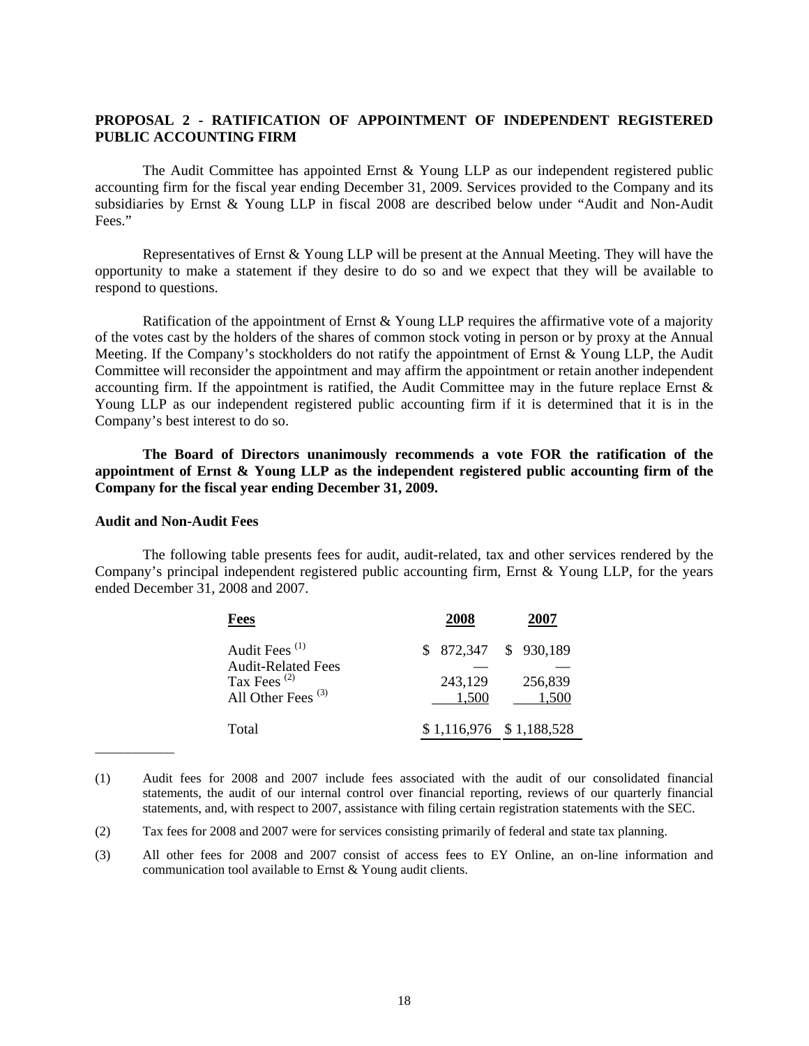## PROPOSAL 2 - RATIFICATION OF APPOINTMENT OF INDEPENDENT REGISTERED PUBLIC ACCOUNTING FIRM

The Audit Committee has appointed Ernst & Young LLP as our independent registered public accounting firm for the fiscal year ending December 31, 2009. Services provided to the Company and its subsidiaries by Ernst & Young LLP in fiscal 2008 are described below under "Audit and Non-Audit Fees."

Representatives of Ernst & Young LLP will be present at the Annual Meeting. They will have the opportunity to make a statement if they desire to do so and we expect that they will be available to respond to questions.

Ratification of the appointment of Ernst & Young LLP requires the affirmative vote of a majority of the votes cast by the holders of the shares of common stock voting in person or by proxy at the Annual Meeting. If the Company's stockholders do not ratify the appointment of Ernst & Young LLP, the Audit Committee will reconsider the appointment and may affirm the appointment or retain another independent accounting firm. If the appointment is ratified, the Audit Committee may in the future replace Ernst & Young LLP as our independent registered public accounting firm if it is determined that it is in the Company's best interest to do so.

**The Board of Directors unanimously recommends a vote FOR the ratification of the appointment of Ernst & Young LLP as the independent registered public accounting firm of the Company for the fiscal year ending December 31, 2009.**

### Audit and Non-Audit Fees

The following table presents fees for audit, audit-related, tax and other services rendered by the Company's principal independent registered public accounting firm, Ernst & Young LLP, for the years ended December 31, 2008 and 2007.

| Fees | 2008 | 2007 |
|---|---|---|
| Audit Fees (1) | $ 872,347 | $ 930,189 |
| Audit-Related Fees | — | — |
| Tax Fees (2) | 243,129 | 256,839 |
| All Other Fees (3) | 1,500 | 1,500 |
| Total | $ 1,116,976 | $ 1,188,528 |

(1) Audit fees for 2008 and 2007 include fees associated with the audit of our consolidated financial statements, the audit of our internal control over financial reporting, reviews of our quarterly financial statements, and, with respect to 2007, assistance with filing certain registration statements with the SEC.

(2) Tax fees for 2008 and 2007 were for services consisting primarily of federal and state tax planning.

(3) All other fees for 2008 and 2007 consist of access fees to EY Online, an on-line information and communication tool available to Ernst & Young audit clients.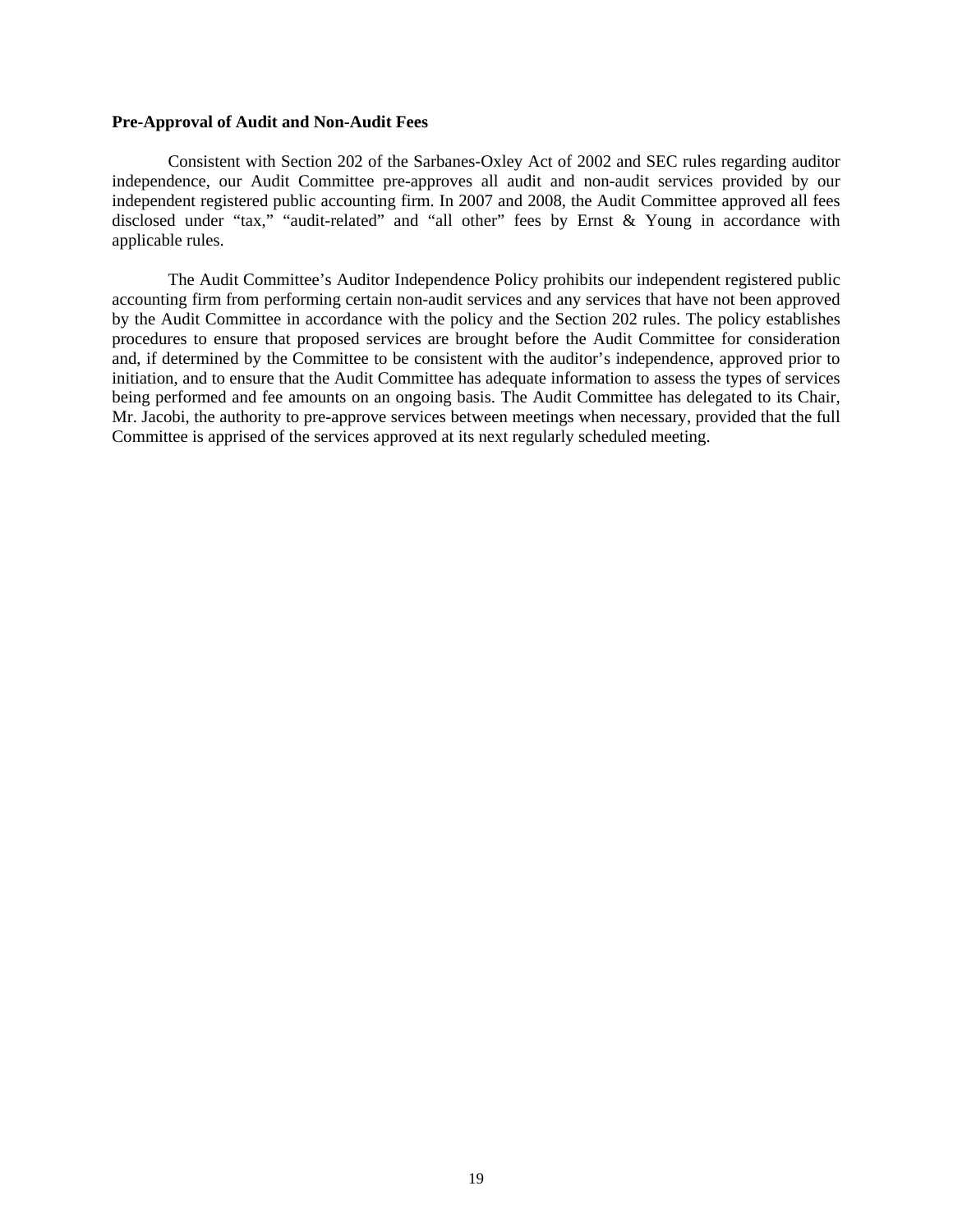**Pre-Approval of Audit and Non-Audit Fees**

Consistent with Section 202 of the Sarbanes-Oxley Act of 2002 and SEC rules regarding auditor independence, our Audit Committee pre-approves all audit and non-audit services provided by our independent registered public accounting firm. In 2007 and 2008, the Audit Committee approved all fees disclosed under "tax," "audit-related" and "all other" fees by Ernst & Young in accordance with applicable rules.

The Audit Committee's Auditor Independence Policy prohibits our independent registered public accounting firm from performing certain non-audit services and any services that have not been approved by the Audit Committee in accordance with the policy and the Section 202 rules. The policy establishes procedures to ensure that proposed services are brought before the Audit Committee for consideration and, if determined by the Committee to be consistent with the auditor's independence, approved prior to initiation, and to ensure that the Audit Committee has adequate information to assess the types of services being performed and fee amounts on an ongoing basis. The Audit Committee has delegated to its Chair, Mr. Jacobi, the authority to pre-approve services between meetings when necessary, provided that the full Committee is apprised of the services approved at its next regularly scheduled meeting.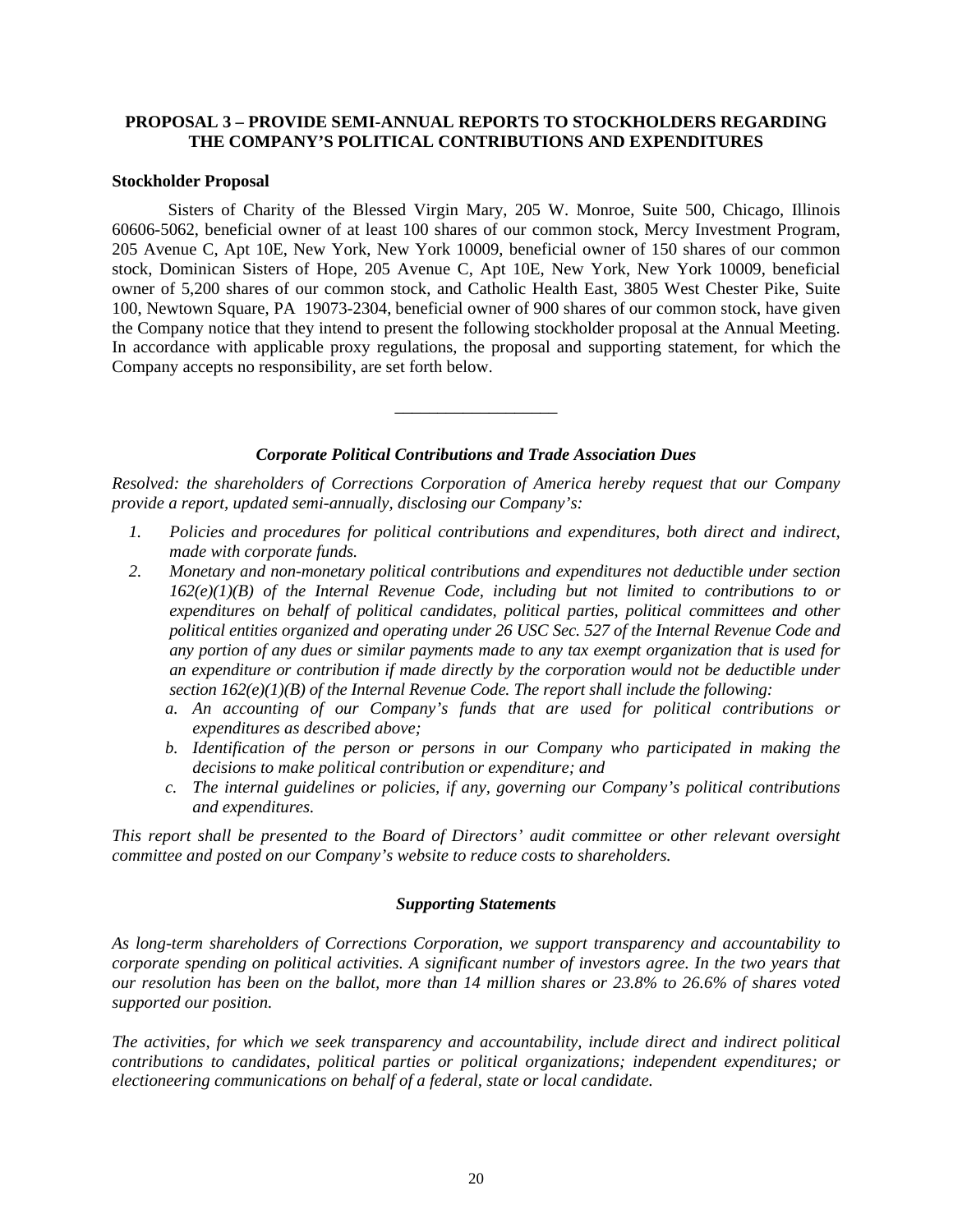## PROPOSAL 3 – PROVIDE SEMI-ANNUAL REPORTS TO STOCKHOLDERS REGARDING THE COMPANY'S POLITICAL CONTRIBUTIONS AND EXPENDITURES

**Stockholder Proposal**

Sisters of Charity of the Blessed Virgin Mary, 205 W. Monroe, Suite 500, Chicago, Illinois 60606-5062, beneficial owner of at least 100 shares of our common stock, Mercy Investment Program, 205 Avenue C, Apt 10E, New York, New York 10009, beneficial owner of 150 shares of our common stock, Dominican Sisters of Hope, 205 Avenue C, Apt 10E, New York, New York 10009, beneficial owner of 5,200 shares of our common stock, and Catholic Health East, 3805 West Chester Pike, Suite 100, Newtown Square, PA 19073-2304, beneficial owner of 900 shares of our common stock, have given the Company notice that they intend to present the following stockholder proposal at the Annual Meeting. In accordance with applicable proxy regulations, the proposal and supporting statement, for which the Company accepts no responsibility, are set forth below.

---

***Corporate Political Contributions and Trade Association Dues***

*Resolved: the shareholders of Corrections Corporation of America hereby request that our Company provide a report, updated semi-annually, disclosing our Company's:*

1. *Policies and procedures for political contributions and expenditures, both direct and indirect, made with corporate funds.*
2. *Monetary and non-monetary political contributions and expenditures not deductible under section 162(e)(1)(B) of the Internal Revenue Code, including but not limited to contributions to or expenditures on behalf of political candidates, political parties, political committees and other political entities organized and operating under 26 USC Sec. 527 of the Internal Revenue Code and any portion of any dues or similar payments made to any tax exempt organization that is used for an expenditure or contribution if made directly by the corporation would not be deductible under section 162(e)(1)(B) of the Internal Revenue Code. The report shall include the following:*
   a. *An accounting of our Company's funds that are used for political contributions or expenditures as described above;*
   b. *Identification of the person or persons in our Company who participated in making the decisions to make political contribution or expenditure; and*
   c. *The internal guidelines or policies, if any, governing our Company's political contributions and expenditures.*

*This report shall be presented to the Board of Directors' audit committee or other relevant oversight committee and posted on our Company's website to reduce costs to shareholders.*

***Supporting Statements***

*As long-term shareholders of Corrections Corporation, we support transparency and accountability to corporate spending on political activities. A significant number of investors agree. In the two years that our resolution has been on the ballot, more than 14 million shares or 23.8% to 26.6% of shares voted supported our position.*

*The activities, for which we seek transparency and accountability, include direct and indirect political contributions to candidates, political parties or political organizations; independent expenditures; or electioneering communications on behalf of a federal, state or local candidate.*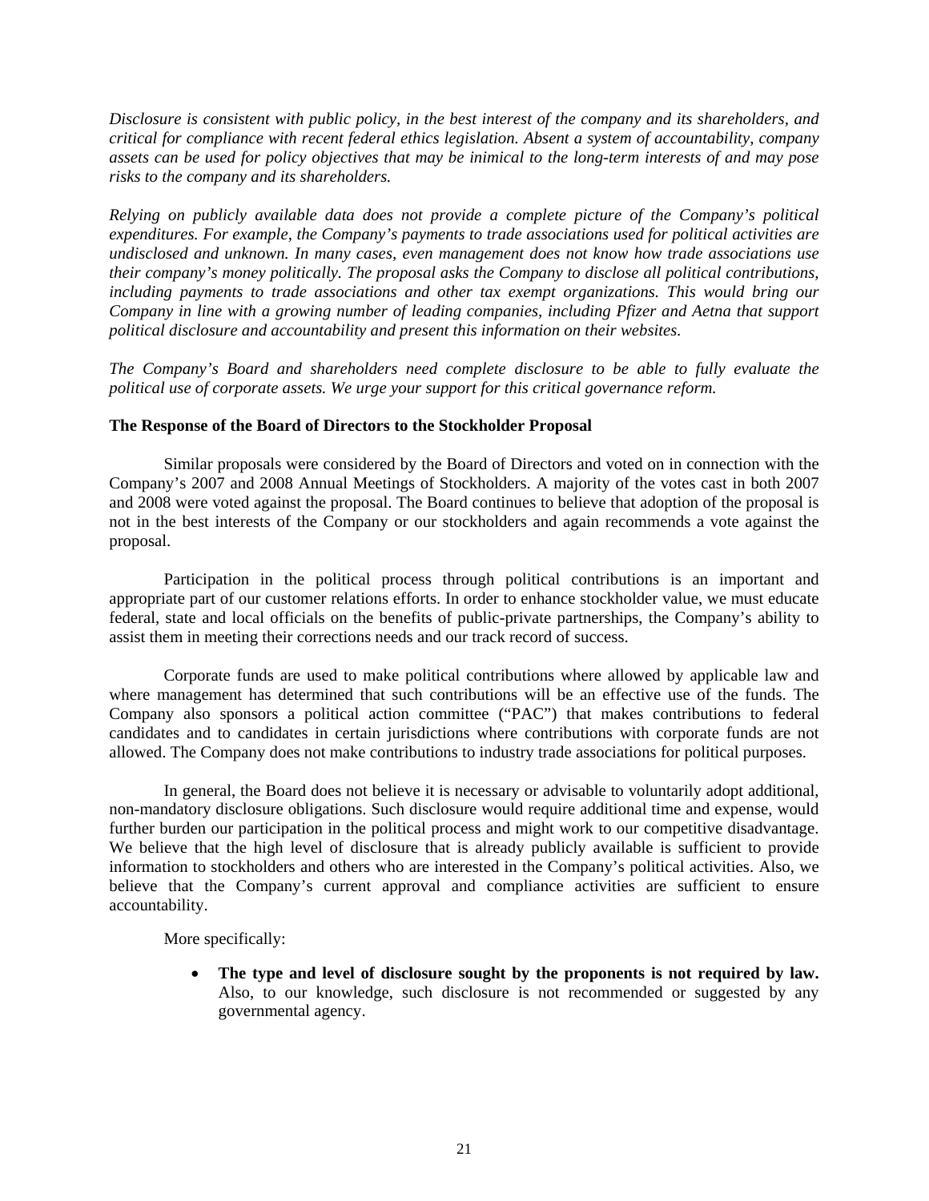*Disclosure is consistent with public policy, in the best interest of the company and its shareholders, and critical for compliance with recent federal ethics legislation. Absent a system of accountability, company assets can be used for policy objectives that may be inimical to the long-term interests of and may pose risks to the company and its shareholders.*

*Relying on publicly available data does not provide a complete picture of the Company's political expenditures. For example, the Company's payments to trade associations used for political activities are undisclosed and unknown. In many cases, even management does not know how trade associations use their company's money politically. The proposal asks the Company to disclose all political contributions, including payments to trade associations and other tax exempt organizations. This would bring our Company in line with a growing number of leading companies, including Pfizer and Aetna that support political disclosure and accountability and present this information on their websites.*

*The Company's Board and shareholders need complete disclosure to be able to fully evaluate the political use of corporate assets. We urge your support for this critical governance reform.*

**The Response of the Board of Directors to the Stockholder Proposal**

Similar proposals were considered by the Board of Directors and voted on in connection with the Company's 2007 and 2008 Annual Meetings of Stockholders. A majority of the votes cast in both 2007 and 2008 were voted against the proposal. The Board continues to believe that adoption of the proposal is not in the best interests of the Company or our stockholders and again recommends a vote against the proposal.

Participation in the political process through political contributions is an important and appropriate part of our customer relations efforts. In order to enhance stockholder value, we must educate federal, state and local officials on the benefits of public-private partnerships, the Company's ability to assist them in meeting their corrections needs and our track record of success.

Corporate funds are used to make political contributions where allowed by applicable law and where management has determined that such contributions will be an effective use of the funds. The Company also sponsors a political action committee ("PAC") that makes contributions to federal candidates and to candidates in certain jurisdictions where contributions with corporate funds are not allowed. The Company does not make contributions to industry trade associations for political purposes.

In general, the Board does not believe it is necessary or advisable to voluntarily adopt additional, non-mandatory disclosure obligations. Such disclosure would require additional time and expense, would further burden our participation in the political process and might work to our competitive disadvantage. We believe that the high level of disclosure that is already publicly available is sufficient to provide information to stockholders and others who are interested in the Company's political activities. Also, we believe that the Company's current approval and compliance activities are sufficient to ensure accountability.

More specifically:

- **The type and level of disclosure sought by the proponents is not required by law.** Also, to our knowledge, such disclosure is not recommended or suggested by any governmental agency.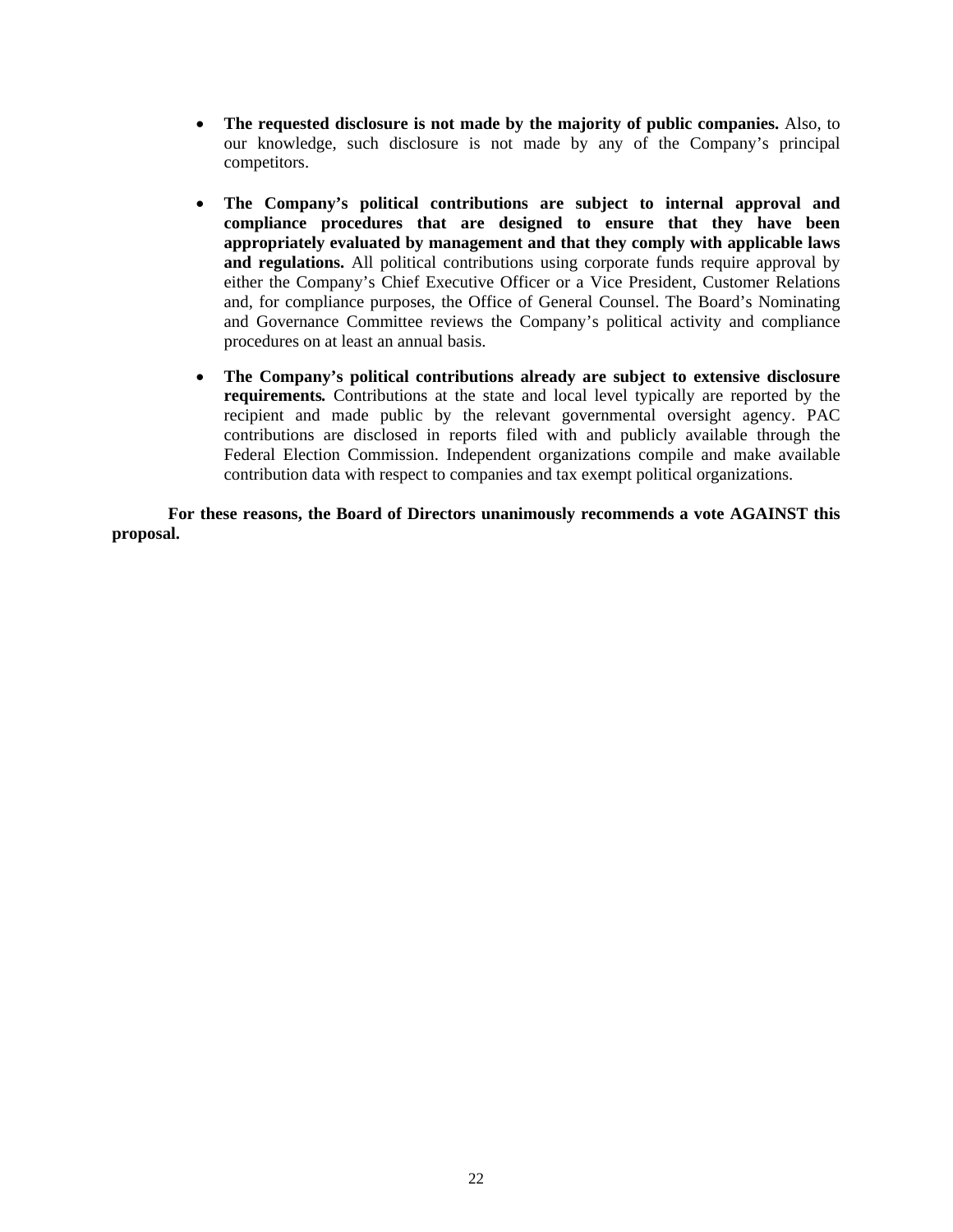- **The requested disclosure is not made by the majority of public companies.** Also, to our knowledge, such disclosure is not made by any of the Company's principal competitors.

- **The Company's political contributions are subject to internal approval and compliance procedures that are designed to ensure that they have been appropriately evaluated by management and that they comply with applicable laws and regulations.** All political contributions using corporate funds require approval by either the Company's Chief Executive Officer or a Vice President, Customer Relations and, for compliance purposes, the Office of General Counsel. The Board's Nominating and Governance Committee reviews the Company's political activity and compliance procedures on at least an annual basis.

- **The Company's political contributions already are subject to extensive disclosure requirements.** Contributions at the state and local level typically are reported by the recipient and made public by the relevant governmental oversight agency. PAC contributions are disclosed in reports filed with and publicly available through the Federal Election Commission. Independent organizations compile and make available contribution data with respect to companies and tax exempt political organizations.

**For these reasons, the Board of Directors unanimously recommends a vote AGAINST this proposal.**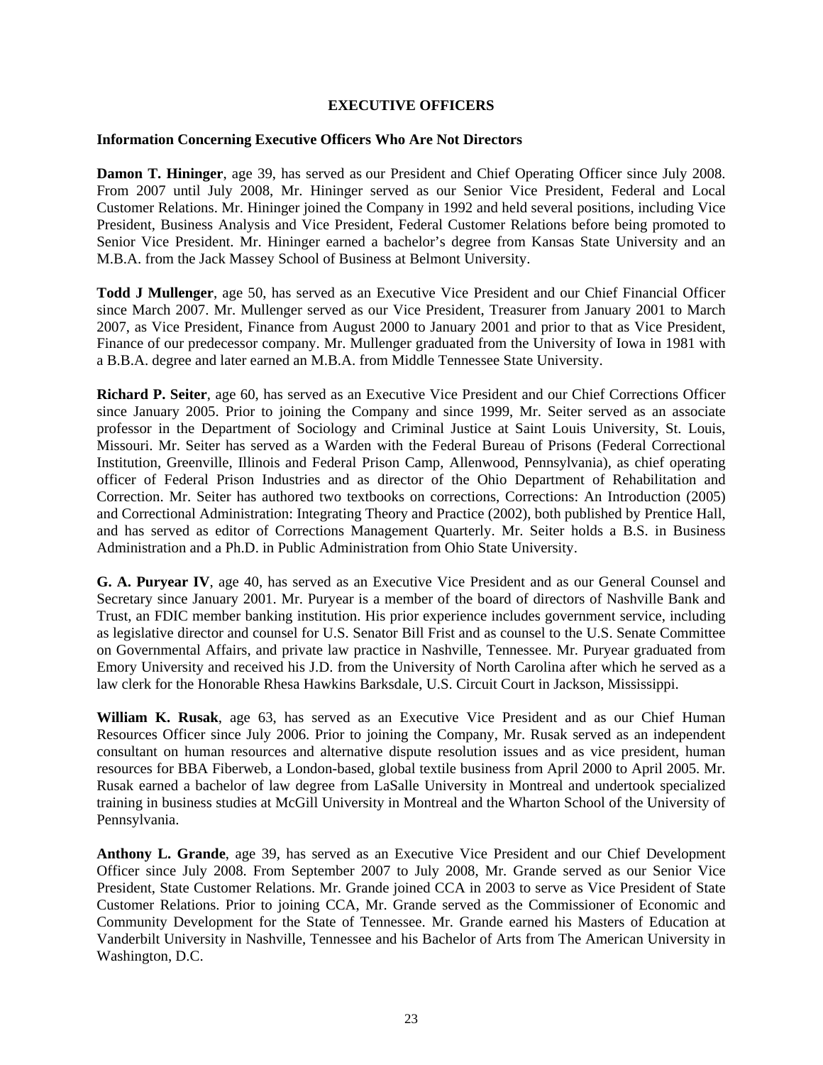# EXECUTIVE OFFICERS

## Information Concerning Executive Officers Who Are Not Directors

**Damon T. Hininger**, age 39, has served as our President and Chief Operating Officer since July 2008. From 2007 until July 2008, Mr. Hininger served as our Senior Vice President, Federal and Local Customer Relations. Mr. Hininger joined the Company in 1992 and held several positions, including Vice President, Business Analysis and Vice President, Federal Customer Relations before being promoted to Senior Vice President. Mr. Hininger earned a bachelor's degree from Kansas State University and an M.B.A. from the Jack Massey School of Business at Belmont University.

**Todd J Mullenger**, age 50, has served as an Executive Vice President and our Chief Financial Officer since March 2007. Mr. Mullenger served as our Vice President, Treasurer from January 2001 to March 2007, as Vice President, Finance from August 2000 to January 2001 and prior to that as Vice President, Finance of our predecessor company. Mr. Mullenger graduated from the University of Iowa in 1981 with a B.B.A. degree and later earned an M.B.A. from Middle Tennessee State University.

**Richard P. Seiter**, age 60, has served as an Executive Vice President and our Chief Corrections Officer since January 2005. Prior to joining the Company and since 1999, Mr. Seiter served as an associate professor in the Department of Sociology and Criminal Justice at Saint Louis University, St. Louis, Missouri. Mr. Seiter has served as a Warden with the Federal Bureau of Prisons (Federal Correctional Institution, Greenville, Illinois and Federal Prison Camp, Allenwood, Pennsylvania), as chief operating officer of Federal Prison Industries and as director of the Ohio Department of Rehabilitation and Correction. Mr. Seiter has authored two textbooks on corrections, Corrections: An Introduction (2005) and Correctional Administration: Integrating Theory and Practice (2002), both published by Prentice Hall, and has served as editor of Corrections Management Quarterly. Mr. Seiter holds a B.S. in Business Administration and a Ph.D. in Public Administration from Ohio State University.

**G. A. Puryear IV**, age 40, has served as an Executive Vice President and as our General Counsel and Secretary since January 2001. Mr. Puryear is a member of the board of directors of Nashville Bank and Trust, an FDIC member banking institution. His prior experience includes government service, including as legislative director and counsel for U.S. Senator Bill Frist and as counsel to the U.S. Senate Committee on Governmental Affairs, and private law practice in Nashville, Tennessee. Mr. Puryear graduated from Emory University and received his J.D. from the University of North Carolina after which he served as a law clerk for the Honorable Rhesa Hawkins Barksdale, U.S. Circuit Court in Jackson, Mississippi.

**William K. Rusak**, age 63, has served as an Executive Vice President and as our Chief Human Resources Officer since July 2006. Prior to joining the Company, Mr. Rusak served as an independent consultant on human resources and alternative dispute resolution issues and as vice president, human resources for BBA Fiberweb, a London-based, global textile business from April 2000 to April 2005. Mr. Rusak earned a bachelor of law degree from LaSalle University in Montreal and undertook specialized training in business studies at McGill University in Montreal and the Wharton School of the University of Pennsylvania.

**Anthony L. Grande**, age 39, has served as an Executive Vice President and our Chief Development Officer since July 2008. From September 2007 to July 2008, Mr. Grande served as our Senior Vice President, State Customer Relations. Mr. Grande joined CCA in 2003 to serve as Vice President of State Customer Relations. Prior to joining CCA, Mr. Grande served as the Commissioner of Economic and Community Development for the State of Tennessee. Mr. Grande earned his Masters of Education at Vanderbilt University in Nashville, Tennessee and his Bachelor of Arts from The American University in Washington, D.C.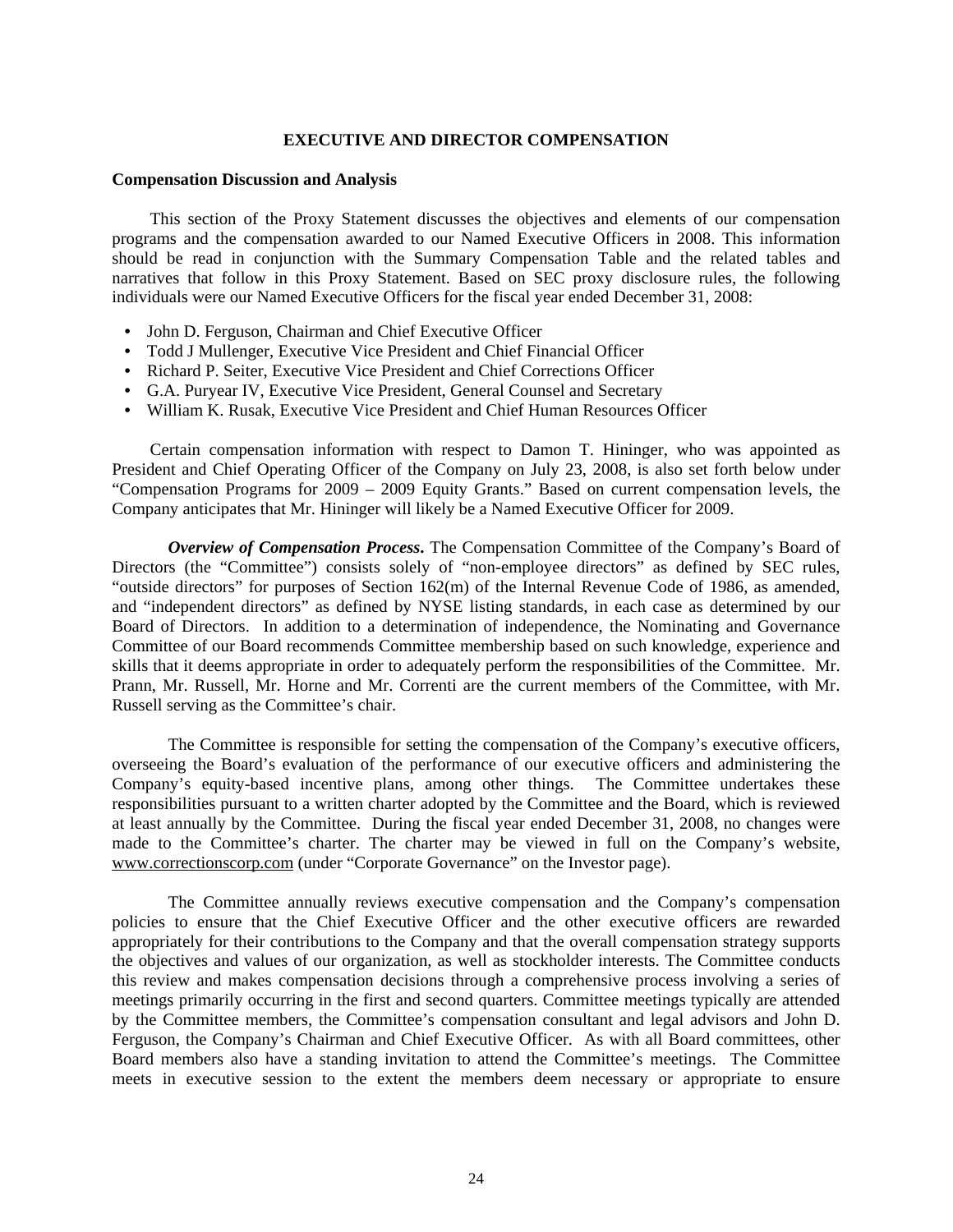## EXECUTIVE AND DIRECTOR COMPENSATION

### Compensation Discussion and Analysis

This section of the Proxy Statement discusses the objectives and elements of our compensation programs and the compensation awarded to our Named Executive Officers in 2008. This information should be read in conjunction with the Summary Compensation Table and the related tables and narratives that follow in this Proxy Statement. Based on SEC proxy disclosure rules, the following individuals were our Named Executive Officers for the fiscal year ended December 31, 2008:

- John D. Ferguson, Chairman and Chief Executive Officer
- Todd J Mullenger, Executive Vice President and Chief Financial Officer
- Richard P. Seiter, Executive Vice President and Chief Corrections Officer
- G.A. Puryear IV, Executive Vice President, General Counsel and Secretary
- William K. Rusak, Executive Vice President and Chief Human Resources Officer

Certain compensation information with respect to Damon T. Hininger, who was appointed as President and Chief Operating Officer of the Company on July 23, 2008, is also set forth below under "Compensation Programs for 2009 – 2009 Equity Grants." Based on current compensation levels, the Company anticipates that Mr. Hininger will likely be a Named Executive Officer for 2009.

***Overview of Compensation Process***. The Compensation Committee of the Company's Board of Directors (the "Committee") consists solely of "non-employee directors" as defined by SEC rules, "outside directors" for purposes of Section 162(m) of the Internal Revenue Code of 1986, as amended, and "independent directors" as defined by NYSE listing standards, in each case as determined by our Board of Directors. In addition to a determination of independence, the Nominating and Governance Committee of our Board recommends Committee membership based on such knowledge, experience and skills that it deems appropriate in order to adequately perform the responsibilities of the Committee. Mr. Prann, Mr. Russell, Mr. Horne and Mr. Correnti are the current members of the Committee, with Mr. Russell serving as the Committee's chair.

The Committee is responsible for setting the compensation of the Company's executive officers, overseeing the Board's evaluation of the performance of our executive officers and administering the Company's equity-based incentive plans, among other things. The Committee undertakes these responsibilities pursuant to a written charter adopted by the Committee and the Board, which is reviewed at least annually by the Committee. During the fiscal year ended December 31, 2008, no changes were made to the Committee's charter. The charter may be viewed in full on the Company's website, www.correctionscorp.com (under "Corporate Governance" on the Investor page).

The Committee annually reviews executive compensation and the Company's compensation policies to ensure that the Chief Executive Officer and the other executive officers are rewarded appropriately for their contributions to the Company and that the overall compensation strategy supports the objectives and values of our organization, as well as stockholder interests. The Committee conducts this review and makes compensation decisions through a comprehensive process involving a series of meetings primarily occurring in the first and second quarters. Committee meetings typically are attended by the Committee members, the Committee's compensation consultant and legal advisors and John D. Ferguson, the Company's Chairman and Chief Executive Officer. As with all Board committees, other Board members also have a standing invitation to attend the Committee's meetings. The Committee meets in executive session to the extent the members deem necessary or appropriate to ensure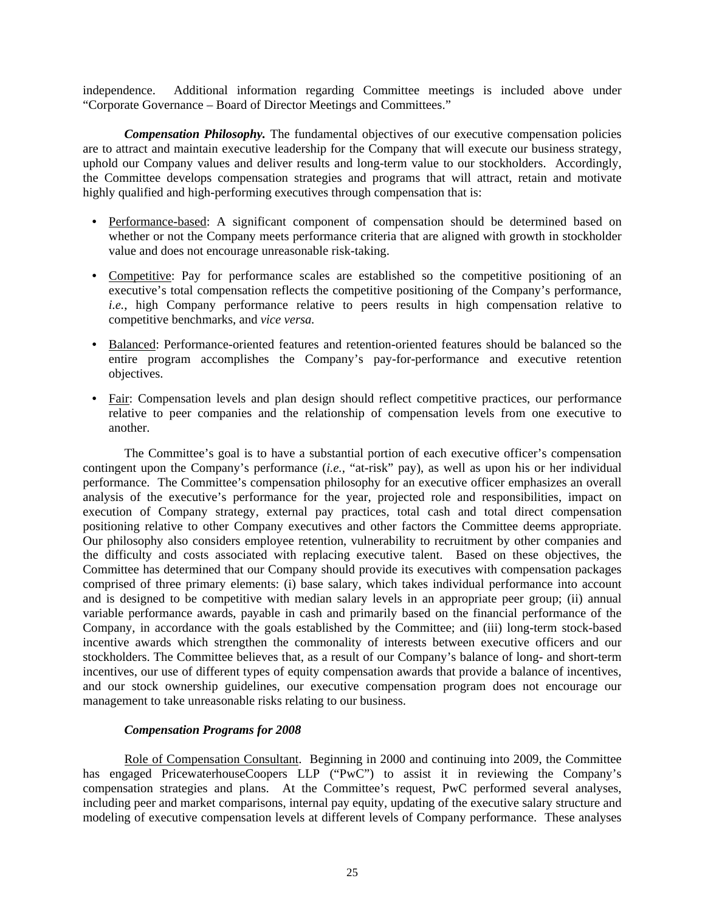independence. Additional information regarding Committee meetings is included above under "Corporate Governance – Board of Director Meetings and Committees."

***Compensation Philosophy.*** The fundamental objectives of our executive compensation policies are to attract and maintain executive leadership for the Company that will execute our business strategy, uphold our Company values and deliver results and long-term value to our stockholders. Accordingly, the Committee develops compensation strategies and programs that will attract, retain and motivate highly qualified and high-performing executives through compensation that is:

- Performance-based: A significant component of compensation should be determined based on whether or not the Company meets performance criteria that are aligned with growth in stockholder value and does not encourage unreasonable risk-taking.
- Competitive: Pay for performance scales are established so the competitive positioning of an executive's total compensation reflects the competitive positioning of the Company's performance, *i.e.*, high Company performance relative to peers results in high compensation relative to competitive benchmarks, and *vice versa*.
- Balanced: Performance-oriented features and retention-oriented features should be balanced so the entire program accomplishes the Company's pay-for-performance and executive retention objectives.
- Fair: Compensation levels and plan design should reflect competitive practices, our performance relative to peer companies and the relationship of compensation levels from one executive to another.

The Committee's goal is to have a substantial portion of each executive officer's compensation contingent upon the Company's performance (*i.e.*, "at-risk" pay), as well as upon his or her individual performance. The Committee's compensation philosophy for an executive officer emphasizes an overall analysis of the executive's performance for the year, projected role and responsibilities, impact on execution of Company strategy, external pay practices, total cash and total direct compensation positioning relative to other Company executives and other factors the Committee deems appropriate. Our philosophy also considers employee retention, vulnerability to recruitment by other companies and the difficulty and costs associated with replacing executive talent. Based on these objectives, the Committee has determined that our Company should provide its executives with compensation packages comprised of three primary elements: (i) base salary, which takes individual performance into account and is designed to be competitive with median salary levels in an appropriate peer group; (ii) annual variable performance awards, payable in cash and primarily based on the financial performance of the Company, in accordance with the goals established by the Committee; and (iii) long-term stock-based incentive awards which strengthen the commonality of interests between executive officers and our stockholders. The Committee believes that, as a result of our Company's balance of long- and short-term incentives, our use of different types of equity compensation awards that provide a balance of incentives, and our stock ownership guidelines, our executive compensation program does not encourage our management to take unreasonable risks relating to our business.

***Compensation Programs for 2008***

Role of Compensation Consultant. Beginning in 2000 and continuing into 2009, the Committee has engaged PricewaterhouseCoopers LLP ("PwC") to assist it in reviewing the Company's compensation strategies and plans. At the Committee's request, PwC performed several analyses, including peer and market comparisons, internal pay equity, updating of the executive salary structure and modeling of executive compensation levels at different levels of Company performance. These analyses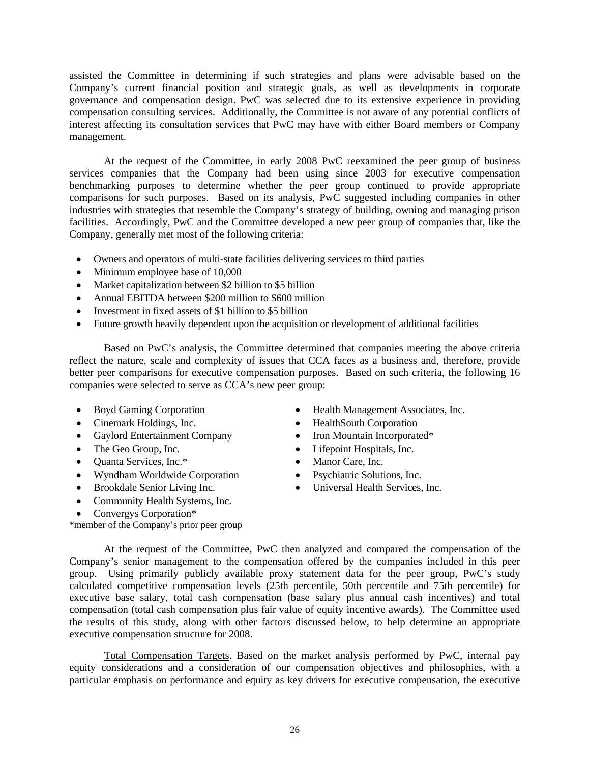assisted the Committee in determining if such strategies and plans were advisable based on the Company's current financial position and strategic goals, as well as developments in corporate governance and compensation design. PwC was selected due to its extensive experience in providing compensation consulting services. Additionally, the Committee is not aware of any potential conflicts of interest affecting its consultation services that PwC may have with either Board members or Company management.

At the request of the Committee, in early 2008 PwC reexamined the peer group of business services companies that the Company had been using since 2003 for executive compensation benchmarking purposes to determine whether the peer group continued to provide appropriate comparisons for such purposes. Based on its analysis, PwC suggested including companies in other industries with strategies that resemble the Company's strategy of building, owning and managing prison facilities. Accordingly, PwC and the Committee developed a new peer group of companies that, like the Company, generally met most of the following criteria:

- Owners and operators of multi-state facilities delivering services to third parties
- Minimum employee base of 10,000
- Market capitalization between $2 billion to $5 billion
- Annual EBITDA between $200 million to $600 million
- Investment in fixed assets of $1 billion to $5 billion
- Future growth heavily dependent upon the acquisition or development of additional facilities

Based on PwC's analysis, the Committee determined that companies meeting the above criteria reflect the nature, scale and complexity of issues that CCA faces as a business and, therefore, provide better peer comparisons for executive compensation purposes. Based on such criteria, the following 16 companies were selected to serve as CCA's new peer group:

- Boyd Gaming Corporation
- Cinemark Holdings, Inc.
- Gaylord Entertainment Company
- The Geo Group, Inc.
- Quanta Services, Inc.*
- Wyndham Worldwide Corporation
- Brookdale Senior Living Inc.
- Community Health Systems, Inc.
- Convergys Corporation*
- Health Management Associates, Inc.
- HealthSouth Corporation
- Iron Mountain Incorporated*
- Lifepoint Hospitals, Inc.
- Manor Care, Inc.
- Psychiatric Solutions, Inc.
- Universal Health Services, Inc.

*member of the Company's prior peer group

At the request of the Committee, PwC then analyzed and compared the compensation of the Company's senior management to the compensation offered by the companies included in this peer group. Using primarily publicly available proxy statement data for the peer group, PwC's study calculated competitive compensation levels (25th percentile, 50th percentile and 75th percentile) for executive base salary, total cash compensation (base salary plus annual cash incentives) and total compensation (total cash compensation plus fair value of equity incentive awards). The Committee used the results of this study, along with other factors discussed below, to help determine an appropriate executive compensation structure for 2008.

<u>Total Compensation Targets</u>. Based on the market analysis performed by PwC, internal pay equity considerations and a consideration of our compensation objectives and philosophies, with a particular emphasis on performance and equity as key drivers for executive compensation, the executive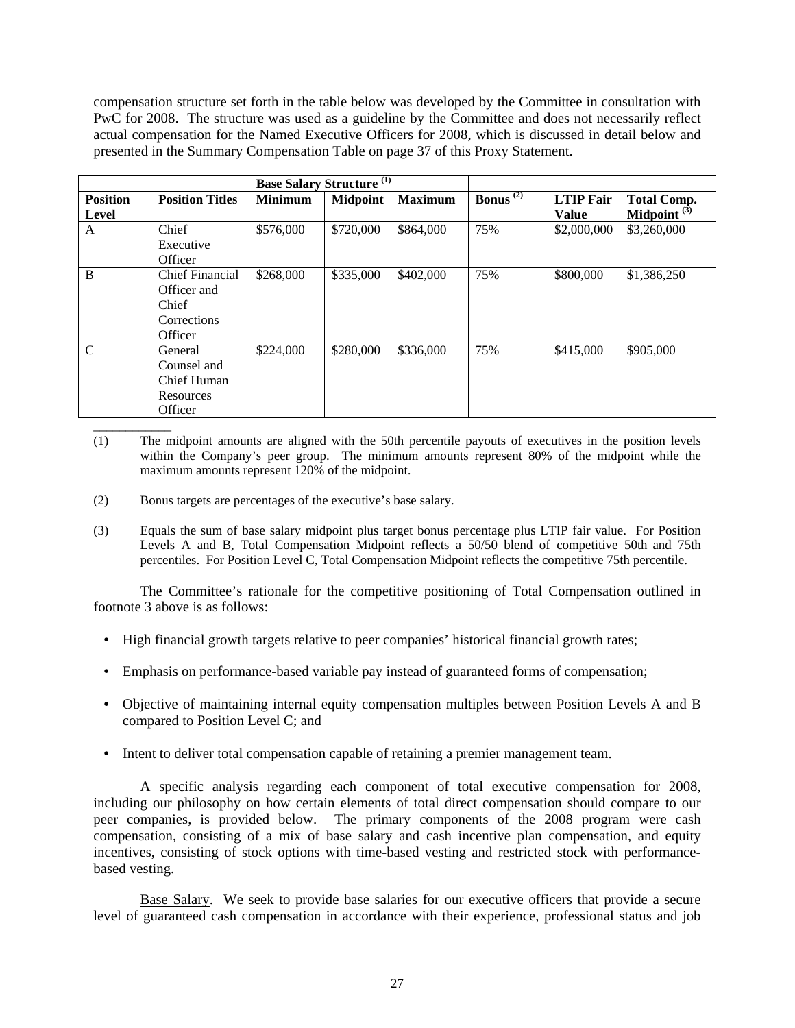compensation structure set forth in the table below was developed by the Committee in consultation with PwC for 2008. The structure was used as a guideline by the Committee and does not necessarily reflect actual compensation for the Named Executive Officers for 2008, which is discussed in detail below and presented in the Summary Compensation Table on page 37 of this Proxy Statement.

| | | Base Salary Structure (1) | | | | | |
|---|---|---|---|---|---|---|---|
| **Position Level** | **Position Titles** | **Minimum** | **Midpoint** | **Maximum** | **Bonus (2)** | **LTIP Fair Value** | **Total Comp. Midpoint (3)** |
| A | Chief Executive Officer | $576,000 | $720,000 | $864,000 | 75% | $2,000,000 | $3,260,000 |
| B | Chief Financial Officer and Chief Corrections Officer | $268,000 | $335,000 | $402,000 | 75% | $800,000 | $1,386,250 |
| C | General Counsel and Chief Human Resources Officer | $224,000 | $280,000 | $336,000 | 75% | $415,000 | $905,000 |

(1) The midpoint amounts are aligned with the 50th percentile payouts of executives in the position levels within the Company's peer group. The minimum amounts represent 80% of the midpoint while the maximum amounts represent 120% of the midpoint.

(2) Bonus targets are percentages of the executive's base salary.

(3) Equals the sum of base salary midpoint plus target bonus percentage plus LTIP fair value. For Position Levels A and B, Total Compensation Midpoint reflects a 50/50 blend of competitive 50th and 75th percentiles. For Position Level C, Total Compensation Midpoint reflects the competitive 75th percentile.

The Committee's rationale for the competitive positioning of Total Compensation outlined in footnote 3 above is as follows:

- High financial growth targets relative to peer companies' historical financial growth rates;
- Emphasis on performance-based variable pay instead of guaranteed forms of compensation;
- Objective of maintaining internal equity compensation multiples between Position Levels A and B compared to Position Level C; and
- Intent to deliver total compensation capable of retaining a premier management team.

A specific analysis regarding each component of total executive compensation for 2008, including our philosophy on how certain elements of total direct compensation should compare to our peer companies, is provided below. The primary components of the 2008 program were cash compensation, consisting of a mix of base salary and cash incentive plan compensation, and equity incentives, consisting of stock options with time-based vesting and restricted stock with performance-based vesting.

Base Salary. We seek to provide base salaries for our executive officers that provide a secure level of guaranteed cash compensation in accordance with their experience, professional status and job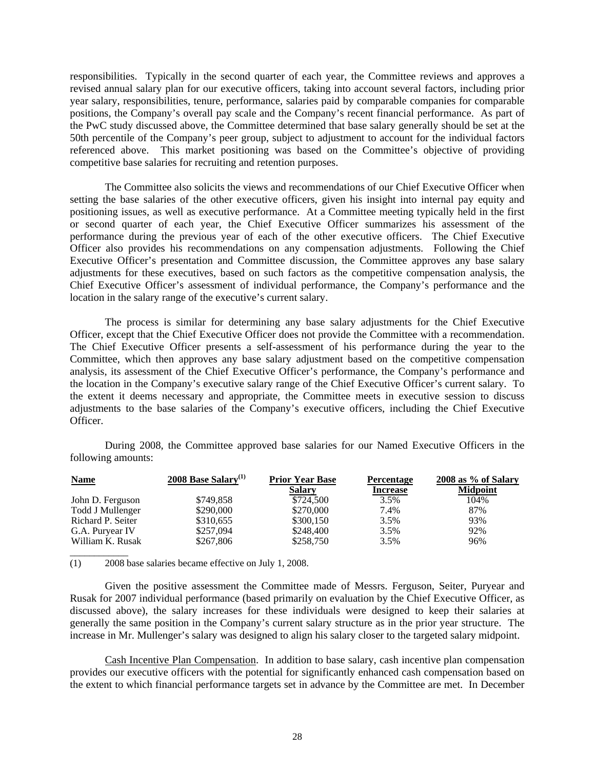responsibilities. Typically in the second quarter of each year, the Committee reviews and approves a revised annual salary plan for our executive officers, taking into account several factors, including prior year salary, responsibilities, tenure, performance, salaries paid by comparable companies for comparable positions, the Company's overall pay scale and the Company's recent financial performance. As part of the PwC study discussed above, the Committee determined that base salary generally should be set at the 50th percentile of the Company's peer group, subject to adjustment to account for the individual factors referenced above. This market positioning was based on the Committee's objective of providing competitive base salaries for recruiting and retention purposes.

The Committee also solicits the views and recommendations of our Chief Executive Officer when setting the base salaries of the other executive officers, given his insight into internal pay equity and positioning issues, as well as executive performance. At a Committee meeting typically held in the first or second quarter of each year, the Chief Executive Officer summarizes his assessment of the performance during the previous year of each of the other executive officers. The Chief Executive Officer also provides his recommendations on any compensation adjustments. Following the Chief Executive Officer's presentation and Committee discussion, the Committee approves any base salary adjustments for these executives, based on such factors as the competitive compensation analysis, the Chief Executive Officer's assessment of individual performance, the Company's performance and the location in the salary range of the executive's current salary.

The process is similar for determining any base salary adjustments for the Chief Executive Officer, except that the Chief Executive Officer does not provide the Committee with a recommendation. The Chief Executive Officer presents a self-assessment of his performance during the year to the Committee, which then approves any base salary adjustment based on the competitive compensation analysis, its assessment of the Chief Executive Officer's performance, the Company's performance and the location in the Company's executive salary range of the Chief Executive Officer's current salary. To the extent it deems necessary and appropriate, the Committee meets in executive session to discuss adjustments to the base salaries of the Company's executive officers, including the Chief Executive Officer.

During 2008, the Committee approved base salaries for our Named Executive Officers in the following amounts:

| Name | 2008 Base Salary[(1)] | Prior Year Base Salary | Percentage Increase | 2008 as % of Salary Midpoint |
|---|---|---|---|---|
| John D. Ferguson | \$749,858 | \$724,500 | 3.5% | 104% |
| Todd J Mullenger | \$290,000 | \$270,000 | 7.4% | 87% |
| Richard P. Seiter | \$310,655 | \$300,150 | 3.5% | 93% |
| G.A. Puryear IV | \$257,094 | \$248,400 | 3.5% | 92% |
| William K. Rusak | \$267,806 | \$258,750 | 3.5% | 96% |

(1) 2008 base salaries became effective on July 1, 2008.

Given the positive assessment the Committee made of Messrs. Ferguson, Seiter, Puryear and Rusak for 2007 individual performance (based primarily on evaluation by the Chief Executive Officer, as discussed above), the salary increases for these individuals were designed to keep their salaries at generally the same position in the Company's current salary structure as in the prior year structure. The increase in Mr. Mullenger's salary was designed to align his salary closer to the targeted salary midpoint.

Cash Incentive Plan Compensation. In addition to base salary, cash incentive plan compensation provides our executive officers with the potential for significantly enhanced cash compensation based on the extent to which financial performance targets set in advance by the Committee are met. In December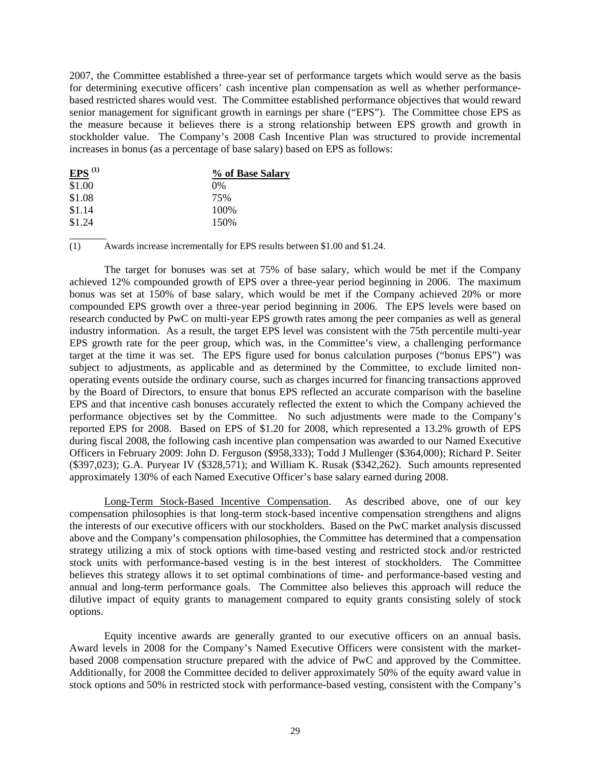2007, the Committee established a three-year set of performance targets which would serve as the basis for determining executive officers' cash incentive plan compensation as well as whether performance-based restricted shares would vest. The Committee established performance objectives that would reward senior management for significant growth in earnings per share ("EPS"). The Committee chose EPS as the measure because it believes there is a strong relationship between EPS growth and growth in stockholder value. The Company's 2008 Cash Incentive Plan was structured to provide incremental increases in bonus (as a percentage of base salary) based on EPS as follows:

| EPS [(1)] | % of Base Salary |
|---|---|
| $1.00 | 0% |
| $1.08 | 75% |
| $1.14 | 100% |
| $1.24 | 150% |

(1) Awards increase incrementally for EPS results between $1.00 and $1.24.

The target for bonuses was set at 75% of base salary, which would be met if the Company achieved 12% compounded growth of EPS over a three-year period beginning in 2006. The maximum bonus was set at 150% of base salary, which would be met if the Company achieved 20% or more compounded EPS growth over a three-year period beginning in 2006. The EPS levels were based on research conducted by PwC on multi-year EPS growth rates among the peer companies as well as general industry information. As a result, the target EPS level was consistent with the 75th percentile multi-year EPS growth rate for the peer group, which was, in the Committee's view, a challenging performance target at the time it was set. The EPS figure used for bonus calculation purposes ("bonus EPS") was subject to adjustments, as applicable and as determined by the Committee, to exclude limited non-operating events outside the ordinary course, such as charges incurred for financing transactions approved by the Board of Directors, to ensure that bonus EPS reflected an accurate comparison with the baseline EPS and that incentive cash bonuses accurately reflected the extent to which the Company achieved the performance objectives set by the Committee. No such adjustments were made to the Company's reported EPS for 2008. Based on EPS of $1.20 for 2008, which represented a 13.2% growth of EPS during fiscal 2008, the following cash incentive plan compensation was awarded to our Named Executive Officers in February 2009: John D. Ferguson ($958,333); Todd J Mullenger ($364,000); Richard P. Seiter ($397,023); G.A. Puryear IV ($328,571); and William K. Rusak ($342,262). Such amounts represented approximately 130% of each Named Executive Officer's base salary earned during 2008.

Long-Term Stock-Based Incentive Compensation. As described above, one of our key compensation philosophies is that long-term stock-based incentive compensation strengthens and aligns the interests of our executive officers with our stockholders. Based on the PwC market analysis discussed above and the Company's compensation philosophies, the Committee has determined that a compensation strategy utilizing a mix of stock options with time-based vesting and restricted stock and/or restricted stock units with performance-based vesting is in the best interest of stockholders. The Committee believes this strategy allows it to set optimal combinations of time- and performance-based vesting and annual and long-term performance goals. The Committee also believes this approach will reduce the dilutive impact of equity grants to management compared to equity grants consisting solely of stock options.

Equity incentive awards are generally granted to our executive officers on an annual basis. Award levels in 2008 for the Company's Named Executive Officers were consistent with the market-based 2008 compensation structure prepared with the advice of PwC and approved by the Committee. Additionally, for 2008 the Committee decided to deliver approximately 50% of the equity award value in stock options and 50% in restricted stock with performance-based vesting, consistent with the Company's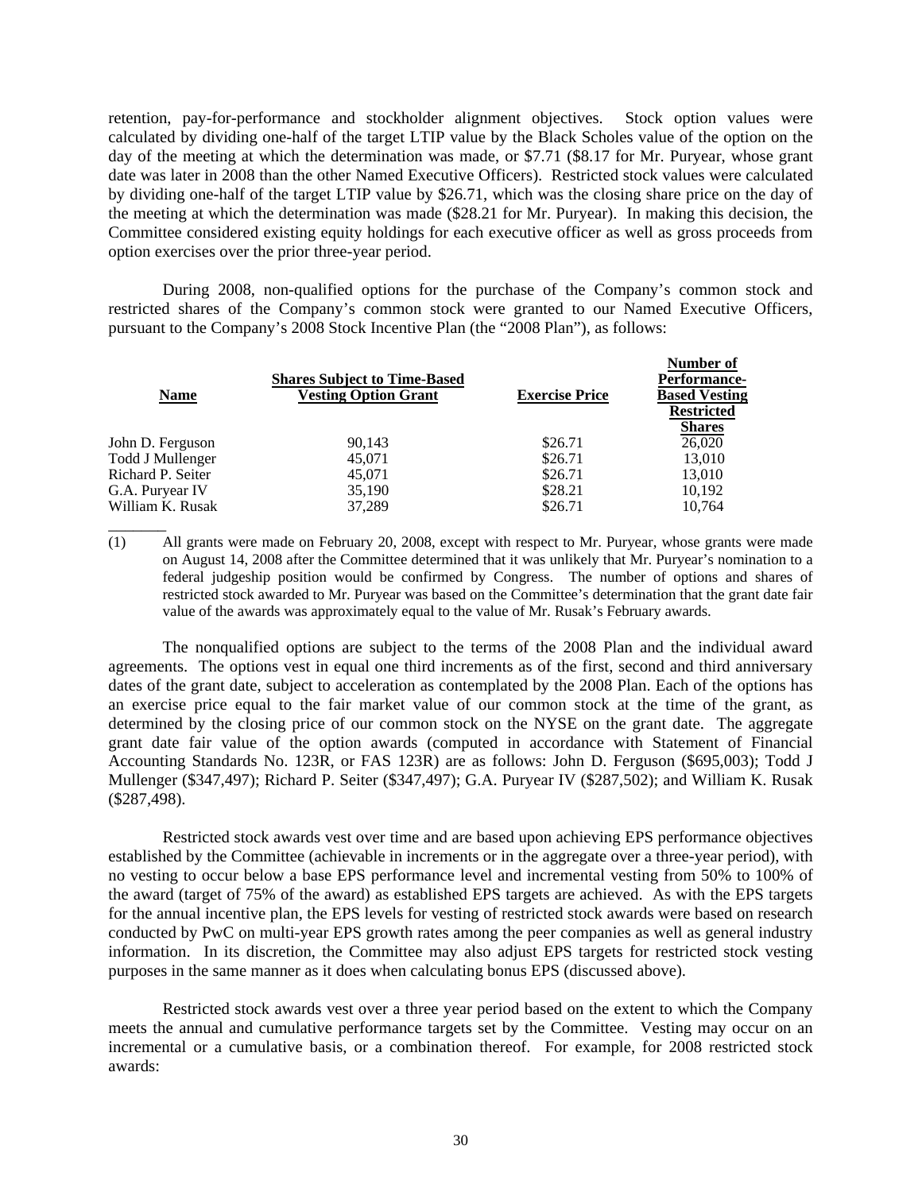retention, pay-for-performance and stockholder alignment objectives. Stock option values were calculated by dividing one-half of the target LTIP value by the Black Scholes value of the option on the day of the meeting at which the determination was made, or $7.71 ($8.17 for Mr. Puryear, whose grant date was later in 2008 than the other Named Executive Officers). Restricted stock values were calculated by dividing one-half of the target LTIP value by $26.71, which was the closing share price on the day of the meeting at which the determination was made ($28.21 for Mr. Puryear). In making this decision, the Committee considered existing equity holdings for each executive officer as well as gross proceeds from option exercises over the prior three-year period.

During 2008, non-qualified options for the purchase of the Company's common stock and restricted shares of the Company's common stock were granted to our Named Executive Officers, pursuant to the Company's 2008 Stock Incentive Plan (the "2008 Plan"), as follows:

| Name | Shares Subject to Time-Based Vesting Option Grant | Exercise Price | Number of Performance-Based Vesting Restricted Shares |
|---|---|---|---|
| John D. Ferguson | 90,143 | $26.71 | 26,020 |
| Todd J Mullenger | 45,071 | $26.71 | 13,010 |
| Richard P. Seiter | 45,071 | $26.71 | 13,010 |
| G.A. Puryear IV | 35,190 | $28.21 | 10,192 |
| William K. Rusak | 37,289 | $26.71 | 10,764 |

(1) All grants were made on February 20, 2008, except with respect to Mr. Puryear, whose grants were made on August 14, 2008 after the Committee determined that it was unlikely that Mr. Puryear's nomination to a federal judgeship position would be confirmed by Congress. The number of options and shares of restricted stock awarded to Mr. Puryear was based on the Committee's determination that the grant date fair value of the awards was approximately equal to the value of Mr. Rusak's February awards.

The nonqualified options are subject to the terms of the 2008 Plan and the individual award agreements. The options vest in equal one third increments as of the first, second and third anniversary dates of the grant date, subject to acceleration as contemplated by the 2008 Plan. Each of the options has an exercise price equal to the fair market value of our common stock at the time of the grant, as determined by the closing price of our common stock on the NYSE on the grant date. The aggregate grant date fair value of the option awards (computed in accordance with Statement of Financial Accounting Standards No. 123R, or FAS 123R) are as follows: John D. Ferguson ($695,003); Todd J Mullenger ($347,497); Richard P. Seiter ($347,497); G.A. Puryear IV ($287,502); and William K. Rusak ($287,498).

Restricted stock awards vest over time and are based upon achieving EPS performance objectives established by the Committee (achievable in increments or in the aggregate over a three-year period), with no vesting to occur below a base EPS performance level and incremental vesting from 50% to 100% of the award (target of 75% of the award) as established EPS targets are achieved. As with the EPS targets for the annual incentive plan, the EPS levels for vesting of restricted stock awards were based on research conducted by PwC on multi-year EPS growth rates among the peer companies as well as general industry information. In its discretion, the Committee may also adjust EPS targets for restricted stock vesting purposes in the same manner as it does when calculating bonus EPS (discussed above).

Restricted stock awards vest over a three year period based on the extent to which the Company meets the annual and cumulative performance targets set by the Committee. Vesting may occur on an incremental or a cumulative basis, or a combination thereof. For example, for 2008 restricted stock awards: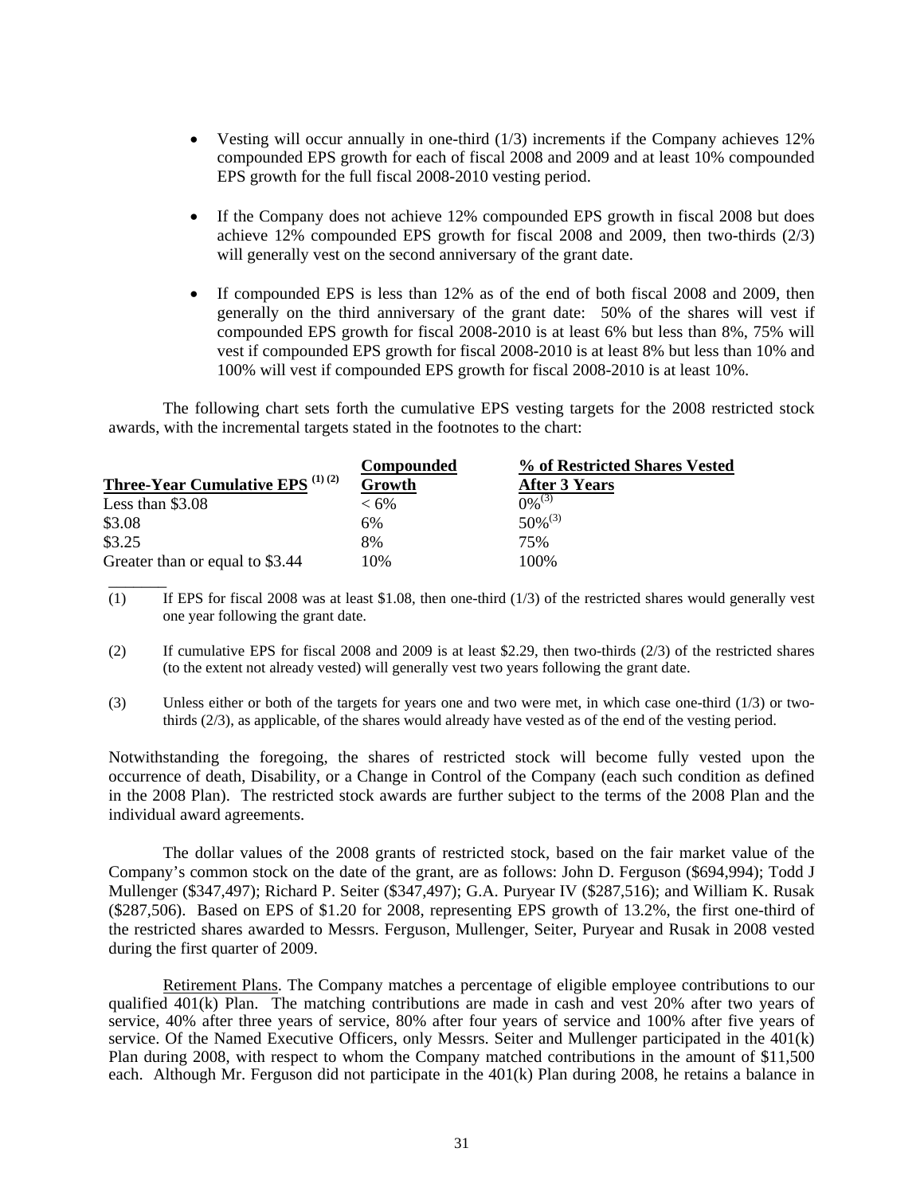- Vesting will occur annually in one-third (1/3) increments if the Company achieves 12% compounded EPS growth for each of fiscal 2008 and 2009 and at least 10% compounded EPS growth for the full fiscal 2008-2010 vesting period.

- If the Company does not achieve 12% compounded EPS growth in fiscal 2008 but does achieve 12% compounded EPS growth for fiscal 2008 and 2009, then two-thirds (2/3) will generally vest on the second anniversary of the grant date.

- If compounded EPS is less than 12% as of the end of both fiscal 2008 and 2009, then generally on the third anniversary of the grant date: 50% of the shares will vest if compounded EPS growth for fiscal 2008-2010 is at least 6% but less than 8%, 75% will vest if compounded EPS growth for fiscal 2008-2010 is at least 8% but less than 10% and 100% will vest if compounded EPS growth for fiscal 2008-2010 is at least 10%.

The following chart sets forth the cumulative EPS vesting targets for the 2008 restricted stock awards, with the incremental targets stated in the footnotes to the chart:

| Three-Year Cumulative EPS (1) (2) | Compounded Growth | % of Restricted Shares Vested After 3 Years |
|---|---|---|
| Less than $3.08 | < 6% | 0%(3) |
| $3.08 | 6% | 50%(3) |
| $3.25 | 8% | 75% |
| Greater than or equal to $3.44 | 10% | 100% |

(1) If EPS for fiscal 2008 was at least $1.08, then one-third (1/3) of the restricted shares would generally vest one year following the grant date.

(2) If cumulative EPS for fiscal 2008 and 2009 is at least $2.29, then two-thirds (2/3) of the restricted shares (to the extent not already vested) will generally vest two years following the grant date.

(3) Unless either or both of the targets for years one and two were met, in which case one-third (1/3) or two-thirds (2/3), as applicable, of the shares would already have vested as of the end of the vesting period.

Notwithstanding the foregoing, the shares of restricted stock will become fully vested upon the occurrence of death, Disability, or a Change in Control of the Company (each such condition as defined in the 2008 Plan). The restricted stock awards are further subject to the terms of the 2008 Plan and the individual award agreements.

The dollar values of the 2008 grants of restricted stock, based on the fair market value of the Company's common stock on the date of the grant, are as follows: John D. Ferguson ($694,994); Todd J Mullenger ($347,497); Richard P. Seiter ($347,497); G.A. Puryear IV ($287,516); and William K. Rusak ($287,506). Based on EPS of $1.20 for 2008, representing EPS growth of 13.2%, the first one-third of the restricted shares awarded to Messrs. Ferguson, Mullenger, Seiter, Puryear and Rusak in 2008 vested during the first quarter of 2009.

Retirement Plans. The Company matches a percentage of eligible employee contributions to our qualified 401(k) Plan. The matching contributions are made in cash and vest 20% after two years of service, 40% after three years of service, 80% after four years of service and 100% after five years of service. Of the Named Executive Officers, only Messrs. Seiter and Mullenger participated in the 401(k) Plan during 2008, with respect to whom the Company matched contributions in the amount of $11,500 each. Although Mr. Ferguson did not participate in the 401(k) Plan during 2008, he retains a balance in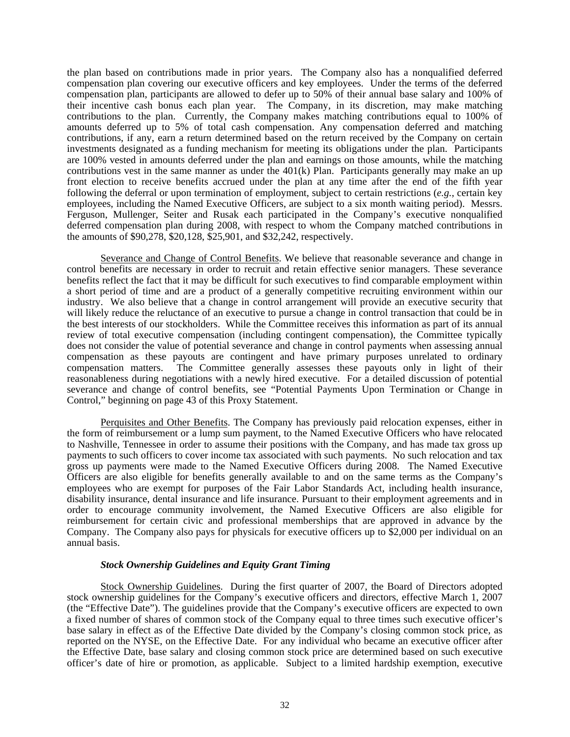the plan based on contributions made in prior years. The Company also has a nonqualified deferred compensation plan covering our executive officers and key employees. Under the terms of the deferred compensation plan, participants are allowed to defer up to 50% of their annual base salary and 100% of their incentive cash bonus each plan year. The Company, in its discretion, may make matching contributions to the plan. Currently, the Company makes matching contributions equal to 100% of amounts deferred up to 5% of total cash compensation. Any compensation deferred and matching contributions, if any, earn a return determined based on the return received by the Company on certain investments designated as a funding mechanism for meeting its obligations under the plan. Participants are 100% vested in amounts deferred under the plan and earnings on those amounts, while the matching contributions vest in the same manner as under the 401(k) Plan. Participants generally may make an up front election to receive benefits accrued under the plan at any time after the end of the fifth year following the deferral or upon termination of employment, subject to certain restrictions (*e.g.*, certain key employees, including the Named Executive Officers, are subject to a six month waiting period). Messrs. Ferguson, Mullenger, Seiter and Rusak each participated in the Company's executive nonqualified deferred compensation plan during 2008, with respect to whom the Company matched contributions in the amounts of $90,278, $20,128, $25,901, and $32,242, respectively.

Severance and Change of Control Benefits. We believe that reasonable severance and change in control benefits are necessary in order to recruit and retain effective senior managers. These severance benefits reflect the fact that it may be difficult for such executives to find comparable employment within a short period of time and are a product of a generally competitive recruiting environment within our industry. We also believe that a change in control arrangement will provide an executive security that will likely reduce the reluctance of an executive to pursue a change in control transaction that could be in the best interests of our stockholders. While the Committee receives this information as part of its annual review of total executive compensation (including contingent compensation), the Committee typically does not consider the value of potential severance and change in control payments when assessing annual compensation as these payouts are contingent and have primary purposes unrelated to ordinary compensation matters. The Committee generally assesses these payouts only in light of their reasonableness during negotiations with a newly hired executive. For a detailed discussion of potential severance and change of control benefits, see "Potential Payments Upon Termination or Change in Control," beginning on page 43 of this Proxy Statement.

Perquisites and Other Benefits. The Company has previously paid relocation expenses, either in the form of reimbursement or a lump sum payment, to the Named Executive Officers who have relocated to Nashville, Tennessee in order to assume their positions with the Company, and has made tax gross up payments to such officers to cover income tax associated with such payments. No such relocation and tax gross up payments were made to the Named Executive Officers during 2008. The Named Executive Officers are also eligible for benefits generally available to and on the same terms as the Company's employees who are exempt for purposes of the Fair Labor Standards Act, including health insurance, disability insurance, dental insurance and life insurance. Pursuant to their employment agreements and in order to encourage community involvement, the Named Executive Officers are also eligible for reimbursement for certain civic and professional memberships that are approved in advance by the Company. The Company also pays for physicals for executive officers up to $2,000 per individual on an annual basis.

***Stock Ownership Guidelines and Equity Grant Timing***

Stock Ownership Guidelines. During the first quarter of 2007, the Board of Directors adopted stock ownership guidelines for the Company's executive officers and directors, effective March 1, 2007 (the "Effective Date"). The guidelines provide that the Company's executive officers are expected to own a fixed number of shares of common stock of the Company equal to three times such executive officer's base salary in effect as of the Effective Date divided by the Company's closing common stock price, as reported on the NYSE, on the Effective Date. For any individual who became an executive officer after the Effective Date, base salary and closing common stock price are determined based on such executive officer's date of hire or promotion, as applicable. Subject to a limited hardship exemption, executive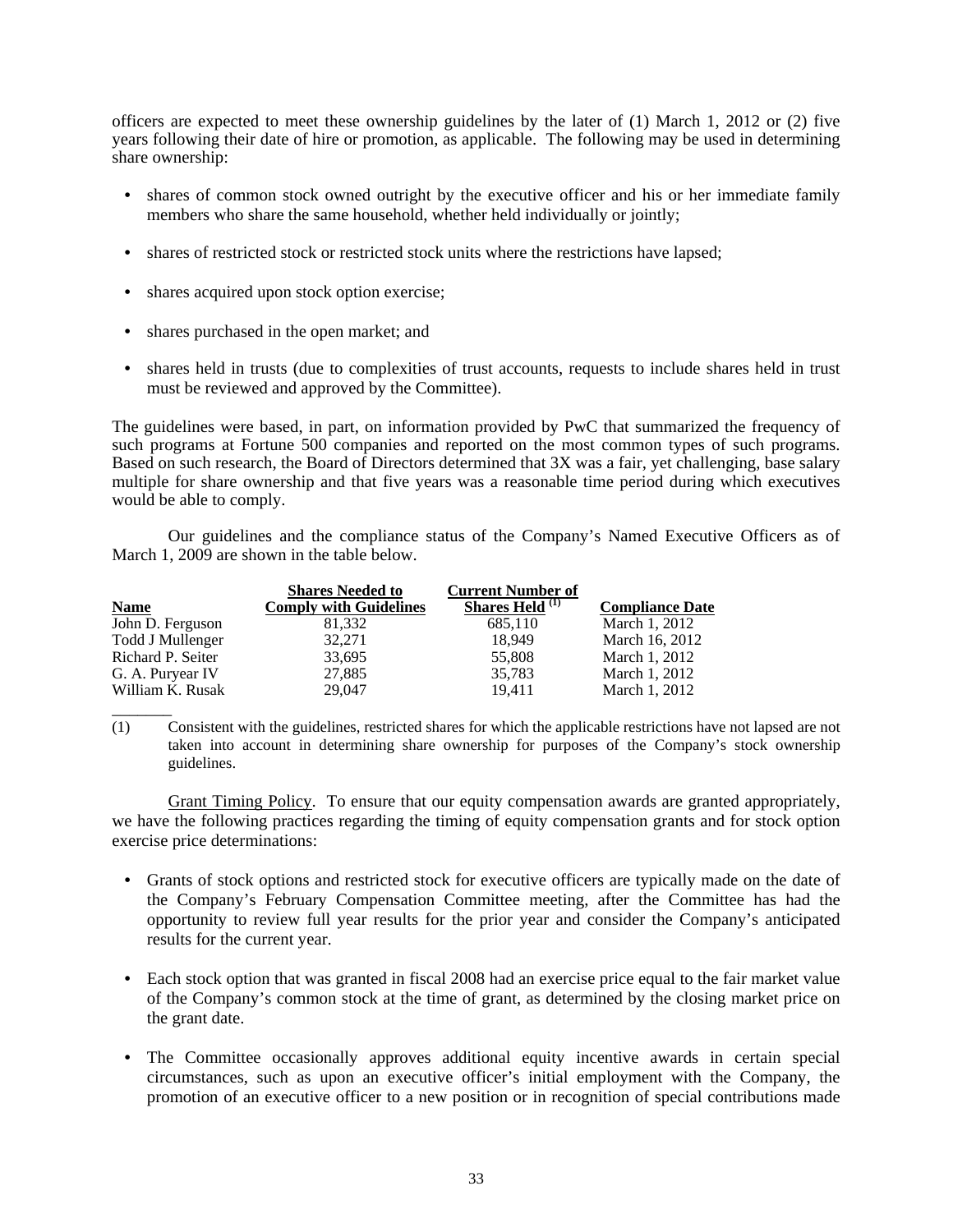officers are expected to meet these ownership guidelines by the later of (1) March 1, 2012 or (2) five years following their date of hire or promotion, as applicable. The following may be used in determining share ownership:

- shares of common stock owned outright by the executive officer and his or her immediate family members who share the same household, whether held individually or jointly;
- shares of restricted stock or restricted stock units where the restrictions have lapsed;
- shares acquired upon stock option exercise;
- shares purchased in the open market; and
- shares held in trusts (due to complexities of trust accounts, requests to include shares held in trust must be reviewed and approved by the Committee).

The guidelines were based, in part, on information provided by PwC that summarized the frequency of such programs at Fortune 500 companies and reported on the most common types of such programs. Based on such research, the Board of Directors determined that 3X was a fair, yet challenging, base salary multiple for share ownership and that five years was a reasonable time period during which executives would be able to comply.

Our guidelines and the compliance status of the Company's Named Executive Officers as of March 1, 2009 are shown in the table below.

| Name | Shares Needed to Comply with Guidelines | Current Number of Shares Held [(1)] | Compliance Date |
|---|---|---|---|
| John D. Ferguson | 81,332 | 685,110 | March 1, 2012 |
| Todd J Mullenger | 32,271 | 18,949 | March 16, 2012 |
| Richard P. Seiter | 33,695 | 55,808 | March 1, 2012 |
| G. A. Puryear IV | 27,885 | 35,783 | March 1, 2012 |
| William K. Rusak | 29,047 | 19,411 | March 1, 2012 |

(1) Consistent with the guidelines, restricted shares for which the applicable restrictions have not lapsed are not taken into account in determining share ownership for purposes of the Company's stock ownership guidelines.

Grant Timing Policy. To ensure that our equity compensation awards are granted appropriately, we have the following practices regarding the timing of equity compensation grants and for stock option exercise price determinations:

- Grants of stock options and restricted stock for executive officers are typically made on the date of the Company's February Compensation Committee meeting, after the Committee has had the opportunity to review full year results for the prior year and consider the Company's anticipated results for the current year.
- Each stock option that was granted in fiscal 2008 had an exercise price equal to the fair market value of the Company's common stock at the time of grant, as determined by the closing market price on the grant date.
- The Committee occasionally approves additional equity incentive awards in certain special circumstances, such as upon an executive officer's initial employment with the Company, the promotion of an executive officer to a new position or in recognition of special contributions made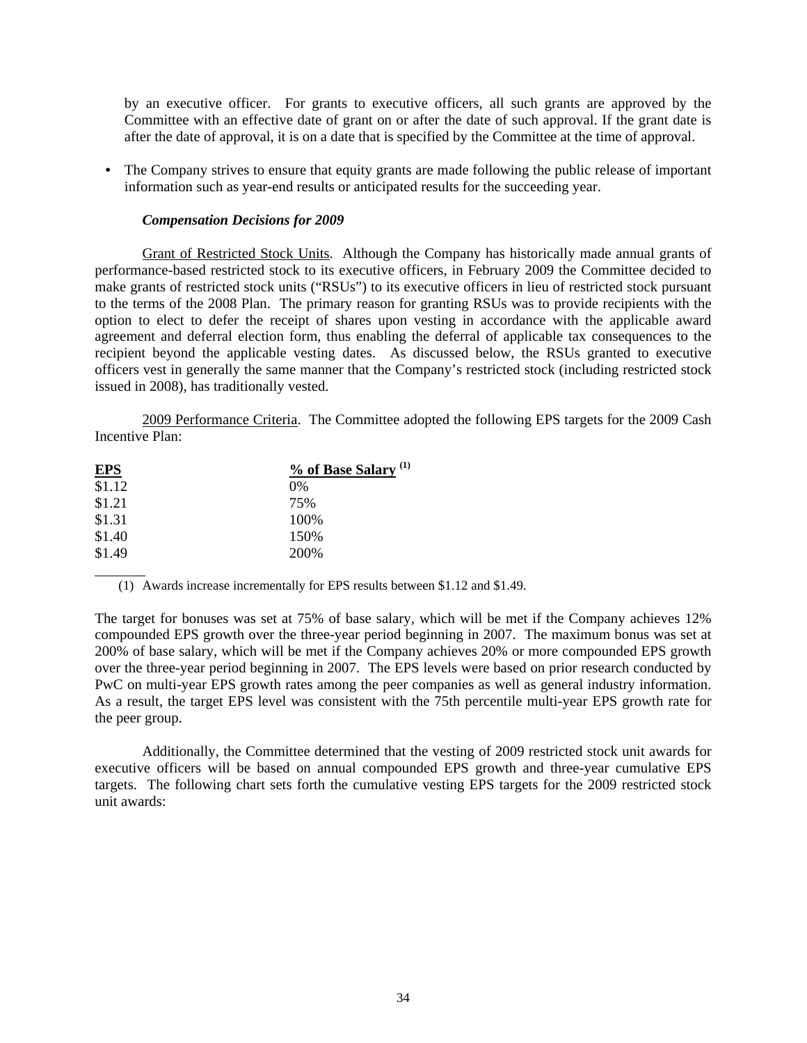by an executive officer. For grants to executive officers, all such grants are approved by the Committee with an effective date of grant on or after the date of such approval. If the grant date is after the date of approval, it is on a date that is specified by the Committee at the time of approval.

- The Company strives to ensure that equity grants are made following the public release of important information such as year-end results or anticipated results for the succeeding year.

***Compensation Decisions for 2009***

Grant of Restricted Stock Units. Although the Company has historically made annual grants of performance-based restricted stock to its executive officers, in February 2009 the Committee decided to make grants of restricted stock units ("RSUs") to its executive officers in lieu of restricted stock pursuant to the terms of the 2008 Plan. The primary reason for granting RSUs was to provide recipients with the option to elect to defer the receipt of shares upon vesting in accordance with the applicable award agreement and deferral election form, thus enabling the deferral of applicable tax consequences to the recipient beyond the applicable vesting dates. As discussed below, the RSUs granted to executive officers vest in generally the same manner that the Company's restricted stock (including restricted stock issued in 2008), has traditionally vested.

2009 Performance Criteria. The Committee adopted the following EPS targets for the 2009 Cash Incentive Plan:

| EPS | % of Base Salary (1) |
|---|---|
| $1.12 | 0% |
| $1.21 | 75% |
| $1.31 | 100% |
| $1.40 | 150% |
| $1.49 | 200% |

(1) Awards increase incrementally for EPS results between $1.12 and $1.49.

The target for bonuses was set at 75% of base salary, which will be met if the Company achieves 12% compounded EPS growth over the three-year period beginning in 2007. The maximum bonus was set at 200% of base salary, which will be met if the Company achieves 20% or more compounded EPS growth over the three-year period beginning in 2007. The EPS levels were based on prior research conducted by PwC on multi-year EPS growth rates among the peer companies as well as general industry information. As a result, the target EPS level was consistent with the 75th percentile multi-year EPS growth rate for the peer group.

Additionally, the Committee determined that the vesting of 2009 restricted stock unit awards for executive officers will be based on annual compounded EPS growth and three-year cumulative EPS targets. The following chart sets forth the cumulative vesting EPS targets for the 2009 restricted stock unit awards: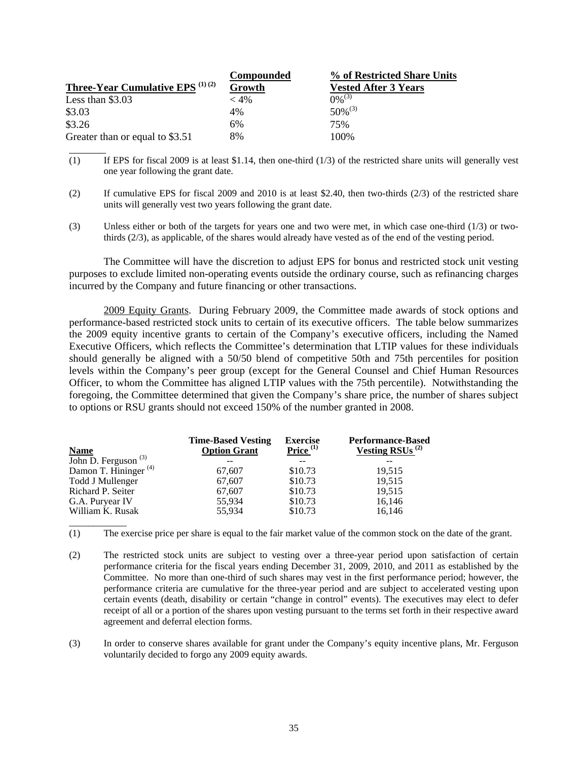| Three-Year Cumulative EPS [(1)(2)] | Compounded Growth | % of Restricted Share Units Vested After 3 Years |
|---|---|---|
| Less than $3.03 | < 4% | 0%[(3)] |
| $3.03 | 4% | 50%[(3)] |
| $3.26 | 6% | 75% |
| Greater than or equal to $3.51 | 8% | 100% |

(1) If EPS for fiscal 2009 is at least $1.14, then one-third (1/3) of the restricted share units will generally vest one year following the grant date.

(2) If cumulative EPS for fiscal 2009 and 2010 is at least $2.40, then two-thirds (2/3) of the restricted share units will generally vest two years following the grant date.

(3) Unless either or both of the targets for years one and two were met, in which case one-third (1/3) or two-thirds (2/3), as applicable, of the shares would already have vested as of the end of the vesting period.

The Committee will have the discretion to adjust EPS for bonus and restricted stock unit vesting purposes to exclude limited non-operating events outside the ordinary course, such as refinancing charges incurred by the Company and future financing or other transactions.

2009 Equity Grants. During February 2009, the Committee made awards of stock options and performance-based restricted stock units to certain of its executive officers. The table below summarizes the 2009 equity incentive grants to certain of the Company's executive officers, including the Named Executive Officers, which reflects the Committee's determination that LTIP values for these individuals should generally be aligned with a 50/50 blend of competitive 50th and 75th percentiles for position levels within the Company's peer group (except for the General Counsel and Chief Human Resources Officer, to whom the Committee has aligned LTIP values with the 75th percentile). Notwithstanding the foregoing, the Committee determined that given the Company's share price, the number of shares subject to options or RSU grants should not exceed 150% of the number granted in 2008.

| Name | Time-Based Vesting Option Grant | Exercise Price [(1)] | Performance-Based Vesting RSUs [(2)] |
|---|---|---|---|
| John D. Ferguson [(3)] | -- | -- | -- |
| Damon T. Hininger [(4)] | 67,607 | $10.73 | 19,515 |
| Todd J Mullenger | 67,607 | $10.73 | 19,515 |
| Richard P. Seiter | 67,607 | $10.73 | 19,515 |
| G.A. Puryear IV | 55,934 | $10.73 | 16,146 |
| William K. Rusak | 55,934 | $10.73 | 16,146 |

(1) The exercise price per share is equal to the fair market value of the common stock on the date of the grant.

(2) The restricted stock units are subject to vesting over a three-year period upon satisfaction of certain performance criteria for the fiscal years ending December 31, 2009, 2010, and 2011 as established by the Committee. No more than one-third of such shares may vest in the first performance period; however, the performance criteria are cumulative for the three-year period and are subject to accelerated vesting upon certain events (death, disability or certain "change in control" events). The executives may elect to defer receipt of all or a portion of the shares upon vesting pursuant to the terms set forth in their respective award agreement and deferral election forms.

(3) In order to conserve shares available for grant under the Company's equity incentive plans, Mr. Ferguson voluntarily decided to forgo any 2009 equity awards.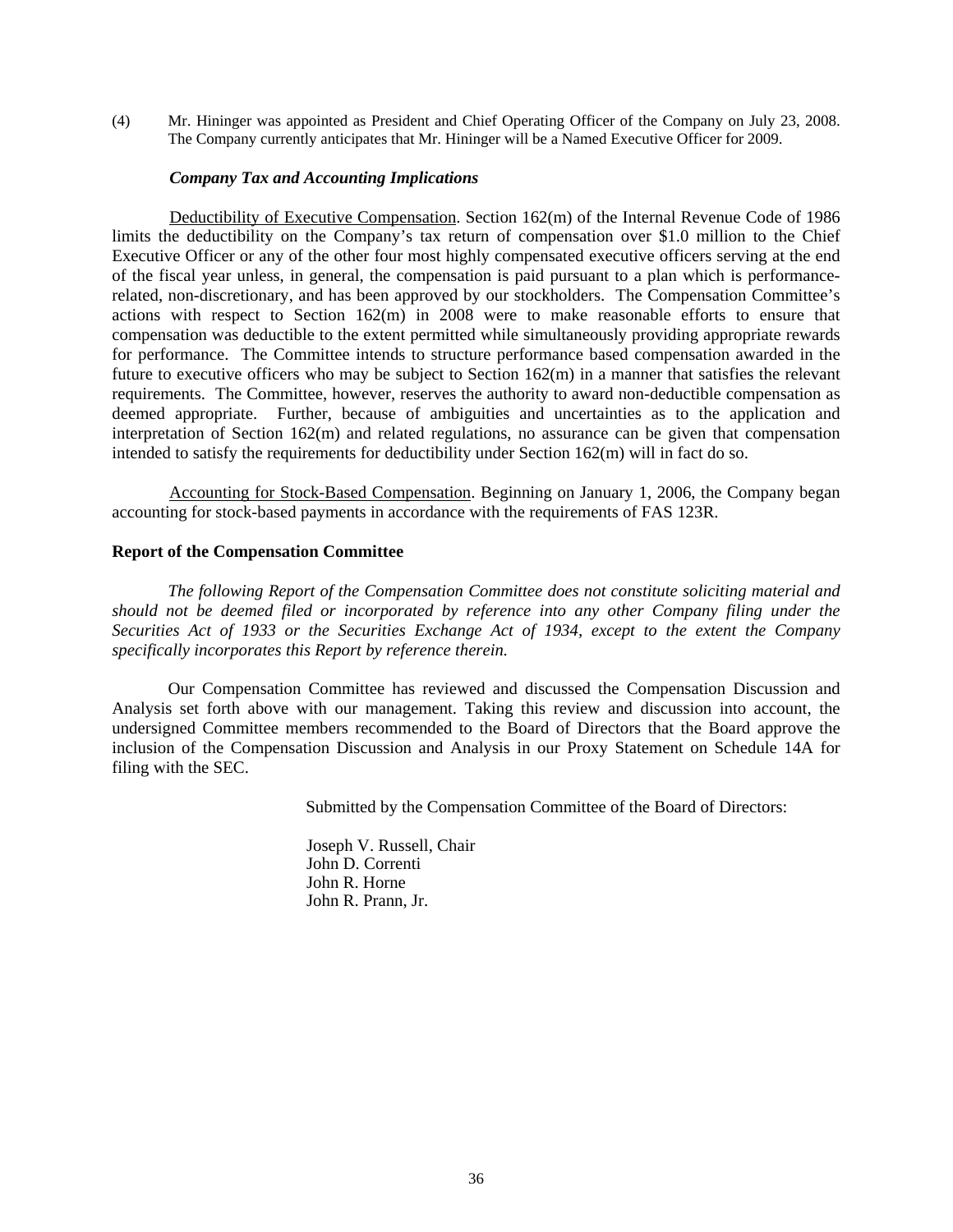(4) Mr. Hininger was appointed as President and Chief Operating Officer of the Company on July 23, 2008. The Company currently anticipates that Mr. Hininger will be a Named Executive Officer for 2009.

### *Company Tax and Accounting Implications*

Deductibility of Executive Compensation. Section 162(m) of the Internal Revenue Code of 1986 limits the deductibility on the Company's tax return of compensation over $1.0 million to the Chief Executive Officer or any of the other four most highly compensated executive officers serving at the end of the fiscal year unless, in general, the compensation is paid pursuant to a plan which is performance-related, non-discretionary, and has been approved by our stockholders. The Compensation Committee's actions with respect to Section 162(m) in 2008 were to make reasonable efforts to ensure that compensation was deductible to the extent permitted while simultaneously providing appropriate rewards for performance. The Committee intends to structure performance based compensation awarded in the future to executive officers who may be subject to Section 162(m) in a manner that satisfies the relevant requirements. The Committee, however, reserves the authority to award non-deductible compensation as deemed appropriate. Further, because of ambiguities and uncertainties as to the application and interpretation of Section 162(m) and related regulations, no assurance can be given that compensation intended to satisfy the requirements for deductibility under Section 162(m) will in fact do so.

Accounting for Stock-Based Compensation. Beginning on January 1, 2006, the Company began accounting for stock-based payments in accordance with the requirements of FAS 123R.

## **Report of the Compensation Committee**

*The following Report of the Compensation Committee does not constitute soliciting material and should not be deemed filed or incorporated by reference into any other Company filing under the Securities Act of 1933 or the Securities Exchange Act of 1934, except to the extent the Company specifically incorporates this Report by reference therein.*

Our Compensation Committee has reviewed and discussed the Compensation Discussion and Analysis set forth above with our management. Taking this review and discussion into account, the undersigned Committee members recommended to the Board of Directors that the Board approve the inclusion of the Compensation Discussion and Analysis in our Proxy Statement on Schedule 14A for filing with the SEC.

Submitted by the Compensation Committee of the Board of Directors:

Joseph V. Russell, Chair
John D. Correnti
John R. Horne
John R. Prann, Jr.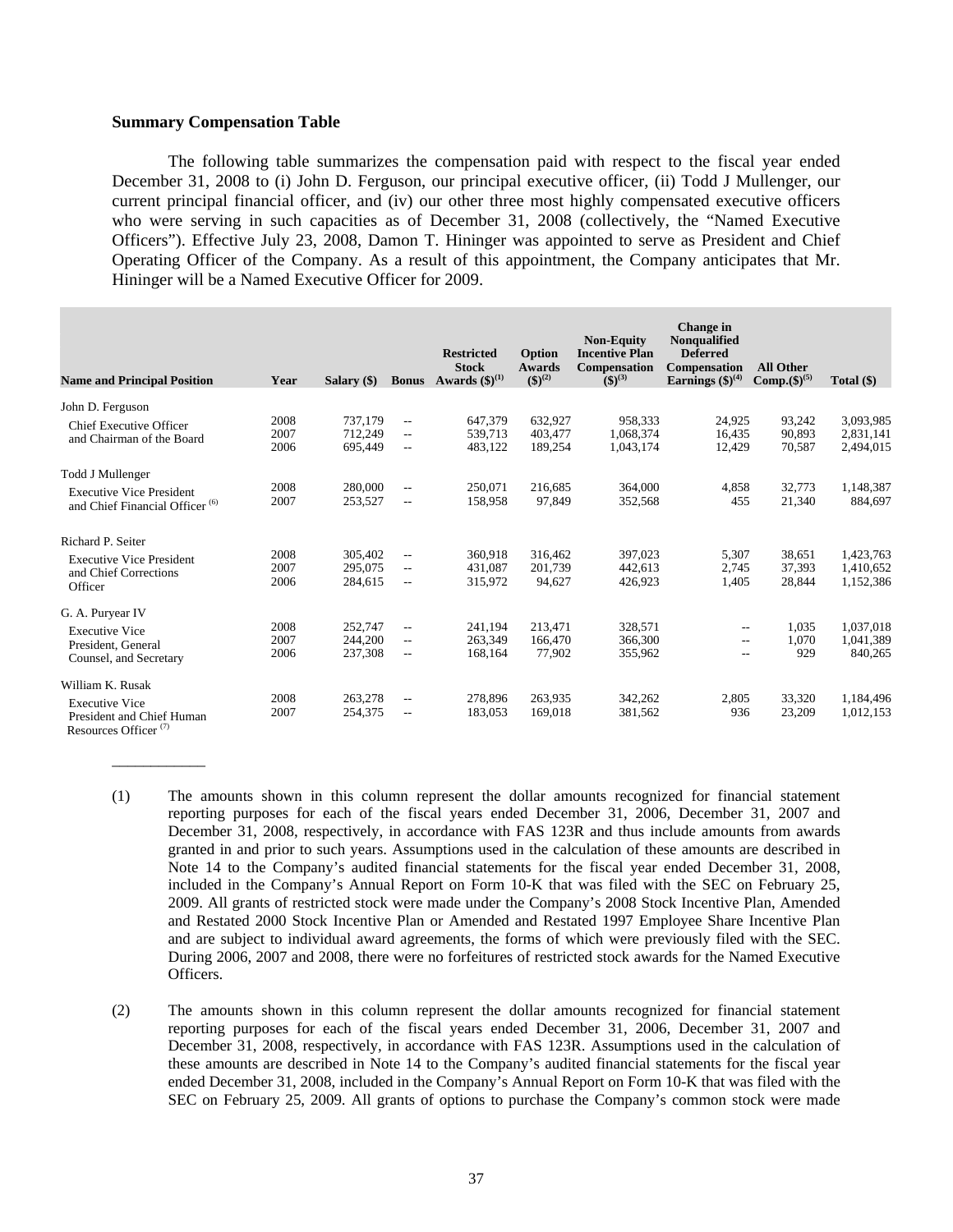**Summary Compensation Table**

The following table summarizes the compensation paid with respect to the fiscal year ended December 31, 2008 to (i) John D. Ferguson, our principal executive officer, (ii) Todd J Mullenger, our current principal financial officer, and (iv) our other three most highly compensated executive officers who were serving in such capacities as of December 31, 2008 (collectively, the "Named Executive Officers"). Effective July 23, 2008, Damon T. Hininger was appointed to serve as President and Chief Operating Officer of the Company. As a result of this appointment, the Company anticipates that Mr. Hininger will be a Named Executive Officer for 2009.

| Name and Principal Position | Year | Salary ($) | Bonus | Restricted Stock Awards ($)(1) | Option Awards ($)(2) | Non-Equity Incentive Plan Compensation ($)(3) | Change in Nonqualified Deferred Compensation Earnings ($)(4) | All Other Comp.($)(5) | Total ($) |
|---|---|---|---|---|---|---|---|---|---|
| John D. Ferguson | | | | | | | | | |
| Chief Executive Officer and Chairman of the Board | 2008 | 737,179 | -- | 647,379 | 632,927 | 958,333 | 24,925 | 93,242 | 3,093,985 |
| | 2007 | 712,249 | -- | 539,713 | 403,477 | 1,068,374 | 16,435 | 90,893 | 2,831,141 |
| | 2006 | 695,449 | -- | 483,122 | 189,254 | 1,043,174 | 12,429 | 70,587 | 2,494,015 |
| Todd J Mullenger | | | | | | | | | |
| Executive Vice President and Chief Financial Officer (6) | 2008 | 280,000 | -- | 250,071 | 216,685 | 364,000 | 4,858 | 32,773 | 1,148,387 |
| | 2007 | 253,527 | -- | 158,958 | 97,849 | 352,568 | 455 | 21,340 | 884,697 |
| Richard P. Seiter | | | | | | | | | |
| Executive Vice President and Chief Corrections Officer | 2008 | 305,402 | -- | 360,918 | 316,462 | 397,023 | 5,307 | 38,651 | 1,423,763 |
| | 2007 | 295,075 | -- | 431,087 | 201,739 | 442,613 | 2,745 | 37,393 | 1,410,652 |
| | 2006 | 284,615 | -- | 315,972 | 94,627 | 426,923 | 1,405 | 28,844 | 1,152,386 |
| G. A. Puryear IV | | | | | | | | | |
| Executive Vice President, General Counsel, and Secretary | 2008 | 252,747 | -- | 241,194 | 213,471 | 328,571 | -- | 1,035 | 1,037,018 |
| | 2007 | 244,200 | -- | 263,349 | 166,470 | 366,300 | -- | 1,070 | 1,041,389 |
| | 2006 | 237,308 | -- | 168,164 | 77,902 | 355,962 | -- | 929 | 840,265 |
| William K. Rusak | | | | | | | | | |
| Executive Vice President and Chief Human Resources Officer (7) | 2008 | 263,278 | -- | 278,896 | 263,935 | 342,262 | 2,805 | 33,320 | 1,184,496 |
| | 2007 | 254,375 | -- | 183,053 | 169,018 | 381,562 | 936 | 23,209 | 1,012,153 |

(1) The amounts shown in this column represent the dollar amounts recognized for financial statement reporting purposes for each of the fiscal years ended December 31, 2006, December 31, 2007 and December 31, 2008, respectively, in accordance with FAS 123R and thus include amounts from awards granted in and prior to such years. Assumptions used in the calculation of these amounts are described in Note 14 to the Company's audited financial statements for the fiscal year ended December 31, 2008, included in the Company's Annual Report on Form 10-K that was filed with the SEC on February 25, 2009. All grants of restricted stock were made under the Company's 2008 Stock Incentive Plan, Amended and Restated 2000 Stock Incentive Plan or Amended and Restated 1997 Employee Share Incentive Plan and are subject to individual award agreements, the forms of which were previously filed with the SEC. During 2006, 2007 and 2008, there were no forfeitures of restricted stock awards for the Named Executive Officers.

(2) The amounts shown in this column represent the dollar amounts recognized for financial statement reporting purposes for each of the fiscal years ended December 31, 2006, December 31, 2007 and December 31, 2008, respectively, in accordance with FAS 123R. Assumptions used in the calculation of these amounts are described in Note 14 to the Company's audited financial statements for the fiscal year ended December 31, 2008, included in the Company's Annual Report on Form 10-K that was filed with the SEC on February 25, 2009. All grants of options to purchase the Company's common stock were made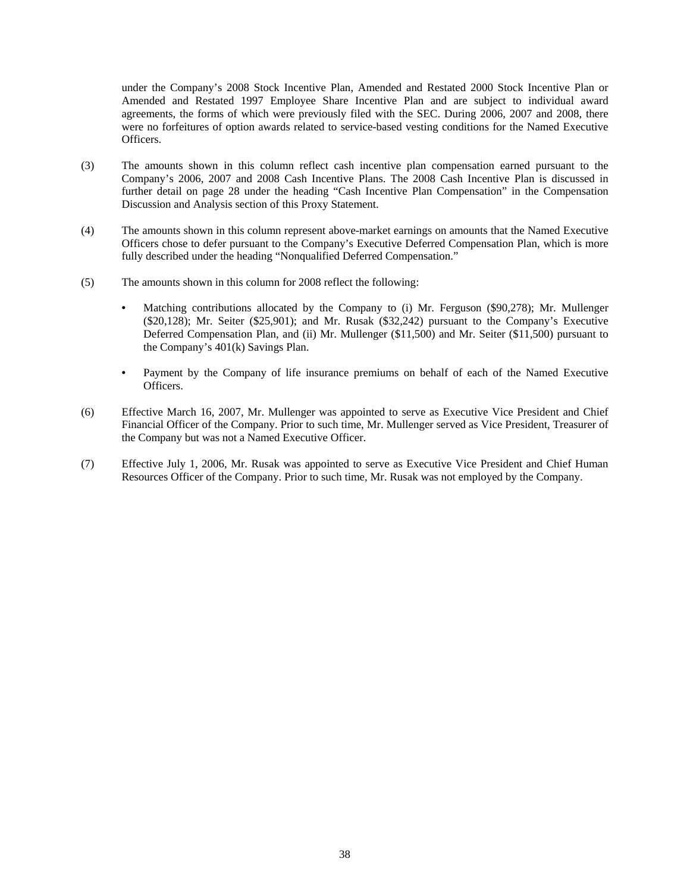under the Company's 2008 Stock Incentive Plan, Amended and Restated 2000 Stock Incentive Plan or Amended and Restated 1997 Employee Share Incentive Plan and are subject to individual award agreements, the forms of which were previously filed with the SEC. During 2006, 2007 and 2008, there were no forfeitures of option awards related to service-based vesting conditions for the Named Executive Officers.

(3) The amounts shown in this column reflect cash incentive plan compensation earned pursuant to the Company's 2006, 2007 and 2008 Cash Incentive Plans. The 2008 Cash Incentive Plan is discussed in further detail on page 28 under the heading "Cash Incentive Plan Compensation" in the Compensation Discussion and Analysis section of this Proxy Statement.

(4) The amounts shown in this column represent above-market earnings on amounts that the Named Executive Officers chose to defer pursuant to the Company's Executive Deferred Compensation Plan, which is more fully described under the heading "Nonqualified Deferred Compensation."

(5) The amounts shown in this column for 2008 reflect the following:

- Matching contributions allocated by the Company to (i) Mr. Ferguson ($90,278); Mr. Mullenger ($20,128); Mr. Seiter ($25,901); and Mr. Rusak ($32,242) pursuant to the Company's Executive Deferred Compensation Plan, and (ii) Mr. Mullenger ($11,500) and Mr. Seiter ($11,500) pursuant to the Company's 401(k) Savings Plan.
- Payment by the Company of life insurance premiums on behalf of each of the Named Executive Officers.

(6) Effective March 16, 2007, Mr. Mullenger was appointed to serve as Executive Vice President and Chief Financial Officer of the Company. Prior to such time, Mr. Mullenger served as Vice President, Treasurer of the Company but was not a Named Executive Officer.

(7) Effective July 1, 2006, Mr. Rusak was appointed to serve as Executive Vice President and Chief Human Resources Officer of the Company. Prior to such time, Mr. Rusak was not employed by the Company.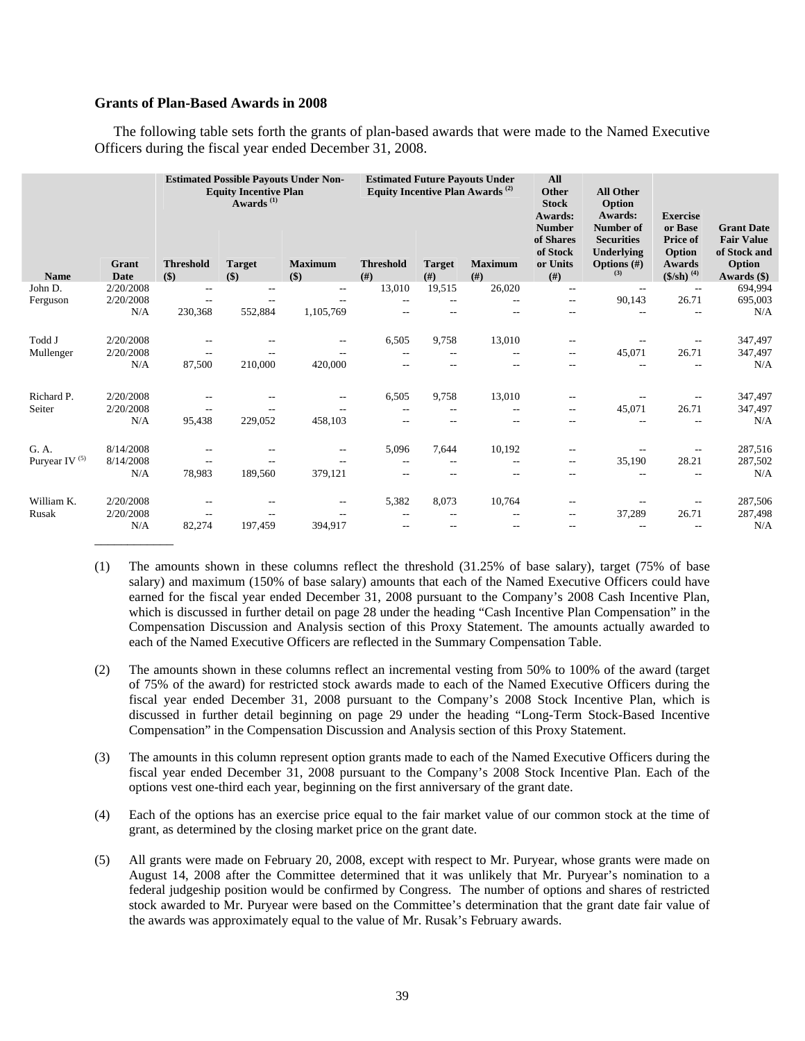### Grants of Plan-Based Awards in 2008

The following table sets forth the grants of plan-based awards that were made to the Named Executive Officers during the fiscal year ended December 31, 2008.

| | | Estimated Possible Payouts Under Non-Equity Incentive Plan Awards [(1)] | | | Estimated Future Payouts Under Equity Incentive Plan Awards [(2)] | | | All Other Stock Awards: Number of Shares of Stock or Units (#) | All Other Option Awards: Number of Securities Underlying Options (#) [(3)] | Exercise or Base Price of Option Awards ($/sh) [(4)] | Grant Date Fair Value of Stock and Option Awards ($) |
|---|---|---|---|---|---|---|---|---|---|---|---|
| **Name** | **Grant Date** | **Threshold ($)** | **Target ($)** | **Maximum ($)** | **Threshold (#)** | **Target (#)** | **Maximum (#)** | | | | |
| John D. Ferguson | 2/20/2008 | -- | -- | -- | 13,010 | 19,515 | 26,020 | -- | -- | -- | 694,994 |
| | 2/20/2008 | -- | -- | -- | -- | -- | -- | -- | 90,143 | 26.71 | 695,003 |
| | N/A | 230,368 | 552,884 | 1,105,769 | -- | -- | -- | -- | -- | -- | N/A |
| Todd J Mullenger | 2/20/2008 | -- | -- | -- | 6,505 | 9,758 | 13,010 | -- | -- | -- | 347,497 |
| | 2/20/2008 | -- | -- | -- | -- | -- | -- | -- | 45,071 | 26.71 | 347,497 |
| | N/A | 87,500 | 210,000 | 420,000 | -- | -- | -- | -- | -- | -- | N/A |
| Richard P. Seiter | 2/20/2008 | -- | -- | -- | 6,505 | 9,758 | 13,010 | -- | -- | -- | 347,497 |
| | 2/20/2008 | -- | -- | -- | -- | -- | -- | -- | 45,071 | 26.71 | 347,497 |
| | N/A | 95,438 | 229,052 | 458,103 | -- | -- | -- | -- | -- | -- | N/A |
| G. A. Puryear IV [(5)] | 8/14/2008 | -- | -- | -- | 5,096 | 7,644 | 10,192 | -- | -- | -- | 287,516 |
| | 8/14/2008 | -- | -- | -- | -- | -- | -- | -- | 35,190 | 28.21 | 287,502 |
| | N/A | 78,983 | 189,560 | 379,121 | -- | -- | -- | -- | -- | -- | N/A |
| William K. Rusak | 2/20/2008 | -- | -- | -- | 5,382 | 8,073 | 10,764 | -- | -- | -- | 287,506 |
| | 2/20/2008 | -- | -- | -- | -- | -- | -- | -- | 37,289 | 26.71 | 287,498 |
| | N/A | 82,274 | 197,459 | 394,917 | -- | -- | -- | -- | -- | -- | N/A |

(1) The amounts shown in these columns reflect the threshold (31.25% of base salary), target (75% of base salary) and maximum (150% of base salary) amounts that each of the Named Executive Officers could have earned for the fiscal year ended December 31, 2008 pursuant to the Company's 2008 Cash Incentive Plan, which is discussed in further detail on page 28 under the heading "Cash Incentive Plan Compensation" in the Compensation Discussion and Analysis section of this Proxy Statement. The amounts actually awarded to each of the Named Executive Officers are reflected in the Summary Compensation Table.

(2) The amounts shown in these columns reflect an incremental vesting from 50% to 100% of the award (target of 75% of the award) for restricted stock awards made to each of the Named Executive Officers during the fiscal year ended December 31, 2008 pursuant to the Company's 2008 Stock Incentive Plan, which is discussed in further detail beginning on page 29 under the heading "Long-Term Stock-Based Incentive Compensation" in the Compensation Discussion and Analysis section of this Proxy Statement.

(3) The amounts in this column represent option grants made to each of the Named Executive Officers during the fiscal year ended December 31, 2008 pursuant to the Company's 2008 Stock Incentive Plan. Each of the options vest one-third each year, beginning on the first anniversary of the grant date.

(4) Each of the options has an exercise price equal to the fair market value of our common stock at the time of grant, as determined by the closing market price on the grant date.

(5) All grants were made on February 20, 2008, except with respect to Mr. Puryear, whose grants were made on August 14, 2008 after the Committee determined that it was unlikely that Mr. Puryear's nomination to a federal judgeship position would be confirmed by Congress. The number of options and shares of restricted stock awarded to Mr. Puryear were based on the Committee's determination that the grant date fair value of the awards was approximately equal to the value of Mr. Rusak's February awards.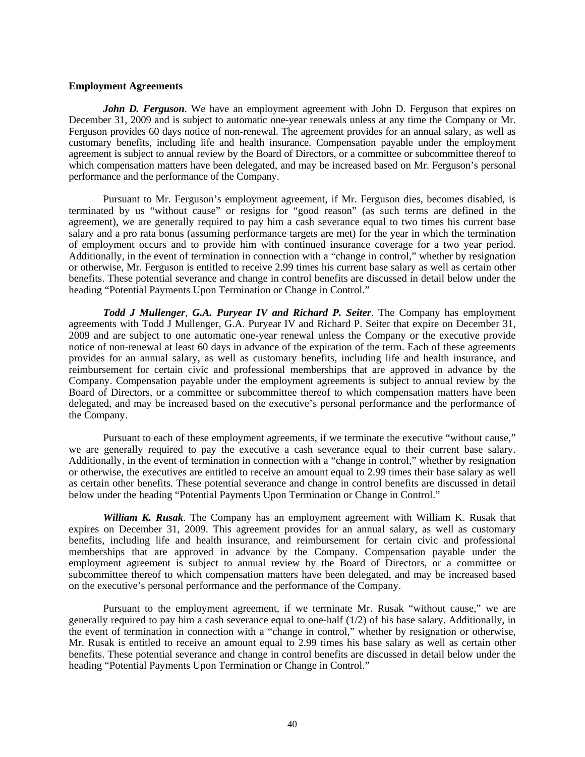**Employment Agreements**

***John D. Ferguson***. We have an employment agreement with John D. Ferguson that expires on December 31, 2009 and is subject to automatic one-year renewals unless at any time the Company or Mr. Ferguson provides 60 days notice of non-renewal. The agreement provides for an annual salary, as well as customary benefits, including life and health insurance. Compensation payable under the employment agreement is subject to annual review by the Board of Directors, or a committee or subcommittee thereof to which compensation matters have been delegated, and may be increased based on Mr. Ferguson's personal performance and the performance of the Company.

Pursuant to Mr. Ferguson's employment agreement, if Mr. Ferguson dies, becomes disabled, is terminated by us "without cause" or resigns for "good reason" (as such terms are defined in the agreement), we are generally required to pay him a cash severance equal to two times his current base salary and a pro rata bonus (assuming performance targets are met) for the year in which the termination of employment occurs and to provide him with continued insurance coverage for a two year period. Additionally, in the event of termination in connection with a "change in control," whether by resignation or otherwise, Mr. Ferguson is entitled to receive 2.99 times his current base salary as well as certain other benefits. These potential severance and change in control benefits are discussed in detail below under the heading "Potential Payments Upon Termination or Change in Control."

***Todd J Mullenger***, ***G.A. Puryear IV and Richard P. Seiter***. The Company has employment agreements with Todd J Mullenger, G.A. Puryear IV and Richard P. Seiter that expire on December 31, 2009 and are subject to one automatic one-year renewal unless the Company or the executive provide notice of non-renewal at least 60 days in advance of the expiration of the term. Each of these agreements provides for an annual salary, as well as customary benefits, including life and health insurance, and reimbursement for certain civic and professional memberships that are approved in advance by the Company. Compensation payable under the employment agreements is subject to annual review by the Board of Directors, or a committee or subcommittee thereof to which compensation matters have been delegated, and may be increased based on the executive's personal performance and the performance of the Company.

Pursuant to each of these employment agreements, if we terminate the executive "without cause," we are generally required to pay the executive a cash severance equal to their current base salary. Additionally, in the event of termination in connection with a "change in control," whether by resignation or otherwise, the executives are entitled to receive an amount equal to 2.99 times their base salary as well as certain other benefits. These potential severance and change in control benefits are discussed in detail below under the heading "Potential Payments Upon Termination or Change in Control."

***William K. Rusak***. The Company has an employment agreement with William K. Rusak that expires on December 31, 2009. This agreement provides for an annual salary, as well as customary benefits, including life and health insurance, and reimbursement for certain civic and professional memberships that are approved in advance by the Company. Compensation payable under the employment agreement is subject to annual review by the Board of Directors, or a committee or subcommittee thereof to which compensation matters have been delegated, and may be increased based on the executive's personal performance and the performance of the Company.

Pursuant to the employment agreement, if we terminate Mr. Rusak "without cause," we are generally required to pay him a cash severance equal to one-half (1/2) of his base salary. Additionally, in the event of termination in connection with a "change in control," whether by resignation or otherwise, Mr. Rusak is entitled to receive an amount equal to 2.99 times his base salary as well as certain other benefits. These potential severance and change in control benefits are discussed in detail below under the heading "Potential Payments Upon Termination or Change in Control."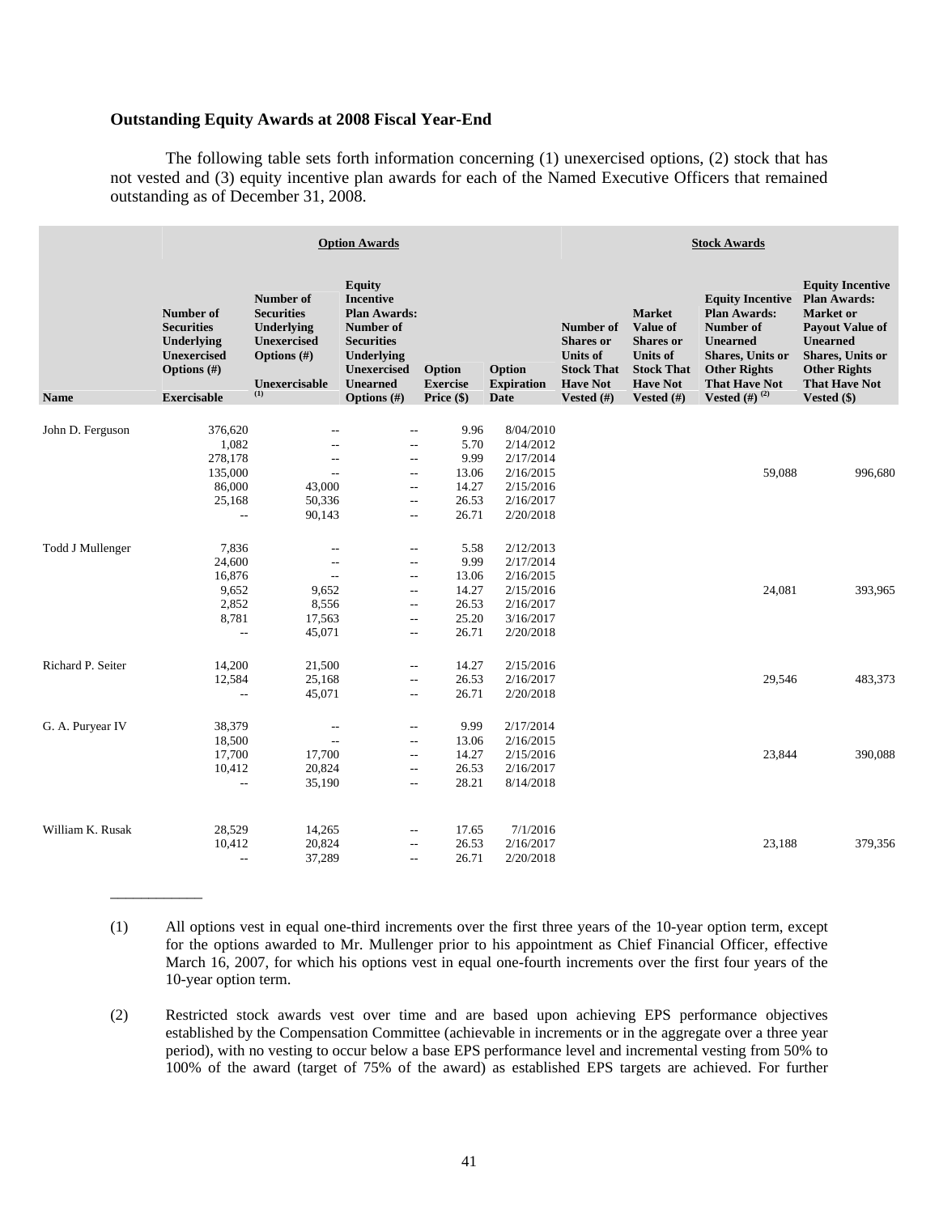## Outstanding Equity Awards at 2008 Fiscal Year-End

The following table sets forth information concerning (1) unexercised options, (2) stock that has not vested and (3) equity incentive plan awards for each of the Named Executive Officers that remained outstanding as of December 31, 2008.

| | Option Awards | | | | | Stock Awards | | | |
|---|---|---|---|---|---|---|---|---|---|
| Name | Number of Securities Underlying Unexercised Options (#) Exercisable | Number of Securities Underlying Unexercised Options (#) Unexercisable [(1)] | Equity Incentive Plan Awards: Number of Securities Underlying Unexercised Unearned Options (#) | Option Exercise Price ($) | Option Expiration Date | Number of Shares or Units of Stock That Have Not Vested (#) | Market Value of Shares or Units of Stock That Have Not Vested (#) | Equity Incentive Plan Awards: Number of Unearned Shares, Units or Other Rights That Have Not Vested (#) [(2)] | Equity Incentive Plan Awards: Market or Payout Value of Unearned Shares, Units or Other Rights That Have Not Vested ($) |
| John D. Ferguson | 376,620 | -- | -- | 9.96 | 8/04/2010 | | | | |
| | 1,082 | -- | -- | 5.70 | 2/14/2012 | | | | |
| | 278,178 | -- | -- | 9.99 | 2/17/2014 | | | | |
| | 135,000 | -- | -- | 13.06 | 2/16/2015 | | | 59,088 | 996,680 |
| | 86,000 | 43,000 | -- | 14.27 | 2/15/2016 | | | | |
| | 25,168 | 50,336 | -- | 26.53 | 2/16/2017 | | | | |
| | -- | 90,143 | -- | 26.71 | 2/20/2018 | | | | |
| Todd J Mullenger | 7,836 | -- | -- | 5.58 | 2/12/2013 | | | | |
| | 24,600 | -- | -- | 9.99 | 2/17/2014 | | | | |
| | 16,876 | -- | -- | 13.06 | 2/16/2015 | | | | |
| | 9,652 | 9,652 | -- | 14.27 | 2/15/2016 | | | 24,081 | 393,965 |
| | 2,852 | 8,556 | -- | 26.53 | 2/16/2017 | | | | |
| | 8,781 | 17,563 | -- | 25.20 | 3/16/2017 | | | | |
| | -- | 45,071 | -- | 26.71 | 2/20/2018 | | | | |
| Richard P. Seiter | 14,200 | 21,500 | -- | 14.27 | 2/15/2016 | | | | |
| | 12,584 | 25,168 | -- | 26.53 | 2/16/2017 | | | 29,546 | 483,373 |
| | -- | 45,071 | -- | 26.71 | 2/20/2018 | | | | |
| G. A. Puryear IV | 38,379 | -- | -- | 9.99 | 2/17/2014 | | | | |
| | 18,500 | -- | -- | 13.06 | 2/16/2015 | | | | |
| | 17,700 | 17,700 | -- | 14.27 | 2/15/2016 | | | 23,844 | 390,088 |
| | 10,412 | 20,824 | -- | 26.53 | 2/16/2017 | | | | |
| | -- | 35,190 | -- | 28.21 | 8/14/2018 | | | | |
| William K. Rusak | 28,529 | 14,265 | -- | 17.65 | 7/1/2016 | | | | |
| | 10,412 | 20,824 | -- | 26.53 | 2/16/2017 | | | 23,188 | 379,356 |
| | -- | 37,289 | -- | 26.71 | 2/20/2018 | | | | |

____________

(1) All options vest in equal one-third increments over the first three years of the 10-year option term, except for the options awarded to Mr. Mullenger prior to his appointment as Chief Financial Officer, effective March 16, 2007, for which his options vest in equal one-fourth increments over the first four years of the 10-year option term.

(2) Restricted stock awards vest over time and are based upon achieving EPS performance objectives established by the Compensation Committee (achievable in increments or in the aggregate over a three year period), with no vesting to occur below a base EPS performance level and incremental vesting from 50% to 100% of the award (target of 75% of the award) as established EPS targets are achieved. For further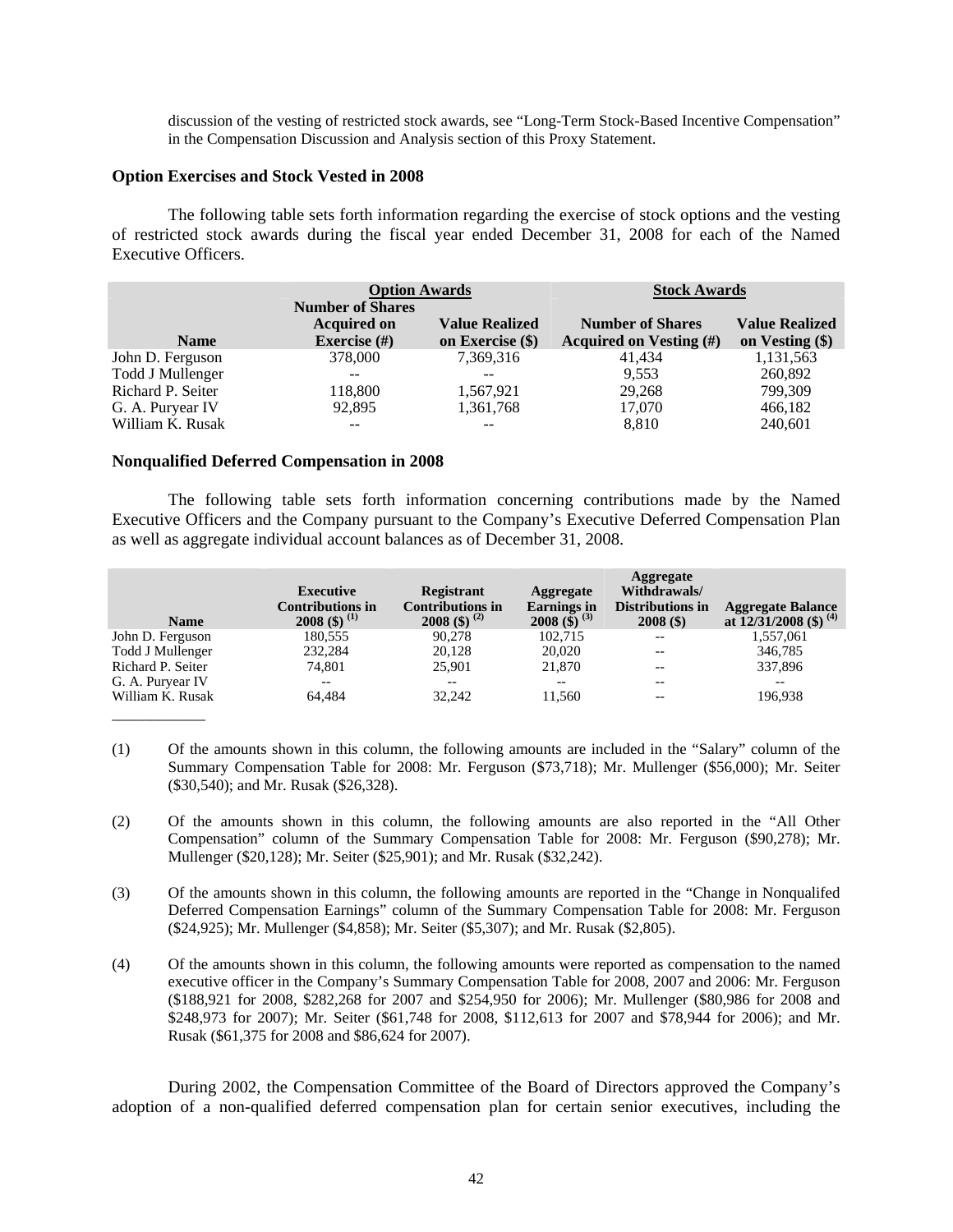discussion of the vesting of restricted stock awards, see "Long-Term Stock-Based Incentive Compensation" in the Compensation Discussion and Analysis section of this Proxy Statement.

**Option Exercises and Stock Vested in 2008**

The following table sets forth information regarding the exercise of stock options and the vesting of restricted stock awards during the fiscal year ended December 31, 2008 for each of the Named Executive Officers.

| | Option Awards | | Stock Awards | |
|---|---|---|---|---|
| **Name** | **Number of Shares Acquired on Exercise (#)** | **Value Realized on Exercise ($)** | **Number of Shares Acquired on Vesting (#)** | **Value Realized on Vesting ($)** |
| John D. Ferguson | 378,000 | 7,369,316 | 41,434 | 1,131,563 |
| Todd J Mullenger | -- | -- | 9,553 | 260,892 |
| Richard P. Seiter | 118,800 | 1,567,921 | 29,268 | 799,309 |
| G. A. Puryear IV | 92,895 | 1,361,768 | 17,070 | 466,182 |
| William K. Rusak | -- | -- | 8,810 | 240,601 |

**Nonqualified Deferred Compensation in 2008**

The following table sets forth information concerning contributions made by the Named Executive Officers and the Company pursuant to the Company's Executive Deferred Compensation Plan as well as aggregate individual account balances as of December 31, 2008.

| Name | Executive Contributions in 2008 ($) (1) | Registrant Contributions in 2008 ($) (2) | Aggregate Earnings in 2008 ($) (3) | Aggregate Withdrawals/ Distributions in 2008 ($) | Aggregate Balance at 12/31/2008 ($) (4) |
|---|---|---|---|---|---|
| John D. Ferguson | 180,555 | 90,278 | 102,715 | -- | 1,557,061 |
| Todd J Mullenger | 232,284 | 20,128 | 20,020 | -- | 346,785 |
| Richard P. Seiter | 74,801 | 25,901 | 21,870 | -- | 337,896 |
| G. A. Puryear IV | -- | -- | -- | -- | -- |
| William K. Rusak | 64,484 | 32,242 | 11,560 | -- | 196,938 |

(1) Of the amounts shown in this column, the following amounts are included in the "Salary" column of the Summary Compensation Table for 2008: Mr. Ferguson ($73,718); Mr. Mullenger ($56,000); Mr. Seiter ($30,540); and Mr. Rusak ($26,328).

(2) Of the amounts shown in this column, the following amounts are also reported in the "All Other Compensation" column of the Summary Compensation Table for 2008: Mr. Ferguson ($90,278); Mr. Mullenger ($20,128); Mr. Seiter ($25,901); and Mr. Rusak ($32,242).

(3) Of the amounts shown in this column, the following amounts are reported in the "Change in Nonqualifed Deferred Compensation Earnings" column of the Summary Compensation Table for 2008: Mr. Ferguson ($24,925); Mr. Mullenger ($4,858); Mr. Seiter ($5,307); and Mr. Rusak ($2,805).

(4) Of the amounts shown in this column, the following amounts were reported as compensation to the named executive officer in the Company's Summary Compensation Table for 2008, 2007 and 2006: Mr. Ferguson ($188,921 for 2008, $282,268 for 2007 and $254,950 for 2006); Mr. Mullenger ($80,986 for 2008 and $248,973 for 2007); Mr. Seiter ($61,748 for 2008, $112,613 for 2007 and $78,944 for 2006); and Mr. Rusak ($61,375 for 2008 and $86,624 for 2007).

During 2002, the Compensation Committee of the Board of Directors approved the Company's adoption of a non-qualified deferred compensation plan for certain senior executives, including the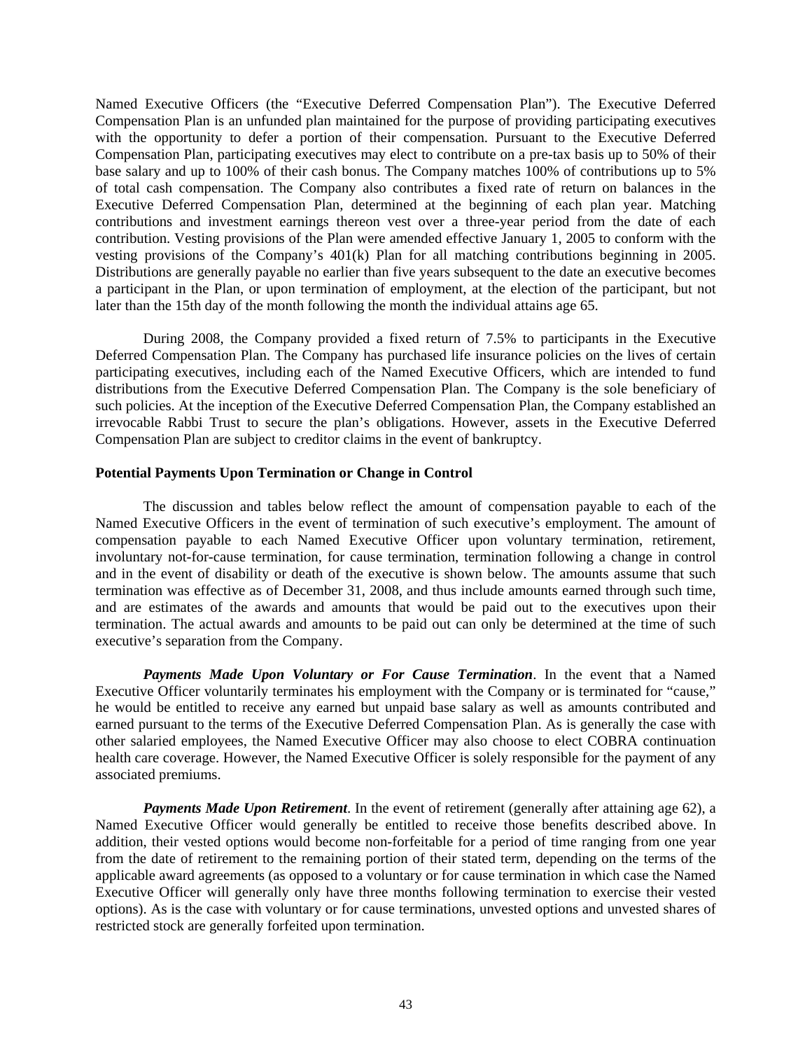Named Executive Officers (the "Executive Deferred Compensation Plan"). The Executive Deferred Compensation Plan is an unfunded plan maintained for the purpose of providing participating executives with the opportunity to defer a portion of their compensation. Pursuant to the Executive Deferred Compensation Plan, participating executives may elect to contribute on a pre-tax basis up to 50% of their base salary and up to 100% of their cash bonus. The Company matches 100% of contributions up to 5% of total cash compensation. The Company also contributes a fixed rate of return on balances in the Executive Deferred Compensation Plan, determined at the beginning of each plan year. Matching contributions and investment earnings thereon vest over a three-year period from the date of each contribution. Vesting provisions of the Plan were amended effective January 1, 2005 to conform with the vesting provisions of the Company's 401(k) Plan for all matching contributions beginning in 2005. Distributions are generally payable no earlier than five years subsequent to the date an executive becomes a participant in the Plan, or upon termination of employment, at the election of the participant, but not later than the 15th day of the month following the month the individual attains age 65.

During 2008, the Company provided a fixed return of 7.5% to participants in the Executive Deferred Compensation Plan. The Company has purchased life insurance policies on the lives of certain participating executives, including each of the Named Executive Officers, which are intended to fund distributions from the Executive Deferred Compensation Plan. The Company is the sole beneficiary of such policies. At the inception of the Executive Deferred Compensation Plan, the Company established an irrevocable Rabbi Trust to secure the plan's obligations. However, assets in the Executive Deferred Compensation Plan are subject to creditor claims in the event of bankruptcy.

**Potential Payments Upon Termination or Change in Control**

The discussion and tables below reflect the amount of compensation payable to each of the Named Executive Officers in the event of termination of such executive's employment. The amount of compensation payable to each Named Executive Officer upon voluntary termination, retirement, involuntary not-for-cause termination, for cause termination, termination following a change in control and in the event of disability or death of the executive is shown below. The amounts assume that such termination was effective as of December 31, 2008, and thus include amounts earned through such time, and are estimates of the awards and amounts that would be paid out to the executives upon their termination. The actual awards and amounts to be paid out can only be determined at the time of such executive's separation from the Company.

***Payments Made Upon Voluntary or For Cause Termination***. In the event that a Named Executive Officer voluntarily terminates his employment with the Company or is terminated for "cause," he would be entitled to receive any earned but unpaid base salary as well as amounts contributed and earned pursuant to the terms of the Executive Deferred Compensation Plan. As is generally the case with other salaried employees, the Named Executive Officer may also choose to elect COBRA continuation health care coverage. However, the Named Executive Officer is solely responsible for the payment of any associated premiums.

***Payments Made Upon Retirement***. In the event of retirement (generally after attaining age 62), a Named Executive Officer would generally be entitled to receive those benefits described above. In addition, their vested options would become non-forfeitable for a period of time ranging from one year from the date of retirement to the remaining portion of their stated term, depending on the terms of the applicable award agreements (as opposed to a voluntary or for cause termination in which case the Named Executive Officer will generally only have three months following termination to exercise their vested options). As is the case with voluntary or for cause terminations, unvested options and unvested shares of restricted stock are generally forfeited upon termination.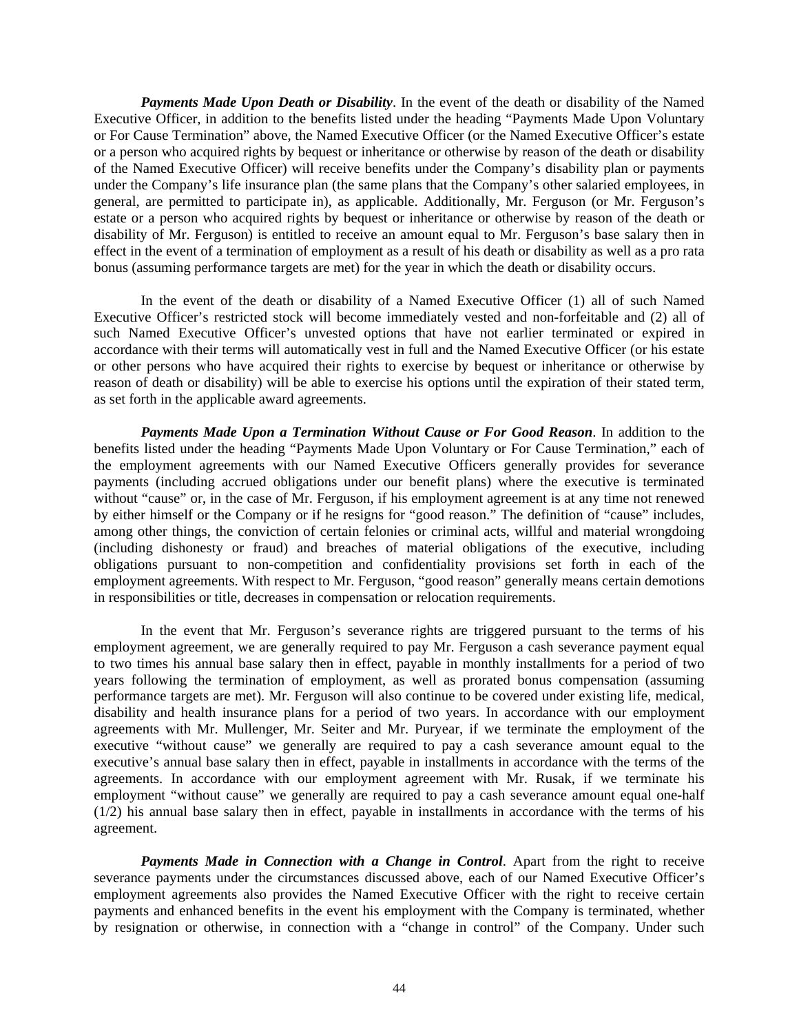***Payments Made Upon Death or Disability***. In the event of the death or disability of the Named Executive Officer, in addition to the benefits listed under the heading "Payments Made Upon Voluntary or For Cause Termination" above, the Named Executive Officer (or the Named Executive Officer's estate or a person who acquired rights by bequest or inheritance or otherwise by reason of the death or disability of the Named Executive Officer) will receive benefits under the Company's disability plan or payments under the Company's life insurance plan (the same plans that the Company's other salaried employees, in general, are permitted to participate in), as applicable. Additionally, Mr. Ferguson (or Mr. Ferguson's estate or a person who acquired rights by bequest or inheritance or otherwise by reason of the death or disability of Mr. Ferguson) is entitled to receive an amount equal to Mr. Ferguson's base salary then in effect in the event of a termination of employment as a result of his death or disability as well as a pro rata bonus (assuming performance targets are met) for the year in which the death or disability occurs.

In the event of the death or disability of a Named Executive Officer (1) all of such Named Executive Officer's restricted stock will become immediately vested and non-forfeitable and (2) all of such Named Executive Officer's unvested options that have not earlier terminated or expired in accordance with their terms will automatically vest in full and the Named Executive Officer (or his estate or other persons who have acquired their rights to exercise by bequest or inheritance or otherwise by reason of death or disability) will be able to exercise his options until the expiration of their stated term, as set forth in the applicable award agreements.

***Payments Made Upon a Termination Without Cause or For Good Reason***. In addition to the benefits listed under the heading "Payments Made Upon Voluntary or For Cause Termination," each of the employment agreements with our Named Executive Officers generally provides for severance payments (including accrued obligations under our benefit plans) where the executive is terminated without "cause" or, in the case of Mr. Ferguson, if his employment agreement is at any time not renewed by either himself or the Company or if he resigns for "good reason." The definition of "cause" includes, among other things, the conviction of certain felonies or criminal acts, willful and material wrongdoing (including dishonesty or fraud) and breaches of material obligations of the executive, including obligations pursuant to non-competition and confidentiality provisions set forth in each of the employment agreements. With respect to Mr. Ferguson, "good reason" generally means certain demotions in responsibilities or title, decreases in compensation or relocation requirements.

In the event that Mr. Ferguson's severance rights are triggered pursuant to the terms of his employment agreement, we are generally required to pay Mr. Ferguson a cash severance payment equal to two times his annual base salary then in effect, payable in monthly installments for a period of two years following the termination of employment, as well as prorated bonus compensation (assuming performance targets are met). Mr. Ferguson will also continue to be covered under existing life, medical, disability and health insurance plans for a period of two years. In accordance with our employment agreements with Mr. Mullenger, Mr. Seiter and Mr. Puryear, if we terminate the employment of the executive "without cause" we generally are required to pay a cash severance amount equal to the executive's annual base salary then in effect, payable in installments in accordance with the terms of the agreements. In accordance with our employment agreement with Mr. Rusak, if we terminate his employment "without cause" we generally are required to pay a cash severance amount equal one-half (1/2) his annual base salary then in effect, payable in installments in accordance with the terms of his agreement.

***Payments Made in Connection with a Change in Control***. Apart from the right to receive severance payments under the circumstances discussed above, each of our Named Executive Officer's employment agreements also provides the Named Executive Officer with the right to receive certain payments and enhanced benefits in the event his employment with the Company is terminated, whether by resignation or otherwise, in connection with a "change in control" of the Company. Under such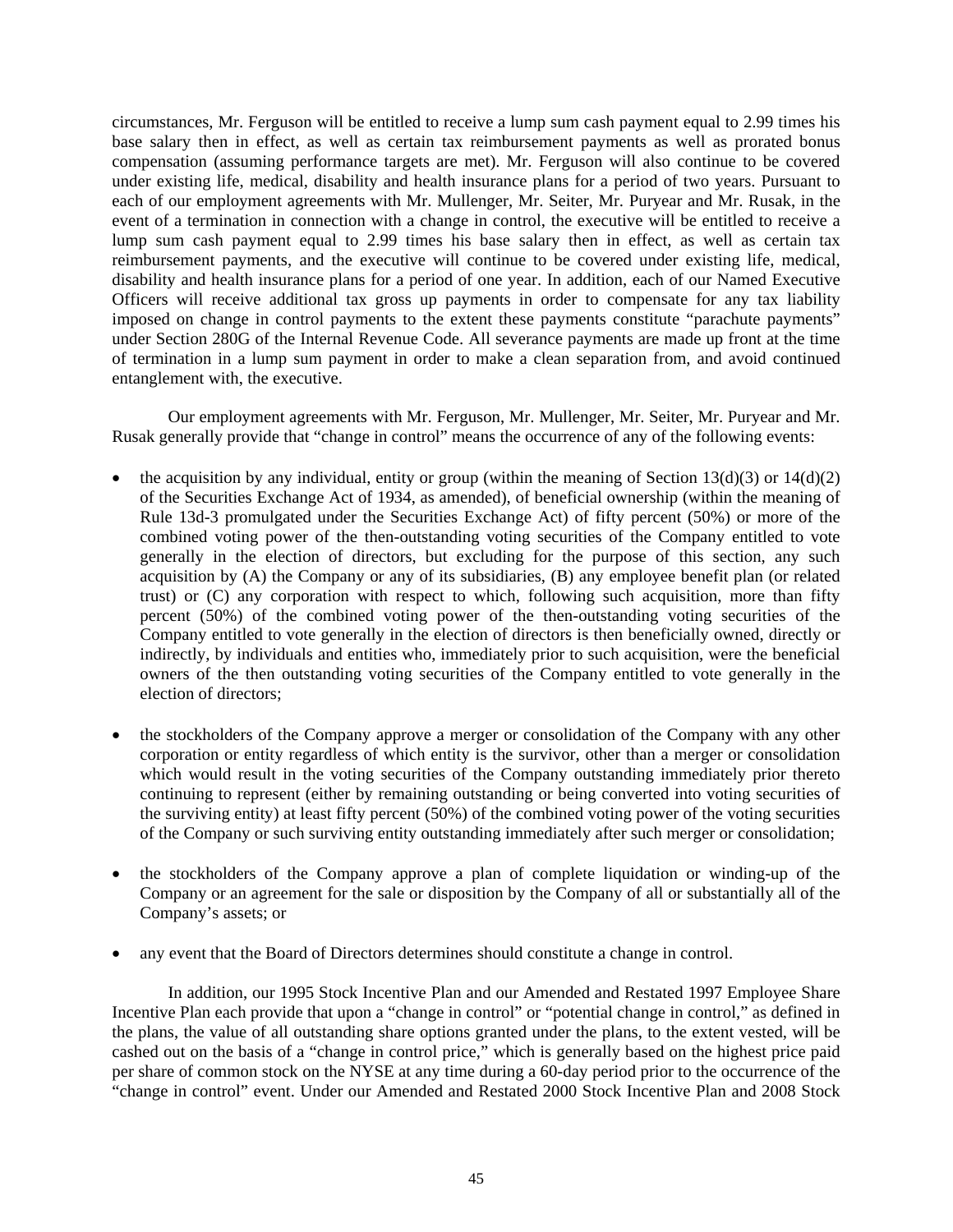circumstances, Mr. Ferguson will be entitled to receive a lump sum cash payment equal to 2.99 times his base salary then in effect, as well as certain tax reimbursement payments as well as prorated bonus compensation (assuming performance targets are met). Mr. Ferguson will also continue to be covered under existing life, medical, disability and health insurance plans for a period of two years. Pursuant to each of our employment agreements with Mr. Mullenger, Mr. Seiter, Mr. Puryear and Mr. Rusak, in the event of a termination in connection with a change in control, the executive will be entitled to receive a lump sum cash payment equal to 2.99 times his base salary then in effect, as well as certain tax reimbursement payments, and the executive will continue to be covered under existing life, medical, disability and health insurance plans for a period of one year. In addition, each of our Named Executive Officers will receive additional tax gross up payments in order to compensate for any tax liability imposed on change in control payments to the extent these payments constitute "parachute payments" under Section 280G of the Internal Revenue Code. All severance payments are made up front at the time of termination in a lump sum payment in order to make a clean separation from, and avoid continued entanglement with, the executive.

Our employment agreements with Mr. Ferguson, Mr. Mullenger, Mr. Seiter, Mr. Puryear and Mr. Rusak generally provide that "change in control" means the occurrence of any of the following events:

- the acquisition by any individual, entity or group (within the meaning of Section 13(d)(3) or 14(d)(2) of the Securities Exchange Act of 1934, as amended), of beneficial ownership (within the meaning of Rule 13d-3 promulgated under the Securities Exchange Act) of fifty percent (50%) or more of the combined voting power of the then-outstanding voting securities of the Company entitled to vote generally in the election of directors, but excluding for the purpose of this section, any such acquisition by (A) the Company or any of its subsidiaries, (B) any employee benefit plan (or related trust) or (C) any corporation with respect to which, following such acquisition, more than fifty percent (50%) of the combined voting power of the then-outstanding voting securities of the Company entitled to vote generally in the election of directors is then beneficially owned, directly or indirectly, by individuals and entities who, immediately prior to such acquisition, were the beneficial owners of the then outstanding voting securities of the Company entitled to vote generally in the election of directors;

- the stockholders of the Company approve a merger or consolidation of the Company with any other corporation or entity regardless of which entity is the survivor, other than a merger or consolidation which would result in the voting securities of the Company outstanding immediately prior thereto continuing to represent (either by remaining outstanding or being converted into voting securities of the surviving entity) at least fifty percent (50%) of the combined voting power of the voting securities of the Company or such surviving entity outstanding immediately after such merger or consolidation;

- the stockholders of the Company approve a plan of complete liquidation or winding-up of the Company or an agreement for the sale or disposition by the Company of all or substantially all of the Company's assets; or

- any event that the Board of Directors determines should constitute a change in control.

In addition, our 1995 Stock Incentive Plan and our Amended and Restated 1997 Employee Share Incentive Plan each provide that upon a "change in control" or "potential change in control," as defined in the plans, the value of all outstanding share options granted under the plans, to the extent vested, will be cashed out on the basis of a "change in control price," which is generally based on the highest price paid per share of common stock on the NYSE at any time during a 60-day period prior to the occurrence of the "change in control" event. Under our Amended and Restated 2000 Stock Incentive Plan and 2008 Stock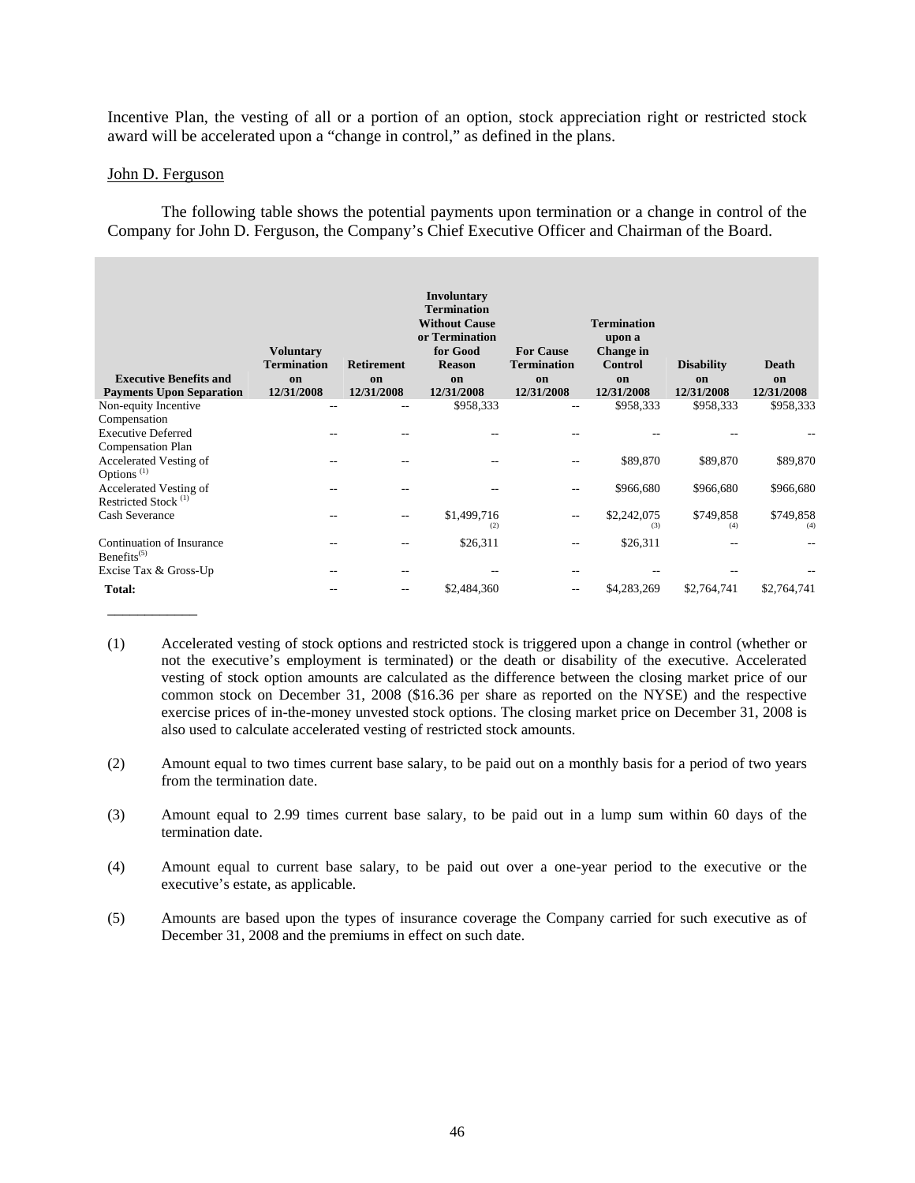Incentive Plan, the vesting of all or a portion of an option, stock appreciation right or restricted stock award will be accelerated upon a "change in control," as defined in the plans.

John D. Ferguson

The following table shows the potential payments upon termination or a change in control of the Company for John D. Ferguson, the Company's Chief Executive Officer and Chairman of the Board.

| Executive Benefits and Payments Upon Separation | Voluntary Termination on 12/31/2008 | Retirement on 12/31/2008 | Involuntary Termination Without Cause or Termination for Good Reason on 12/31/2008 | For Cause Termination on 12/31/2008 | Termination upon a Change in Control on 12/31/2008 | Disability on 12/31/2008 | Death on 12/31/2008 |
|---|---|---|---|---|---|---|---|
| Non-equity Incentive Compensation | -- | -- | $958,333 | -- | $958,333 | $958,333 | $958,333 |
| Executive Deferred Compensation Plan | -- | -- | -- | -- | -- | -- | -- |
| Accelerated Vesting of Options [(1)] | -- | -- | -- | -- | $89,870 | $89,870 | $89,870 |
| Accelerated Vesting of Restricted Stock [(1)] | -- | -- | -- | -- | $966,680 | $966,680 | $966,680 |
| Cash Severance | -- | -- | $1,499,716 [(2)] | -- | $2,242,075 [(3)] | $749,858 [(4)] | $749,858 [(4)] |
| Continuation of Insurance Benefits[(5)] | -- | -- | $26,311 | -- | $26,311 | -- | -- |
| Excise Tax & Gross-Up | -- | -- | -- | -- | -- | -- | -- |
| **Total:** | -- | -- | $2,484,360 | -- | $4,283,269 | $2,764,741 | $2,764,741 |

(1) Accelerated vesting of stock options and restricted stock is triggered upon a change in control (whether or not the executive's employment is terminated) or the death or disability of the executive. Accelerated vesting of stock option amounts are calculated as the difference between the closing market price of our common stock on December 31, 2008 ($16.36 per share as reported on the NYSE) and the respective exercise prices of in-the-money unvested stock options. The closing market price on December 31, 2008 is also used to calculate accelerated vesting of restricted stock amounts.

(2) Amount equal to two times current base salary, to be paid out on a monthly basis for a period of two years from the termination date.

(3) Amount equal to 2.99 times current base salary, to be paid out in a lump sum within 60 days of the termination date.

(4) Amount equal to current base salary, to be paid out over a one-year period to the executive or the executive's estate, as applicable.

(5) Amounts are based upon the types of insurance coverage the Company carried for such executive as of December 31, 2008 and the premiums in effect on such date.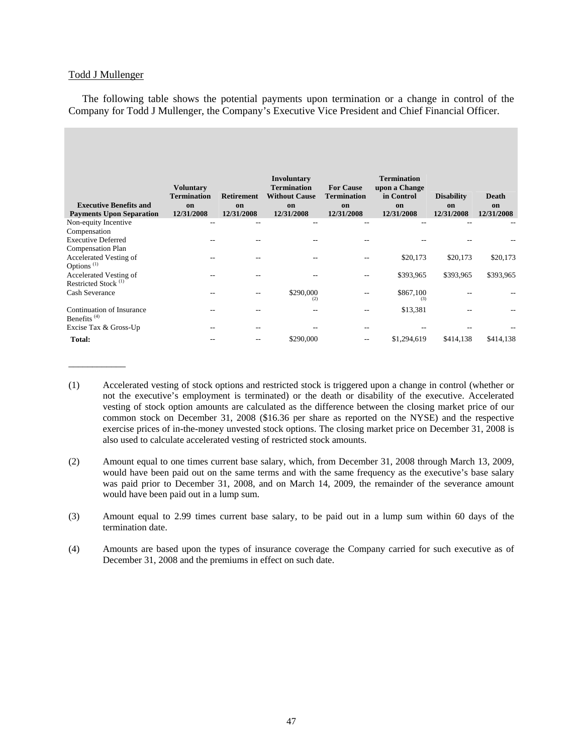Todd J Mullenger

The following table shows the potential payments upon termination or a change in control of the Company for Todd J Mullenger, the Company's Executive Vice President and Chief Financial Officer.

| Executive Benefits and Payments Upon Separation | Voluntary Termination on 12/31/2008 | Retirement on 12/31/2008 | Involuntary Termination Without Cause on 12/31/2008 | For Cause Termination on 12/31/2008 | Termination upon a Change in Control on 12/31/2008 | Disability on 12/31/2008 | Death on 12/31/2008 |
|---|---|---|---|---|---|---|---|
| Non-equity Incentive Compensation | -- | -- | -- | -- | -- | -- | -- |
| Executive Deferred Compensation Plan | -- | -- | -- | -- | -- | -- | -- |
| Accelerated Vesting of Options (1) | -- | -- | -- | -- | $20,173 | $20,173 | $20,173 |
| Accelerated Vesting of Restricted Stock (1) | -- | -- | -- | -- | $393,965 | $393,965 | $393,965 |
| Cash Severance | -- | -- | $290,000 (2) | -- | $867,100 (3) | -- | -- |
| Continuation of Insurance Benefits (4) | -- | -- | -- | -- | $13,381 | -- | -- |
| Excise Tax & Gross-Up | -- | -- | -- | -- | -- | -- | -- |
| **Total:** | -- | -- | $290,000 | -- | $1,294,619 | $414,138 | $414,138 |

(1) Accelerated vesting of stock options and restricted stock is triggered upon a change in control (whether or not the executive's employment is terminated) or the death or disability of the executive. Accelerated vesting of stock option amounts are calculated as the difference between the closing market price of our common stock on December 31, 2008 ($16.36 per share as reported on the NYSE) and the respective exercise prices of in-the-money unvested stock options. The closing market price on December 31, 2008 is also used to calculate accelerated vesting of restricted stock amounts.

(2) Amount equal to one times current base salary, which, from December 31, 2008 through March 13, 2009, would have been paid out on the same terms and with the same frequency as the executive's base salary was paid prior to December 31, 2008, and on March 14, 2009, the remainder of the severance amount would have been paid out in a lump sum.

(3) Amount equal to 2.99 times current base salary, to be paid out in a lump sum within 60 days of the termination date.

(4) Amounts are based upon the types of insurance coverage the Company carried for such executive as of December 31, 2008 and the premiums in effect on such date.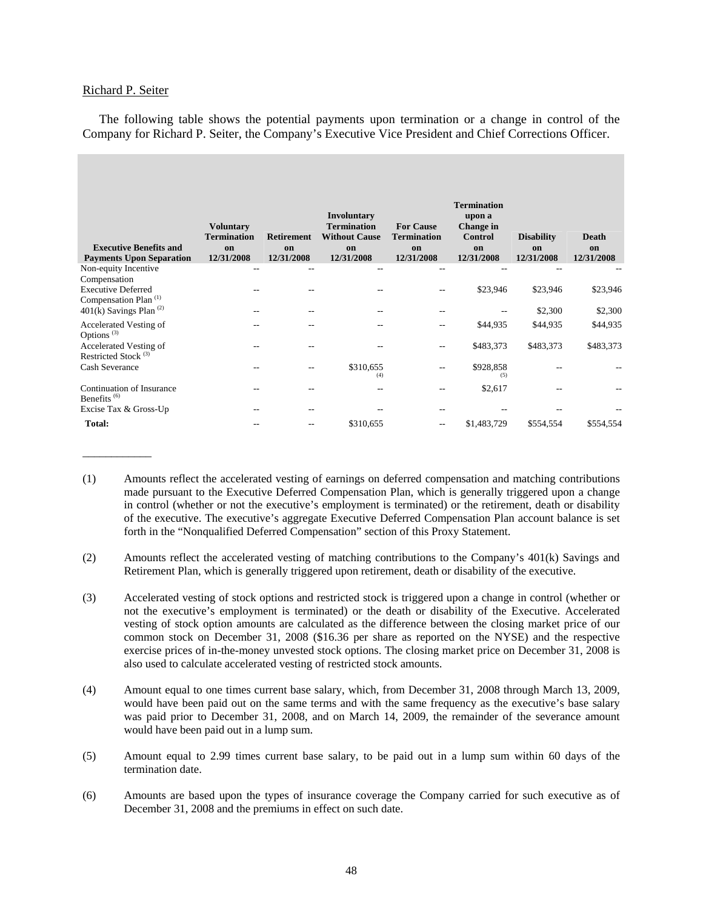Richard P. Seiter

The following table shows the potential payments upon termination or a change in control of the Company for Richard P. Seiter, the Company's Executive Vice President and Chief Corrections Officer.

| Executive Benefits and Payments Upon Separation | Voluntary Termination on 12/31/2008 | Retirement on 12/31/2008 | Involuntary Termination Without Cause on 12/31/2008 | For Cause Termination on 12/31/2008 | Termination upon a Change in Control on 12/31/2008 | Disability on 12/31/2008 | Death on 12/31/2008 |
|---|---|---|---|---|---|---|---|
| Non-equity Incentive Compensation | -- | -- | -- | -- | -- | -- | -- |
| Executive Deferred Compensation Plan [(1)] | -- | -- | -- | -- | $23,946 | $23,946 | $23,946 |
| 401(k) Savings Plan [(2)] | -- | -- | -- | -- | -- | $2,300 | $2,300 |
| Accelerated Vesting of Options [(3)] | -- | -- | -- | -- | $44,935 | $44,935 | $44,935 |
| Accelerated Vesting of Restricted Stock [(3)] | -- | -- | -- | -- | $483,373 | $483,373 | $483,373 |
| Cash Severance | -- | -- | $310,655 [(4)] | -- | $928,858 [(5)] | -- | -- |
| Continuation of Insurance Benefits [(6)] | -- | -- | -- | -- | $2,617 | -- | -- |
| Excise Tax & Gross-Up | -- | -- | -- | -- | -- | -- | -- |
| **Total:** | -- | -- | $310,655 | -- | $1,483,729 | $554,554 | $554,554 |

(1) Amounts reflect the accelerated vesting of earnings on deferred compensation and matching contributions made pursuant to the Executive Deferred Compensation Plan, which is generally triggered upon a change in control (whether or not the executive's employment is terminated) or the retirement, death or disability of the executive. The executive's aggregate Executive Deferred Compensation Plan account balance is set forth in the "Nonqualified Deferred Compensation" section of this Proxy Statement.

(2) Amounts reflect the accelerated vesting of matching contributions to the Company's 401(k) Savings and Retirement Plan, which is generally triggered upon retirement, death or disability of the executive.

(3) Accelerated vesting of stock options and restricted stock is triggered upon a change in control (whether or not the executive's employment is terminated) or the death or disability of the Executive. Accelerated vesting of stock option amounts are calculated as the difference between the closing market price of our common stock on December 31, 2008 ($16.36 per share as reported on the NYSE) and the respective exercise prices of in-the-money unvested stock options. The closing market price on December 31, 2008 is also used to calculate accelerated vesting of restricted stock amounts.

(4) Amount equal to one times current base salary, which, from December 31, 2008 through March 13, 2009, would have been paid out on the same terms and with the same frequency as the executive's base salary was paid prior to December 31, 2008, and on March 14, 2009, the remainder of the severance amount would have been paid out in a lump sum.

(5) Amount equal to 2.99 times current base salary, to be paid out in a lump sum within 60 days of the termination date.

(6) Amounts are based upon the types of insurance coverage the Company carried for such executive as of December 31, 2008 and the premiums in effect on such date.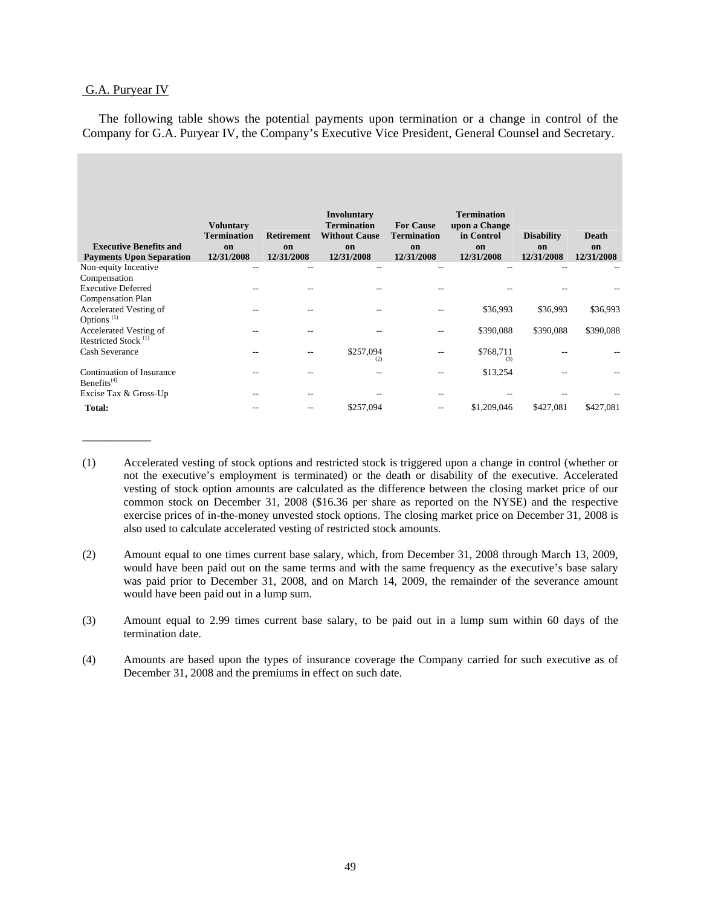G.A. Puryear IV

The following table shows the potential payments upon termination or a change in control of the Company for G.A. Puryear IV, the Company's Executive Vice President, General Counsel and Secretary.

| Executive Benefits and Payments Upon Separation | Voluntary Termination on 12/31/2008 | Retirement on 12/31/2008 | Involuntary Termination Without Cause on 12/31/2008 | For Cause Termination on 12/31/2008 | Termination upon a Change in Control on 12/31/2008 | Disability on 12/31/2008 | Death on 12/31/2008 |
|---|---|---|---|---|---|---|---|
| Non-equity Incentive Compensation | -- | -- | -- | -- | -- | -- | -- |
| Executive Deferred Compensation Plan | -- | -- | -- | -- | -- | -- | -- |
| Accelerated Vesting of Options (1) | -- | -- | -- | -- | $36,993 | $36,993 | $36,993 |
| Accelerated Vesting of Restricted Stock (1) | -- | -- | -- | -- | $390,088 | $390,088 | $390,088 |
| Cash Severance | -- | -- | $257,094 (2) | -- | $768,711 (3) | -- | -- |
| Continuation of Insurance Benefits(4) | -- | -- | -- | -- | $13,254 | -- | -- |
| Excise Tax & Gross-Up | -- | -- | -- | -- | -- | -- | -- |
| **Total:** | -- | -- | $257,094 | -- | $1,209,046 | $427,081 | $427,081 |

___________

(1) Accelerated vesting of stock options and restricted stock is triggered upon a change in control (whether or not the executive's employment is terminated) or the death or disability of the executive. Accelerated vesting of stock option amounts are calculated as the difference between the closing market price of our common stock on December 31, 2008 ($16.36 per share as reported on the NYSE) and the respective exercise prices of in-the-money unvested stock options. The closing market price on December 31, 2008 is also used to calculate accelerated vesting of restricted stock amounts.

(2) Amount equal to one times current base salary, which, from December 31, 2008 through March 13, 2009, would have been paid out on the same terms and with the same frequency as the executive's base salary was paid prior to December 31, 2008, and on March 14, 2009, the remainder of the severance amount would have been paid out in a lump sum.

(3) Amount equal to 2.99 times current base salary, to be paid out in a lump sum within 60 days of the termination date.

(4) Amounts are based upon the types of insurance coverage the Company carried for such executive as of December 31, 2008 and the premiums in effect on such date.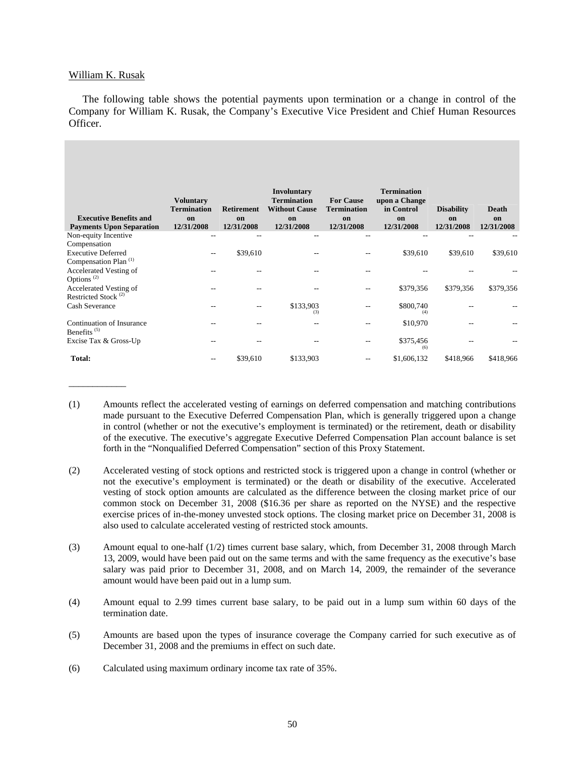William K. Rusak

The following table shows the potential payments upon termination or a change in control of the Company for William K. Rusak, the Company's Executive Vice President and Chief Human Resources Officer.

| Executive Benefits and Payments Upon Separation | Voluntary Termination on 12/31/2008 | Retirement on 12/31/2008 | Involuntary Termination Without Cause on 12/31/2008 | For Cause Termination on 12/31/2008 | Termination upon a Change in Control on 12/31/2008 | Disability on 12/31/2008 | Death on 12/31/2008 |
|---|---|---|---|---|---|---|---|
| Non-equity Incentive Compensation | -- | -- | -- | -- | -- | -- | -- |
| Executive Deferred Compensation Plan (1) | -- | $39,610 | -- | -- | $39,610 | $39,610 | $39,610 |
| Accelerated Vesting of Options (2) | -- | -- | -- | -- | -- | -- | -- |
| Accelerated Vesting of Restricted Stock (2) | -- | -- | -- | -- | $379,356 | $379,356 | $379,356 |
| Cash Severance | -- | -- | $133,903 (3) | -- | $800,740 (4) | -- | -- |
| Continuation of Insurance Benefits (5) | -- | -- | -- | -- | $10,970 | -- | -- |
| Excise Tax & Gross-Up | -- | -- | -- | -- | $375,456 (6) | -- | -- |
| **Total:** | -- | $39,610 | $133,903 | -- | $1,606,132 | $418,966 | $418,966 |

(1) Amounts reflect the accelerated vesting of earnings on deferred compensation and matching contributions made pursuant to the Executive Deferred Compensation Plan, which is generally triggered upon a change in control (whether or not the executive's employment is terminated) or the retirement, death or disability of the executive. The executive's aggregate Executive Deferred Compensation Plan account balance is set forth in the "Nonqualified Deferred Compensation" section of this Proxy Statement.

(2) Accelerated vesting of stock options and restricted stock is triggered upon a change in control (whether or not the executive's employment is terminated) or the death or disability of the executive. Accelerated vesting of stock option amounts are calculated as the difference between the closing market price of our common stock on December 31, 2008 ($16.36 per share as reported on the NYSE) and the respective exercise prices of in-the-money unvested stock options. The closing market price on December 31, 2008 is also used to calculate accelerated vesting of restricted stock amounts.

(3) Amount equal to one-half (1/2) times current base salary, which, from December 31, 2008 through March 13, 2009, would have been paid out on the same terms and with the same frequency as the executive's base salary was paid prior to December 31, 2008, and on March 14, 2009, the remainder of the severance amount would have been paid out in a lump sum.

(4) Amount equal to 2.99 times current base salary, to be paid out in a lump sum within 60 days of the termination date.

(5) Amounts are based upon the types of insurance coverage the Company carried for such executive as of December 31, 2008 and the premiums in effect on such date.

(6) Calculated using maximum ordinary income tax rate of 35%.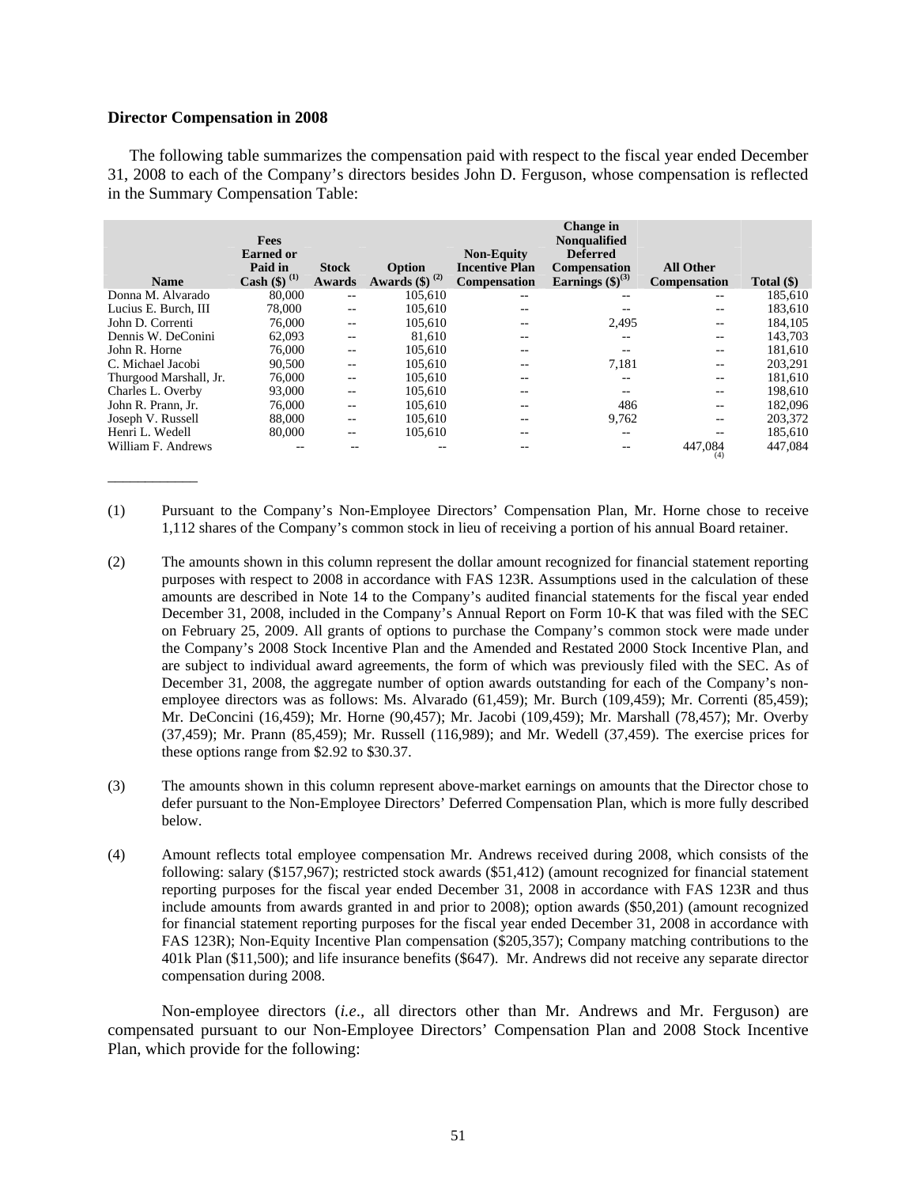**Director Compensation in 2008**

The following table summarizes the compensation paid with respect to the fiscal year ended December 31, 2008 to each of the Company's directors besides John D. Ferguson, whose compensation is reflected in the Summary Compensation Table:

| Name | Fees Earned or Paid in Cash ($) [(1)] | Stock Awards | Option Awards ($) [(2)] | Non-Equity Incentive Plan Compensation | Change in Nonqualified Deferred Compensation Earnings ($)[(3)] | All Other Compensation | Total ($) |
|---|---|---|---|---|---|---|---|
| Donna M. Alvarado | 80,000 | -- | 105,610 | -- | -- | -- | 185,610 |
| Lucius E. Burch, III | 78,000 | -- | 105,610 | -- | -- | -- | 183,610 |
| John D. Correnti | 76,000 | -- | 105,610 | -- | 2,495 | -- | 184,105 |
| Dennis W. DeConini | 62,093 | -- | 81,610 | -- | -- | -- | 143,703 |
| John R. Horne | 76,000 | -- | 105,610 | -- | -- | -- | 181,610 |
| C. Michael Jacobi | 90,500 | -- | 105,610 | -- | 7,181 | -- | 203,291 |
| Thurgood Marshall, Jr. | 76,000 | -- | 105,610 | -- | -- | -- | 181,610 |
| Charles L. Overby | 93,000 | -- | 105,610 | -- | -- | -- | 198,610 |
| John R. Prann, Jr. | 76,000 | -- | 105,610 | -- | 486 | -- | 182,096 |
| Joseph V. Russell | 88,000 | -- | 105,610 | -- | 9,762 | -- | 203,372 |
| Henri L. Wedell | 80,000 | -- | 105,610 | -- | -- | -- | 185,610 |
| William F. Andrews | -- | -- | -- | -- | -- | 447,084 [(4)] | 447,084 |

____________

(1) Pursuant to the Company's Non-Employee Directors' Compensation Plan, Mr. Horne chose to receive 1,112 shares of the Company's common stock in lieu of receiving a portion of his annual Board retainer.

(2) The amounts shown in this column represent the dollar amount recognized for financial statement reporting purposes with respect to 2008 in accordance with FAS 123R. Assumptions used in the calculation of these amounts are described in Note 14 to the Company's audited financial statements for the fiscal year ended December 31, 2008, included in the Company's Annual Report on Form 10-K that was filed with the SEC on February 25, 2009. All grants of options to purchase the Company's common stock were made under the Company's 2008 Stock Incentive Plan and the Amended and Restated 2000 Stock Incentive Plan, and are subject to individual award agreements, the form of which was previously filed with the SEC. As of December 31, 2008, the aggregate number of option awards outstanding for each of the Company's non-employee directors was as follows: Ms. Alvarado (61,459); Mr. Burch (109,459); Mr. Correnti (85,459); Mr. DeConcini (16,459); Mr. Horne (90,457); Mr. Jacobi (109,459); Mr. Marshall (78,457); Mr. Overby (37,459); Mr. Prann (85,459); Mr. Russell (116,989); and Mr. Wedell (37,459). The exercise prices for these options range from $2.92 to $30.37.

(3) The amounts shown in this column represent above-market earnings on amounts that the Director chose to defer pursuant to the Non-Employee Directors' Deferred Compensation Plan, which is more fully described below.

(4) Amount reflects total employee compensation Mr. Andrews received during 2008, which consists of the following: salary ($157,967); restricted stock awards ($51,412) (amount recognized for financial statement reporting purposes for the fiscal year ended December 31, 2008 in accordance with FAS 123R and thus include amounts from awards granted in and prior to 2008); option awards ($50,201) (amount recognized for financial statement reporting purposes for the fiscal year ended December 31, 2008 in accordance with FAS 123R); Non-Equity Incentive Plan compensation ($205,357); Company matching contributions to the 401k Plan ($11,500); and life insurance benefits ($647). Mr. Andrews did not receive any separate director compensation during 2008.

Non-employee directors (*i.e.*, all directors other than Mr. Andrews and Mr. Ferguson) are compensated pursuant to our Non-Employee Directors' Compensation Plan and 2008 Stock Incentive Plan, which provide for the following: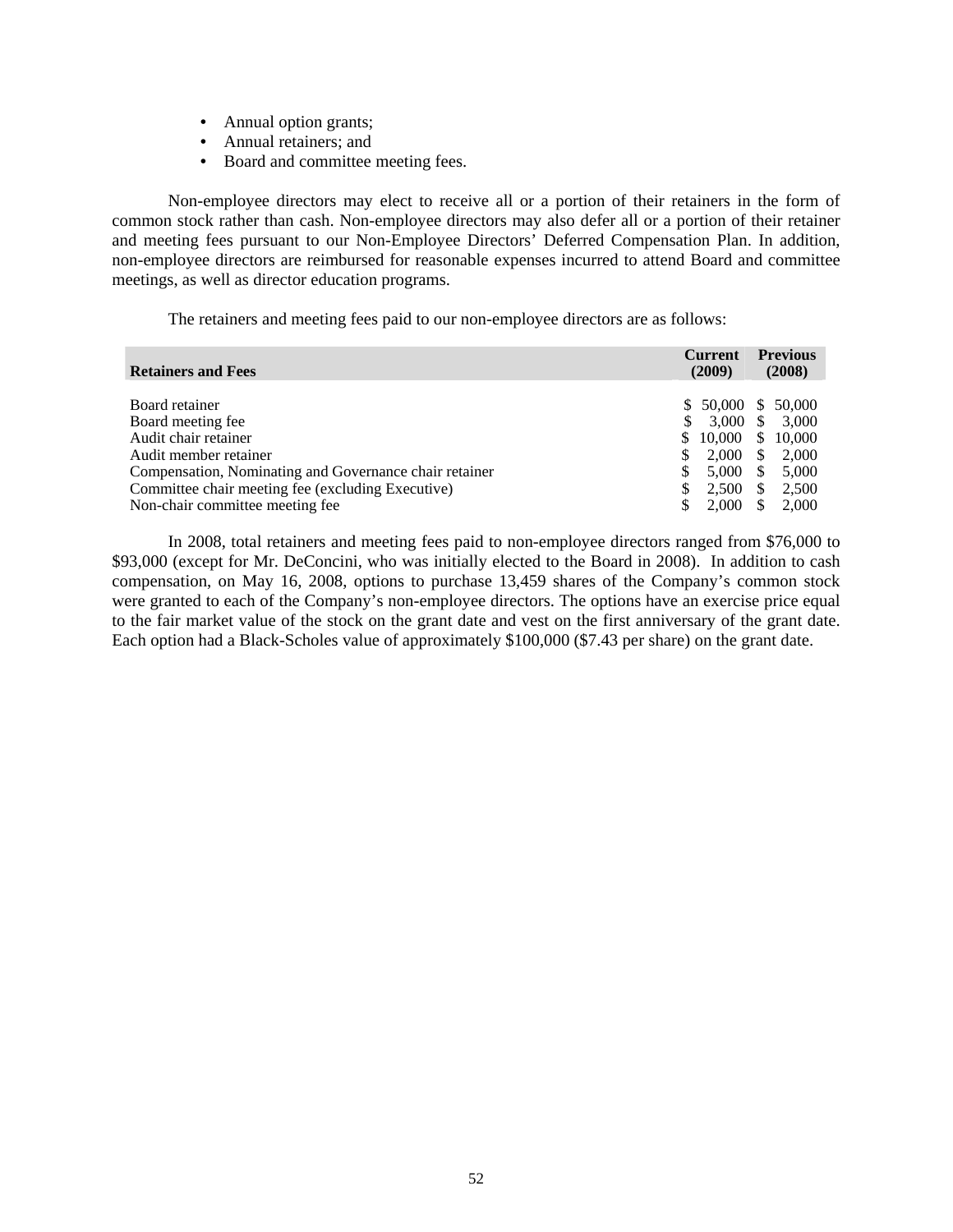- Annual option grants;
- Annual retainers; and
- Board and committee meeting fees.

Non-employee directors may elect to receive all or a portion of their retainers in the form of common stock rather than cash. Non-employee directors may also defer all or a portion of their retainer and meeting fees pursuant to our Non-Employee Directors' Deferred Compensation Plan. In addition, non-employee directors are reimbursed for reasonable expenses incurred to attend Board and committee meetings, as well as director education programs.

The retainers and meeting fees paid to our non-employee directors are as follows:

| Retainers and Fees | Current (2009) | Previous (2008) |
|---|---|---|
| Board retainer | $ 50,000 | $ 50,000 |
| Board meeting fee | $ 3,000 | $ 3,000 |
| Audit chair retainer | $ 10,000 | $ 10,000 |
| Audit member retainer | $ 2,000 | $ 2,000 |
| Compensation, Nominating and Governance chair retainer | $ 5,000 | $ 5,000 |
| Committee chair meeting fee (excluding Executive) | $ 2,500 | $ 2,500 |
| Non-chair committee meeting fee | $ 2,000 | $ 2,000 |

In 2008, total retainers and meeting fees paid to non-employee directors ranged from $76,000 to $93,000 (except for Mr. DeConcini, who was initially elected to the Board in 2008). In addition to cash compensation, on May 16, 2008, options to purchase 13,459 shares of the Company's common stock were granted to each of the Company's non-employee directors. The options have an exercise price equal to the fair market value of the stock on the grant date and vest on the first anniversary of the grant date. Each option had a Black-Scholes value of approximately $100,000 ($7.43 per share) on the grant date.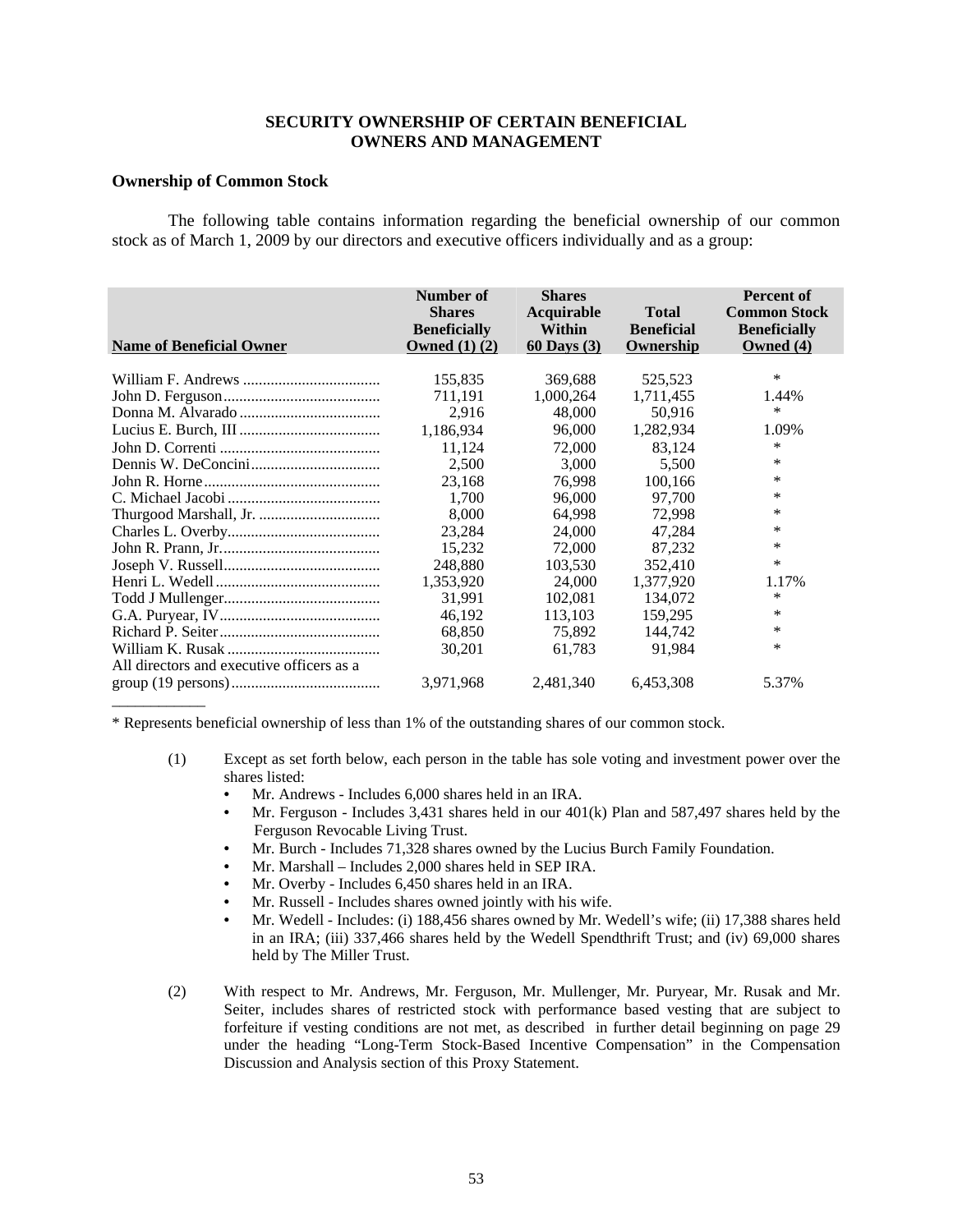## SECURITY OWNERSHIP OF CERTAIN BENEFICIAL OWNERS AND MANAGEMENT

### Ownership of Common Stock

The following table contains information regarding the beneficial ownership of our common stock as of March 1, 2009 by our directors and executive officers individually and as a group:

| Name of Beneficial Owner | Number of Shares Beneficially Owned (1) (2) | Shares Acquirable Within 60 Days (3) | Total Beneficial Ownership | Percent of Common Stock Beneficially Owned (4) |
|---|---|---|---|---|
| William F. Andrews | 155,835 | 369,688 | 525,523 | * |
| John D. Ferguson | 711,191 | 1,000,264 | 1,711,455 | 1.44% |
| Donna M. Alvarado | 2,916 | 48,000 | 50,916 | * |
| Lucius E. Burch, III | 1,186,934 | 96,000 | 1,282,934 | 1.09% |
| John D. Correnti | 11,124 | 72,000 | 83,124 | * |
| Dennis W. DeConcini | 2,500 | 3,000 | 5,500 | * |
| John R. Horne | 23,168 | 76,998 | 100,166 | * |
| C. Michael Jacobi | 1,700 | 96,000 | 97,700 | * |
| Thurgood Marshall, Jr. | 8,000 | 64,998 | 72,998 | * |
| Charles L. Overby | 23,284 | 24,000 | 47,284 | * |
| John R. Prann, Jr. | 15,232 | 72,000 | 87,232 | * |
| Joseph V. Russell | 248,880 | 103,530 | 352,410 | * |
| Henri L. Wedell | 1,353,920 | 24,000 | 1,377,920 | 1.17% |
| Todd J Mullenger | 31,991 | 102,081 | 134,072 | * |
| G.A. Puryear, IV | 46,192 | 113,103 | 159,295 | * |
| Richard P. Seiter | 68,850 | 75,892 | 144,742 | * |
| William K. Rusak | 30,201 | 61,783 | 91,984 | * |
| All directors and executive officers as a group (19 persons) | 3,971,968 | 2,481,340 | 6,453,308 | 5.37% |

* Represents beneficial ownership of less than 1% of the outstanding shares of our common stock.

(1) Except as set forth below, each person in the table has sole voting and investment power over the shares listed:
- Mr. Andrews - Includes 6,000 shares held in an IRA.
- Mr. Ferguson - Includes 3,431 shares held in our 401(k) Plan and 587,497 shares held by the Ferguson Revocable Living Trust.
- Mr. Burch - Includes 71,328 shares owned by the Lucius Burch Family Foundation.
- Mr. Marshall – Includes 2,000 shares held in SEP IRA.
- Mr. Overby - Includes 6,450 shares held in an IRA.
- Mr. Russell - Includes shares owned jointly with his wife.
- Mr. Wedell - Includes: (i) 188,456 shares owned by Mr. Wedell's wife; (ii) 17,388 shares held in an IRA; (iii) 337,466 shares held by the Wedell Spendthrift Trust; and (iv) 69,000 shares held by The Miller Trust.

(2) With respect to Mr. Andrews, Mr. Ferguson, Mr. Mullenger, Mr. Puryear, Mr. Rusak and Mr. Seiter, includes shares of restricted stock with performance based vesting that are subject to forfeiture if vesting conditions are not met, as described in further detail beginning on page 29 under the heading "Long-Term Stock-Based Incentive Compensation" in the Compensation Discussion and Analysis section of this Proxy Statement.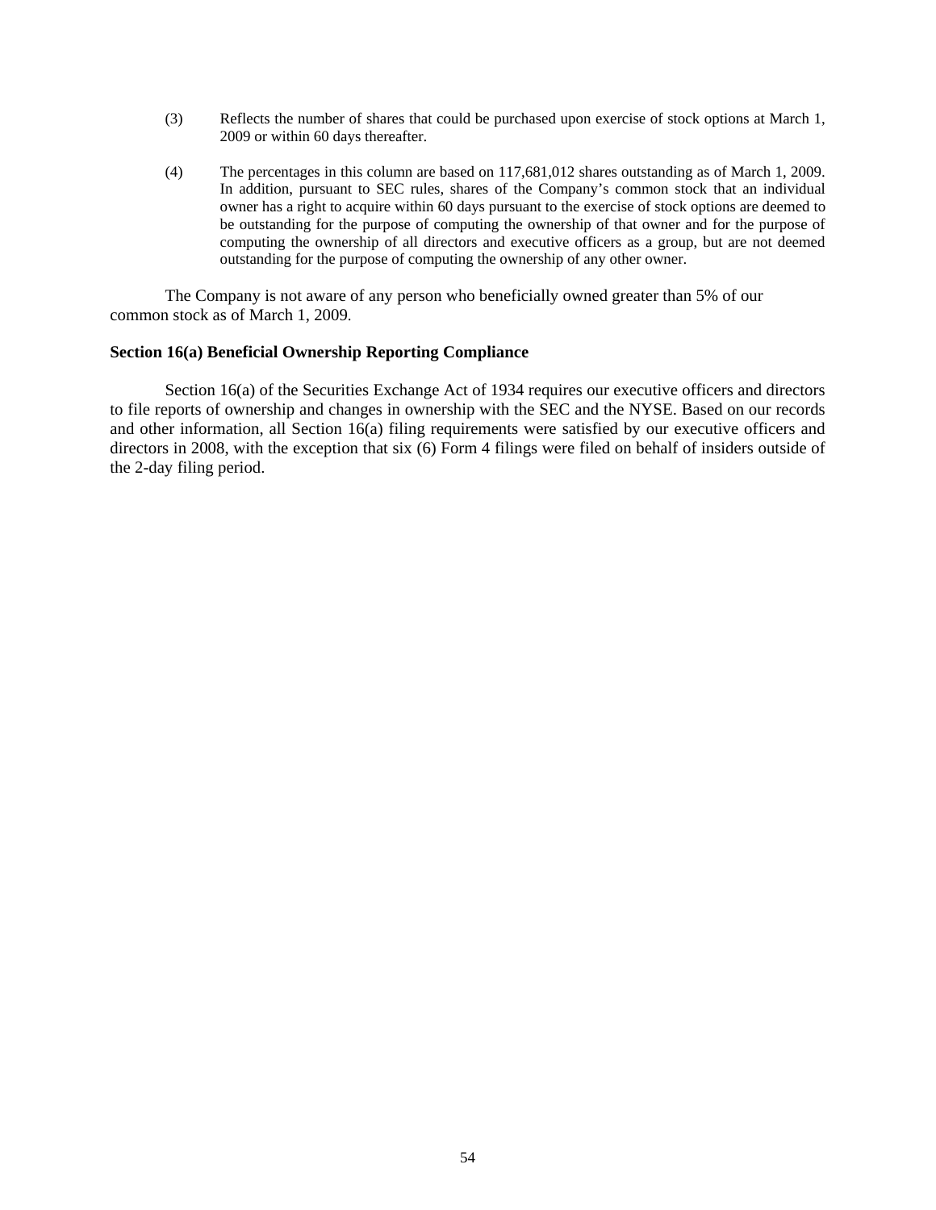(3) Reflects the number of shares that could be purchased upon exercise of stock options at March 1, 2009 or within 60 days thereafter.

(4) The percentages in this column are based on 117,681,012 shares outstanding as of March 1, 2009. In addition, pursuant to SEC rules, shares of the Company's common stock that an individual owner has a right to acquire within 60 days pursuant to the exercise of stock options are deemed to be outstanding for the purpose of computing the ownership of that owner and for the purpose of computing the ownership of all directors and executive officers as a group, but are not deemed outstanding for the purpose of computing the ownership of any other owner.

The Company is not aware of any person who beneficially owned greater than 5% of our common stock as of March 1, 2009.

**Section 16(a) Beneficial Ownership Reporting Compliance**

Section 16(a) of the Securities Exchange Act of 1934 requires our executive officers and directors to file reports of ownership and changes in ownership with the SEC and the NYSE. Based on our records and other information, all Section 16(a) filing requirements were satisfied by our executive officers and directors in 2008, with the exception that six (6) Form 4 filings were filed on behalf of insiders outside of the 2-day filing period.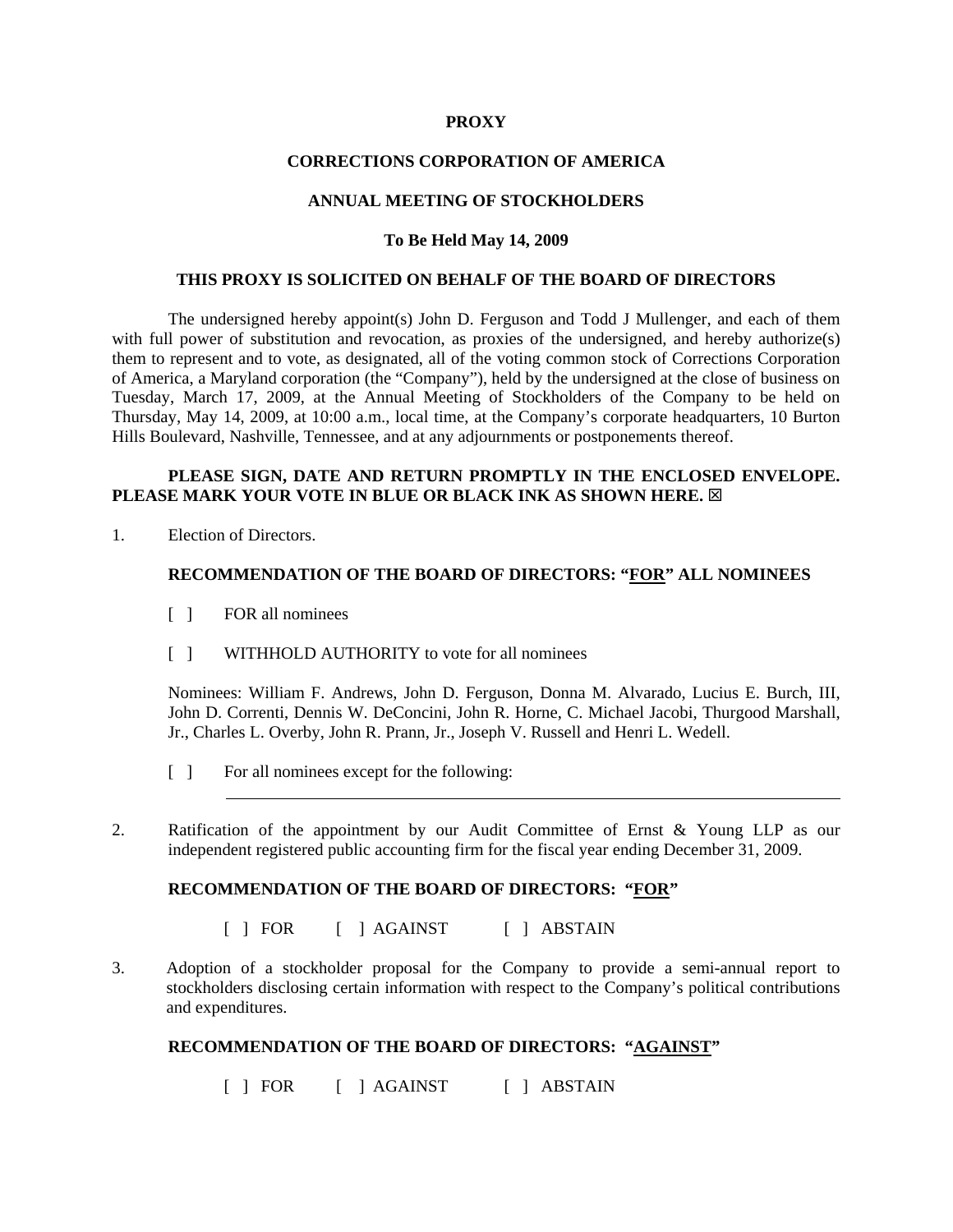**PROXY**

**CORRECTIONS CORPORATION OF AMERICA**

**ANNUAL MEETING OF STOCKHOLDERS**

**To Be Held May 14, 2009**

**THIS PROXY IS SOLICITED ON BEHALF OF THE BOARD OF DIRECTORS**

The undersigned hereby appoint(s) John D. Ferguson and Todd J Mullenger, and each of them with full power of substitution and revocation, as proxies of the undersigned, and hereby authorize(s) them to represent and to vote, as designated, all of the voting common stock of Corrections Corporation of America, a Maryland corporation (the "Company"), held by the undersigned at the close of business on Tuesday, March 17, 2009, at the Annual Meeting of Stockholders of the Company to be held on Thursday, May 14, 2009, at 10:00 a.m., local time, at the Company's corporate headquarters, 10 Burton Hills Boulevard, Nashville, Tennessee, and at any adjournments or postponements thereof.

**PLEASE SIGN, DATE AND RETURN PROMPTLY IN THE ENCLOSED ENVELOPE. PLEASE MARK YOUR VOTE IN BLUE OR BLACK INK AS SHOWN HERE. ☒**

1. Election of Directors.

**RECOMMENDATION OF THE BOARD OF DIRECTORS: "FOR" ALL NOMINEES**

[ ] FOR all nominees

[ ] WITHHOLD AUTHORITY to vote for all nominees

Nominees: William F. Andrews, John D. Ferguson, Donna M. Alvarado, Lucius E. Burch, III, John D. Correnti, Dennis W. DeConcini, John R. Horne, C. Michael Jacobi, Thurgood Marshall, Jr., Charles L. Overby, John R. Prann, Jr., Joseph V. Russell and Henri L. Wedell.

[ ] For all nominees except for the following:

\_\_\_\_\_\_\_\_\_\_\_\_\_\_\_\_\_\_\_\_\_\_\_\_\_\_\_\_\_\_\_\_\_\_\_\_\_\_\_\_\_\_\_\_\_\_\_\_\_\_\_\_\_\_\_\_\_\_\_\_

2. Ratification of the appointment by our Audit Committee of Ernst & Young LLP as our independent registered public accounting firm for the fiscal year ending December 31, 2009.

**RECOMMENDATION OF THE BOARD OF DIRECTORS: "FOR"**

[ ] FOR [ ] AGAINST [ ] ABSTAIN

3. Adoption of a stockholder proposal for the Company to provide a semi-annual report to stockholders disclosing certain information with respect to the Company's political contributions and expenditures.

**RECOMMENDATION OF THE BOARD OF DIRECTORS: "AGAINST"**

[ ] FOR [ ] AGAINST [ ] ABSTAIN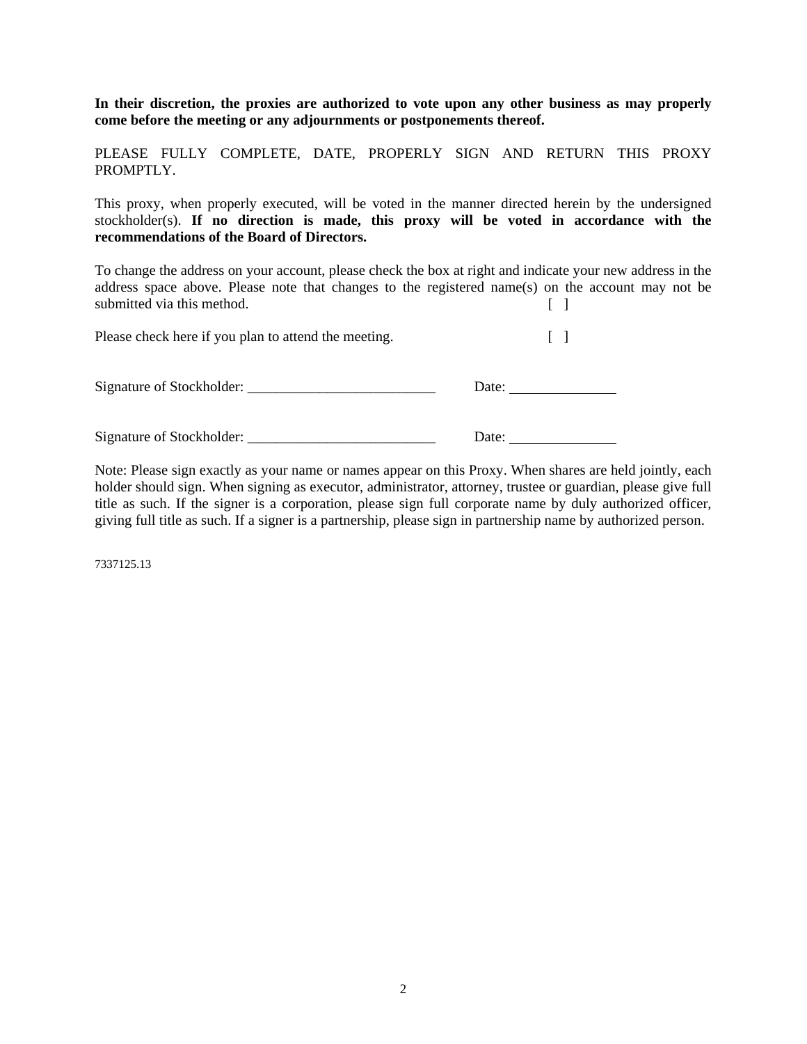**In their discretion, the proxies are authorized to vote upon any other business as may properly come before the meeting or any adjournments or postponements thereof.**

PLEASE FULLY COMPLETE, DATE, PROPERLY SIGN AND RETURN THIS PROXY PROMPTLY.

This proxy, when properly executed, will be voted in the manner directed herein by the undersigned stockholder(s). **If no direction is made, this proxy will be voted in accordance with the recommendations of the Board of Directors.**

To change the address on your account, please check the box at right and indicate your new address in the address space above. Please note that changes to the registered name(s) on the account may not be submitted via this method. [ ]

Please check here if you plan to attend the meeting. [ ]

Signature of Stockholder: __________________________ Date: ______________

Signature of Stockholder: __________________________ Date: ______________

Note: Please sign exactly as your name or names appear on this Proxy. When shares are held jointly, each holder should sign. When signing as executor, administrator, attorney, trustee or guardian, please give full title as such. If the signer is a corporation, please sign full corporate name by duly authorized officer, giving full title as such. If a signer is a partnership, please sign in partnership name by authorized person.

7337125.13